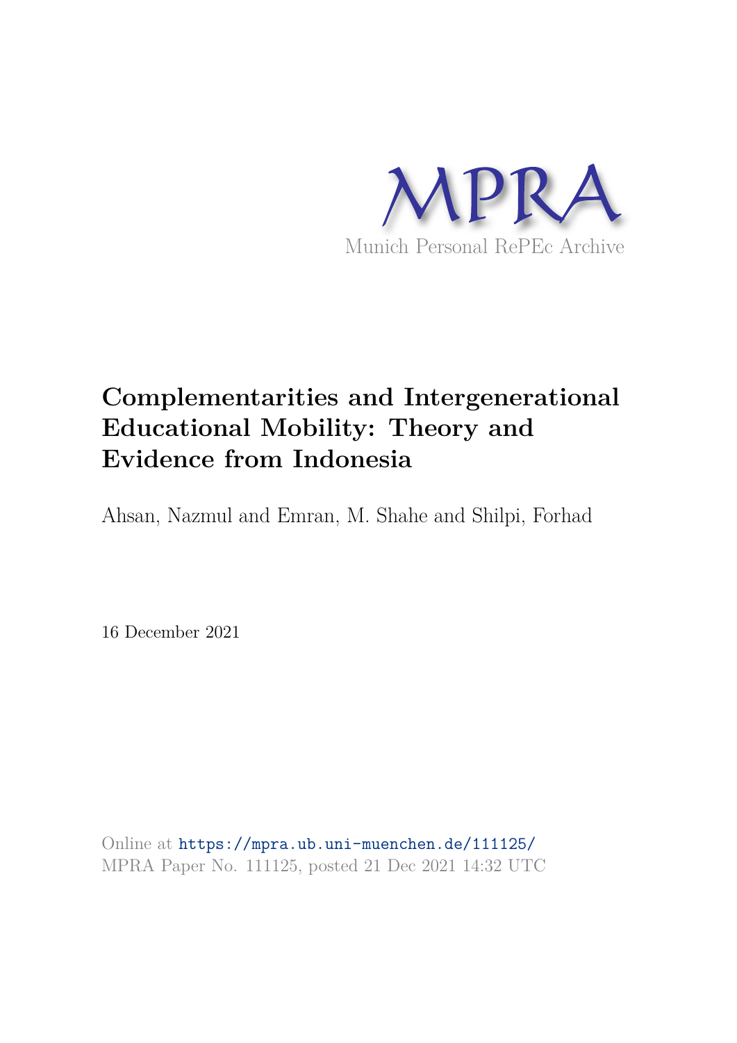MPRA

Munich Personal RePEc Archive

# Complementarities and Intergenerational Educational Mobility: Theory and Evidence from Indonesia

Ahsan, Nazmul and Emran, M. Shahe and Shilpi, Forhad

16 December 2021

Online at https://mpra.ub.uni-muenchen.de/111125/
MPRA Paper No. 111125, posted 21 Dec 2021 14:32 UTC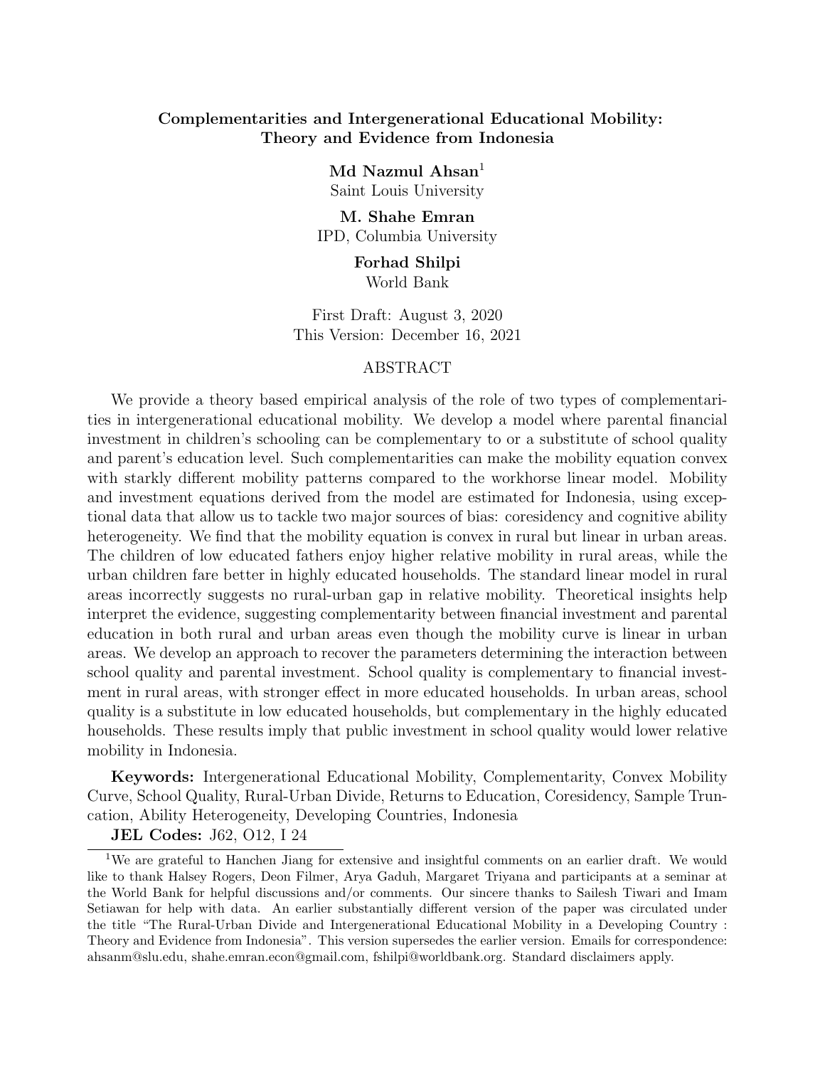**Complementarities and Intergenerational Educational Mobility: Theory and Evidence from Indonesia**

**Md Nazmul Ahsan**[1]
Saint Louis University

**M. Shahe Emran**
IPD, Columbia University

**Forhad Shilpi**
World Bank

First Draft: August 3, 2020
This Version: December 16, 2021

ABSTRACT

We provide a theory based empirical analysis of the role of two types of complementarities in intergenerational educational mobility. We develop a model where parental financial investment in children's schooling can be complementary to or a substitute of school quality and parent's education level. Such complementarities can make the mobility equation convex with starkly different mobility patterns compared to the workhorse linear model. Mobility and investment equations derived from the model are estimated for Indonesia, using exceptional data that allow us to tackle two major sources of bias: coresidency and cognitive ability heterogeneity. We find that the mobility equation is convex in rural but linear in urban areas. The children of low educated fathers enjoy higher relative mobility in rural areas, while the urban children fare better in highly educated households. The standard linear model in rural areas incorrectly suggests no rural-urban gap in relative mobility. Theoretical insights help interpret the evidence, suggesting complementarity between financial investment and parental education in both rural and urban areas even though the mobility curve is linear in urban areas. We develop an approach to recover the parameters determining the interaction between school quality and parental investment. School quality is complementary to financial investment in rural areas, with stronger effect in more educated households. In urban areas, school quality is a substitute in low educated households, but complementary in the highly educated households. These results imply that public investment in school quality would lower relative mobility in Indonesia.

**Keywords:** Intergenerational Educational Mobility, Complementarity, Convex Mobility Curve, School Quality, Rural-Urban Divide, Returns to Education, Coresidency, Sample Truncation, Ability Heterogeneity, Developing Countries, Indonesia

**JEL Codes:** J62, O12, I 24

[1] We are grateful to Hanchen Jiang for extensive and insightful comments on an earlier draft. We would like to thank Halsey Rogers, Deon Filmer, Arya Gaduh, Margaret Triyana and participants at a seminar at the World Bank for helpful discussions and/or comments. Our sincere thanks to Sailesh Tiwari and Imam Setiawan for help with data. An earlier substantially different version of the paper was circulated under the title "The Rural-Urban Divide and Intergenerational Educational Mobility in a Developing Country : Theory and Evidence from Indonesia". This version supersedes the earlier version. Emails for correspondence: ahsanm@slu.edu, shahe.emran.econ@gmail.com, fshilpi@worldbank.org. Standard disclaimers apply.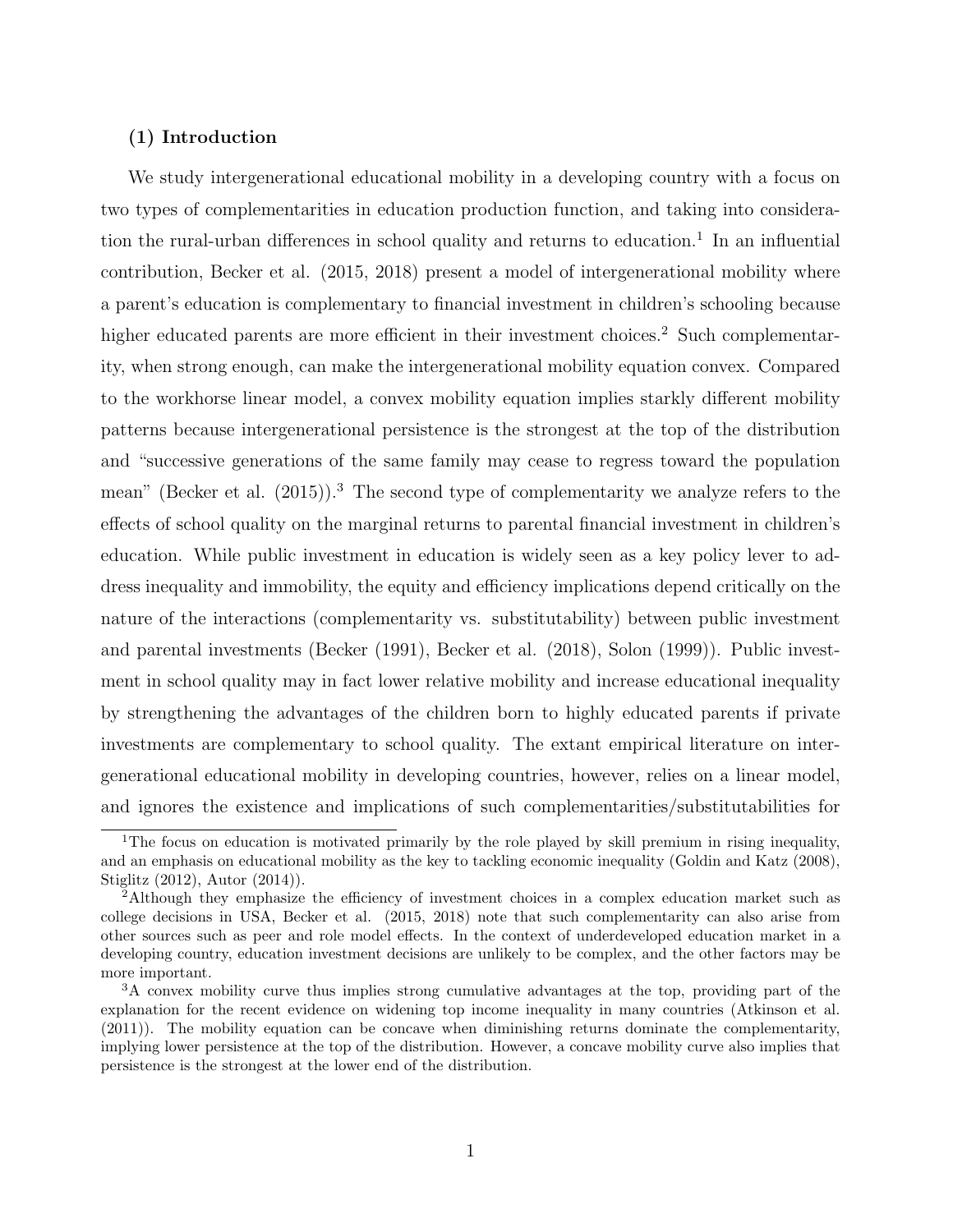## (1) Introduction

We study intergenerational educational mobility in a developing country with a focus on two types of complementarities in education production function, and taking into consideration the rural-urban differences in school quality and returns to education.[1] In an influential contribution, Becker et al. (2015, 2018) present a model of intergenerational mobility where a parent's education is complementary to financial investment in children's schooling because higher educated parents are more efficient in their investment choices.[2] Such complementarity, when strong enough, can make the intergenerational mobility equation convex. Compared to the workhorse linear model, a convex mobility equation implies starkly different mobility patterns because intergenerational persistence is the strongest at the top of the distribution and "successive generations of the same family may cease to regress toward the population mean" (Becker et al. (2015)).[3] The second type of complementarity we analyze refers to the effects of school quality on the marginal returns to parental financial investment in children's education. While public investment in education is widely seen as a key policy lever to address inequality and immobility, the equity and efficiency implications depend critically on the nature of the interactions (complementarity vs. substitutability) between public investment and parental investments (Becker (1991), Becker et al. (2018), Solon (1999)). Public investment in school quality may in fact lower relative mobility and increase educational inequality by strengthening the advantages of the children born to highly educated parents if private investments are complementary to school quality. The extant empirical literature on intergenerational educational mobility in developing countries, however, relies on a linear model, and ignores the existence and implications of such complementarities/substitutabilities for

---

[1] The focus on education is motivated primarily by the role played by skill premium in rising inequality, and an emphasis on educational mobility as the key to tackling economic inequality (Goldin and Katz (2008), Stiglitz (2012), Autor (2014)).

[2] Although they emphasize the efficiency of investment choices in a complex education market such as college decisions in USA, Becker et al. (2015, 2018) note that such complementarity can also arise from other sources such as peer and role model effects. In the context of underdeveloped education market in a developing country, education investment decisions are unlikely to be complex, and the other factors may be more important.

[3] A convex mobility curve thus implies strong cumulative advantages at the top, providing part of the explanation for the recent evidence on widening top income inequality in many countries (Atkinson et al. (2011)). The mobility equation can be concave when diminishing returns dominate the complementarity, implying lower persistence at the top of the distribution. However, a concave mobility curve also implies that persistence is the strongest at the lower end of the distribution.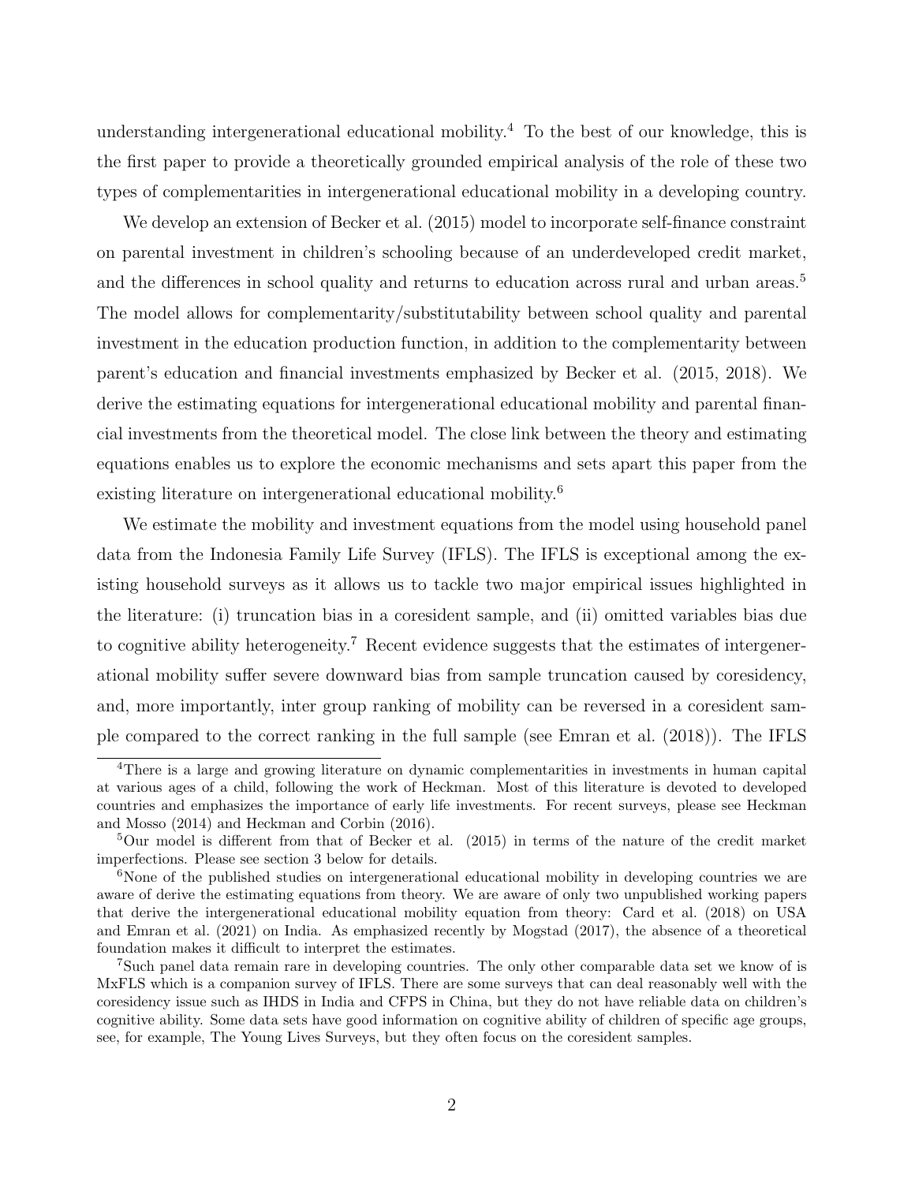understanding intergenerational educational mobility.[4] To the best of our knowledge, this is the first paper to provide a theoretically grounded empirical analysis of the role of these two types of complementarities in intergenerational educational mobility in a developing country.

We develop an extension of Becker et al. (2015) model to incorporate self-finance constraint on parental investment in children's schooling because of an underdeveloped credit market, and the differences in school quality and returns to education across rural and urban areas.[5] The model allows for complementarity/substitutability between school quality and parental investment in the education production function, in addition to the complementarity between parent's education and financial investments emphasized by Becker et al. (2015, 2018). We derive the estimating equations for intergenerational educational mobility and parental financial investments from the theoretical model. The close link between the theory and estimating equations enables us to explore the economic mechanisms and sets apart this paper from the existing literature on intergenerational educational mobility.[6]

We estimate the mobility and investment equations from the model using household panel data from the Indonesia Family Life Survey (IFLS). The IFLS is exceptional among the existing household surveys as it allows us to tackle two major empirical issues highlighted in the literature: (i) truncation bias in a coresident sample, and (ii) omitted variables bias due to cognitive ability heterogeneity.[7] Recent evidence suggests that the estimates of intergenerational mobility suffer severe downward bias from sample truncation caused by coresidency, and, more importantly, inter group ranking of mobility can be reversed in a coresident sample compared to the correct ranking in the full sample (see Emran et al. (2018)). The IFLS

---

[4] There is a large and growing literature on dynamic complementarities in investments in human capital at various ages of a child, following the work of Heckman. Most of this literature is devoted to developed countries and emphasizes the importance of early life investments. For recent surveys, please see Heckman and Mosso (2014) and Heckman and Corbin (2016).

[5] Our model is different from that of Becker et al. (2015) in terms of the nature of the credit market imperfections. Please see section 3 below for details.

[6] None of the published studies on intergenerational educational mobility in developing countries we are aware of derive the estimating equations from theory. We are aware of only two unpublished working papers that derive the intergenerational educational mobility equation from theory: Card et al. (2018) on USA and Emran et al. (2021) on India. As emphasized recently by Mogstad (2017), the absence of a theoretical foundation makes it difficult to interpret the estimates.

[7] Such panel data remain rare in developing countries. The only other comparable data set we know of is MxFLS which is a companion survey of IFLS. There are some surveys that can deal reasonably well with the coresidency issue such as IHDS in India and CFPS in China, but they do not have reliable data on children's cognitive ability. Some data sets have good information on cognitive ability of children of specific age groups, see, for example, The Young Lives Surveys, but they often focus on the coresident samples.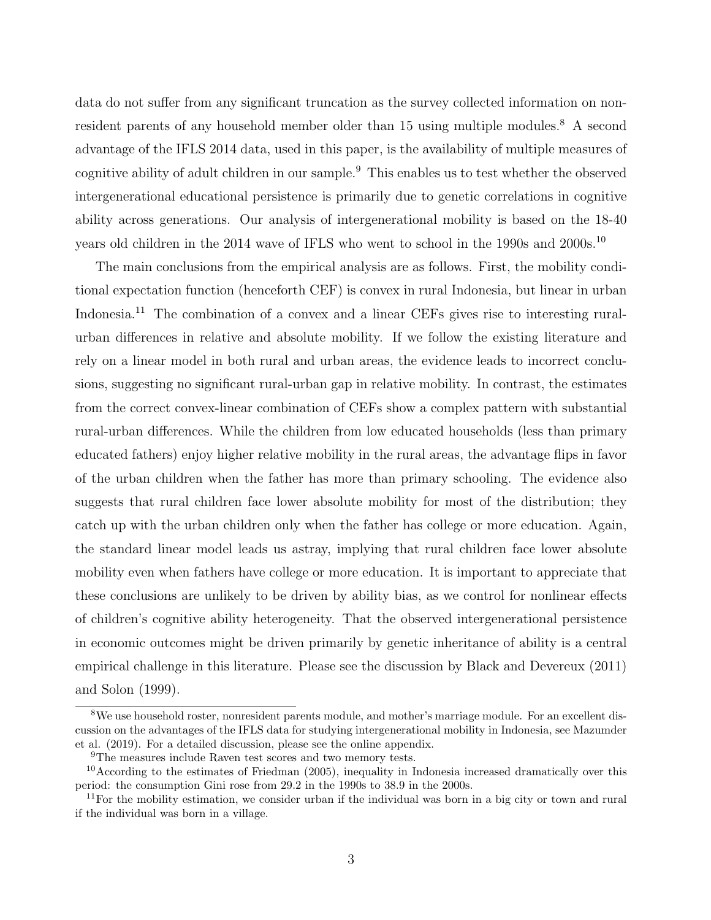data do not suffer from any significant truncation as the survey collected information on non-resident parents of any household member older than 15 using multiple modules.[8] A second advantage of the IFLS 2014 data, used in this paper, is the availability of multiple measures of cognitive ability of adult children in our sample.[9] This enables us to test whether the observed intergenerational educational persistence is primarily due to genetic correlations in cognitive ability across generations. Our analysis of intergenerational mobility is based on the 18-40 years old children in the 2014 wave of IFLS who went to school in the 1990s and 2000s.[10]

The main conclusions from the empirical analysis are as follows. First, the mobility conditional expectation function (henceforth CEF) is convex in rural Indonesia, but linear in urban Indonesia.[11] The combination of a convex and a linear CEFs gives rise to interesting rural-urban differences in relative and absolute mobility. If we follow the existing literature and rely on a linear model in both rural and urban areas, the evidence leads to incorrect conclusions, suggesting no significant rural-urban gap in relative mobility. In contrast, the estimates from the correct convex-linear combination of CEFs show a complex pattern with substantial rural-urban differences. While the children from low educated households (less than primary educated fathers) enjoy higher relative mobility in the rural areas, the advantage flips in favor of the urban children when the father has more than primary schooling. The evidence also suggests that rural children face lower absolute mobility for most of the distribution; they catch up with the urban children only when the father has college or more education. Again, the standard linear model leads us astray, implying that rural children face lower absolute mobility even when fathers have college or more education. It is important to appreciate that these conclusions are unlikely to be driven by ability bias, as we control for nonlinear effects of children's cognitive ability heterogeneity. That the observed intergenerational persistence in economic outcomes might be driven primarily by genetic inheritance of ability is a central empirical challenge in this literature. Please see the discussion by Black and Devereux (2011) and Solon (1999).

[8] We use household roster, nonresident parents module, and mother's marriage module. For an excellent discussion on the advantages of the IFLS data for studying intergenerational mobility in Indonesia, see Mazumder et al. (2019). For a detailed discussion, please see the online appendix.

[9] The measures include Raven test scores and two memory tests.

[10] According to the estimates of Friedman (2005), inequality in Indonesia increased dramatically over this period: the consumption Gini rose from 29.2 in the 1990s to 38.9 in the 2000s.

[11] For the mobility estimation, we consider urban if the individual was born in a big city or town and rural if the individual was born in a village.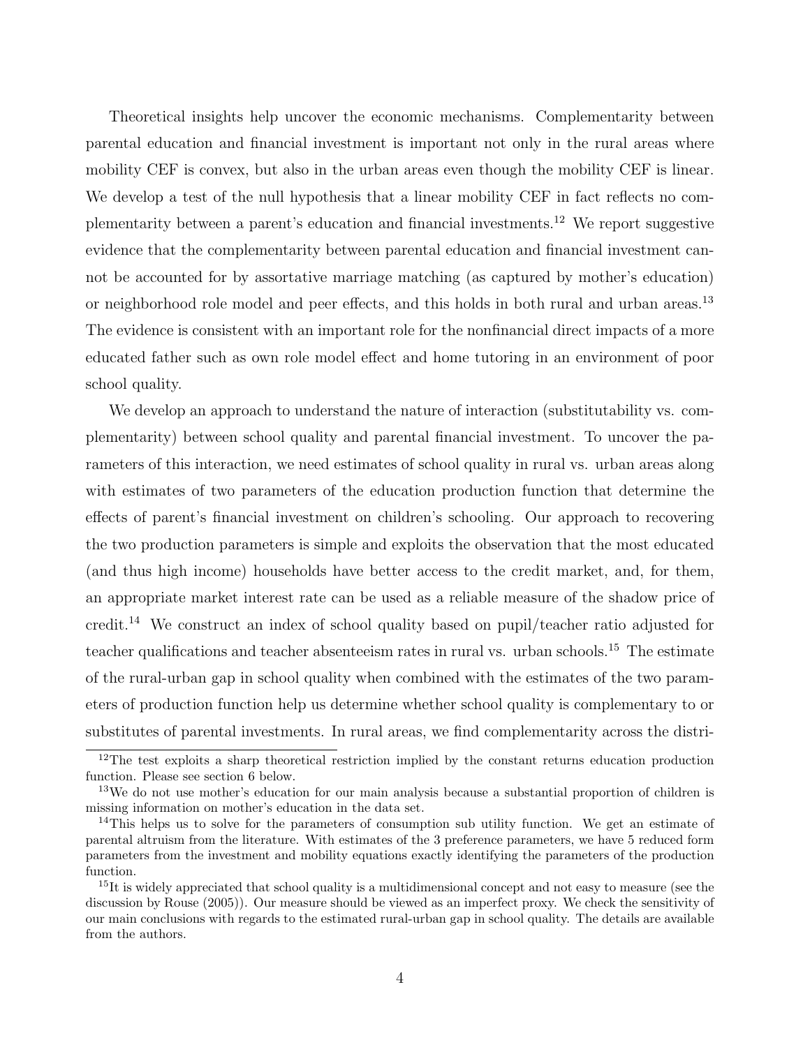Theoretical insights help uncover the economic mechanisms. Complementarity between parental education and financial investment is important not only in the rural areas where mobility CEF is convex, but also in the urban areas even though the mobility CEF is linear. We develop a test of the null hypothesis that a linear mobility CEF in fact reflects no complementarity between a parent's education and financial investments.[12] We report suggestive evidence that the complementarity between parental education and financial investment cannot be accounted for by assortative marriage matching (as captured by mother's education) or neighborhood role model and peer effects, and this holds in both rural and urban areas.[13] The evidence is consistent with an important role for the nonfinancial direct impacts of a more educated father such as own role model effect and home tutoring in an environment of poor school quality.

We develop an approach to understand the nature of interaction (substitutability vs. complementarity) between school quality and parental financial investment. To uncover the parameters of this interaction, we need estimates of school quality in rural vs. urban areas along with estimates of two parameters of the education production function that determine the effects of parent's financial investment on children's schooling. Our approach to recovering the two production parameters is simple and exploits the observation that the most educated (and thus high income) households have better access to the credit market, and, for them, an appropriate market interest rate can be used as a reliable measure of the shadow price of credit.[14] We construct an index of school quality based on pupil/teacher ratio adjusted for teacher qualifications and teacher absenteeism rates in rural vs. urban schools.[15] The estimate of the rural-urban gap in school quality when combined with the estimates of the two parameters of production function help us determine whether school quality is complementary to or substitutes of parental investments. In rural areas, we find complementarity across the distri-

[12]The test exploits a sharp theoretical restriction implied by the constant returns education production function. Please see section 6 below.

[13]We do not use mother's education for our main analysis because a substantial proportion of children is missing information on mother's education in the data set.

[14]This helps us to solve for the parameters of consumption sub utility function. We get an estimate of parental altruism from the literature. With estimates of the 3 preference parameters, we have 5 reduced form parameters from the investment and mobility equations exactly identifying the parameters of the production function.

[15]It is widely appreciated that school quality is a multidimensional concept and not easy to measure (see the discussion by Rouse (2005)). Our measure should be viewed as an imperfect proxy. We check the sensitivity of our main conclusions with regards to the estimated rural-urban gap in school quality. The details are available from the authors.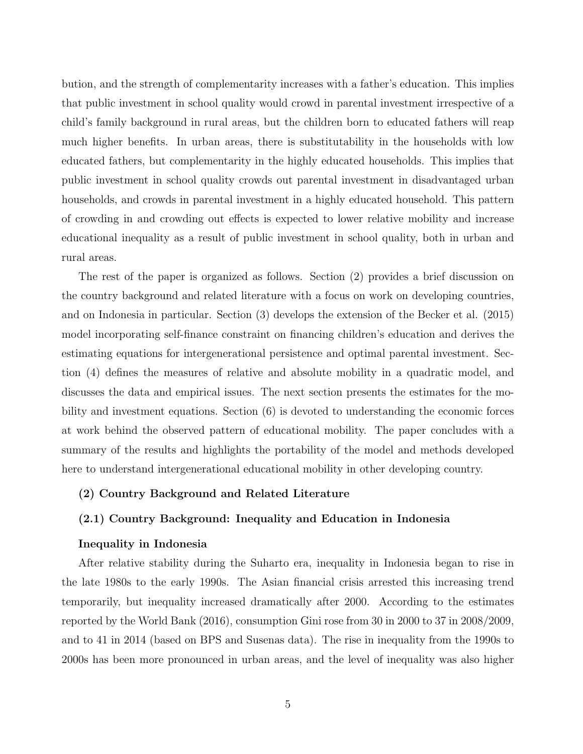bution, and the strength of complementarity increases with a father's education. This implies that public investment in school quality would crowd in parental investment irrespective of a child's family background in rural areas, but the children born to educated fathers will reap much higher benefits. In urban areas, there is substitutability in the households with low educated fathers, but complementarity in the highly educated households. This implies that public investment in school quality crowds out parental investment in disadvantaged urban households, and crowds in parental investment in a highly educated household. This pattern of crowding in and crowding out effects is expected to lower relative mobility and increase educational inequality as a result of public investment in school quality, both in urban and rural areas.

The rest of the paper is organized as follows. Section (2) provides a brief discussion on the country background and related literature with a focus on work on developing countries, and on Indonesia in particular. Section (3) develops the extension of the Becker et al. (2015) model incorporating self-finance constraint on financing children's education and derives the estimating equations for intergenerational persistence and optimal parental investment. Section (4) defines the measures of relative and absolute mobility in a quadratic model, and discusses the data and empirical issues. The next section presents the estimates for the mobility and investment equations. Section (6) is devoted to understanding the economic forces at work behind the observed pattern of educational mobility. The paper concludes with a summary of the results and highlights the portability of the model and methods developed here to understand intergenerational educational mobility in other developing country.

## (2) Country Background and Related Literature

### (2.1) Country Background: Inequality and Education in Indonesia

#### Inequality in Indonesia

After relative stability during the Suharto era, inequality in Indonesia began to rise in the late 1980s to the early 1990s. The Asian financial crisis arrested this increasing trend temporarily, but inequality increased dramatically after 2000. According to the estimates reported by the World Bank (2016), consumption Gini rose from 30 in 2000 to 37 in 2008/2009, and to 41 in 2014 (based on BPS and Susenas data). The rise in inequality from the 1990s to 2000s has been more pronounced in urban areas, and the level of inequality was also higher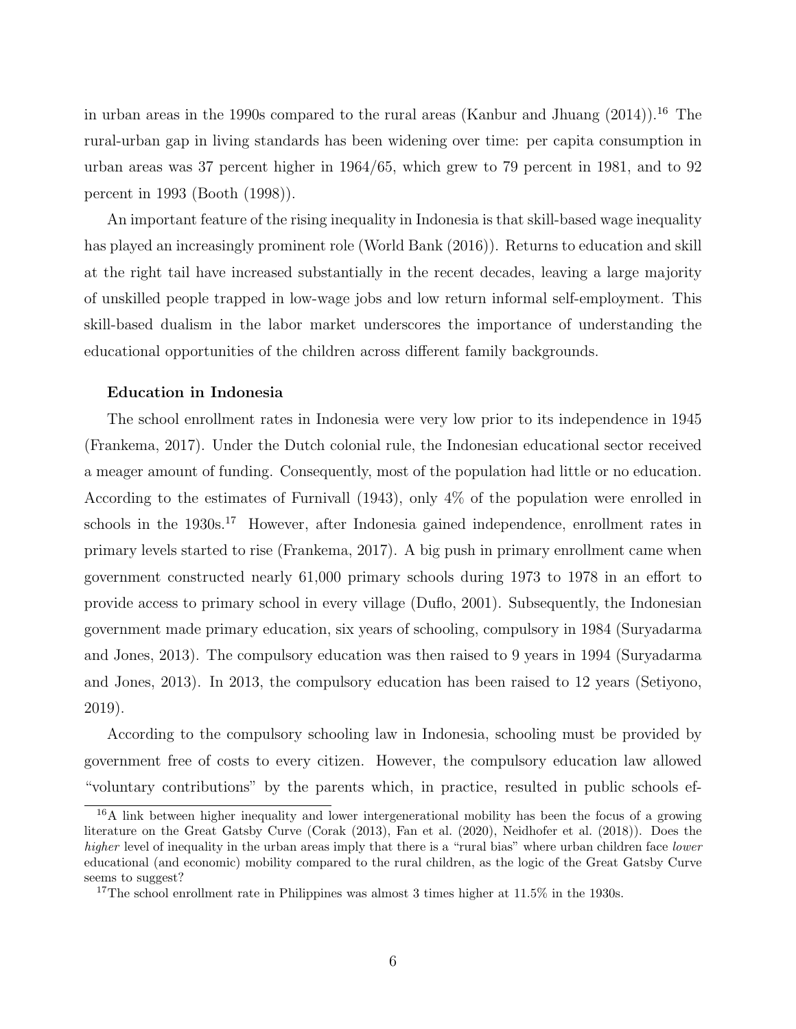in urban areas in the 1990s compared to the rural areas (Kanbur and Jhuang (2014)).[16] The rural-urban gap in living standards has been widening over time: per capita consumption in urban areas was 37 percent higher in 1964/65, which grew to 79 percent in 1981, and to 92 percent in 1993 (Booth (1998)).

An important feature of the rising inequality in Indonesia is that skill-based wage inequality has played an increasingly prominent role (World Bank (2016)). Returns to education and skill at the right tail have increased substantially in the recent decades, leaving a large majority of unskilled people trapped in low-wage jobs and low return informal self-employment. This skill-based dualism in the labor market underscores the importance of understanding the educational opportunities of the children across different family backgrounds.

**Education in Indonesia**

The school enrollment rates in Indonesia were very low prior to its independence in 1945 (Frankema, 2017). Under the Dutch colonial rule, the Indonesian educational sector received a meager amount of funding. Consequently, most of the population had little or no education. According to the estimates of Furnivall (1943), only 4% of the population were enrolled in schools in the 1930s.[17] However, after Indonesia gained independence, enrollment rates in primary levels started to rise (Frankema, 2017). A big push in primary enrollment came when government constructed nearly 61,000 primary schools during 1973 to 1978 in an effort to provide access to primary school in every village (Duflo, 2001). Subsequently, the Indonesian government made primary education, six years of schooling, compulsory in 1984 (Suryadarma and Jones, 2013). The compulsory education was then raised to 9 years in 1994 (Suryadarma and Jones, 2013). In 2013, the compulsory education has been raised to 12 years (Setiyono, 2019).

According to the compulsory schooling law in Indonesia, schooling must be provided by government free of costs to every citizen. However, the compulsory education law allowed "voluntary contributions" by the parents which, in practice, resulted in public schools ef-

[16] A link between higher inequality and lower intergenerational mobility has been the focus of a growing literature on the Great Gatsby Curve (Corak (2013), Fan et al. (2020), Neidhofer et al. (2018)). Does the *higher* level of inequality in the urban areas imply that there is a "rural bias" where urban children face *lower* educational (and economic) mobility compared to the rural children, as the logic of the Great Gatsby Curve seems to suggest?

[17] The school enrollment rate in Philippines was almost 3 times higher at 11.5% in the 1930s.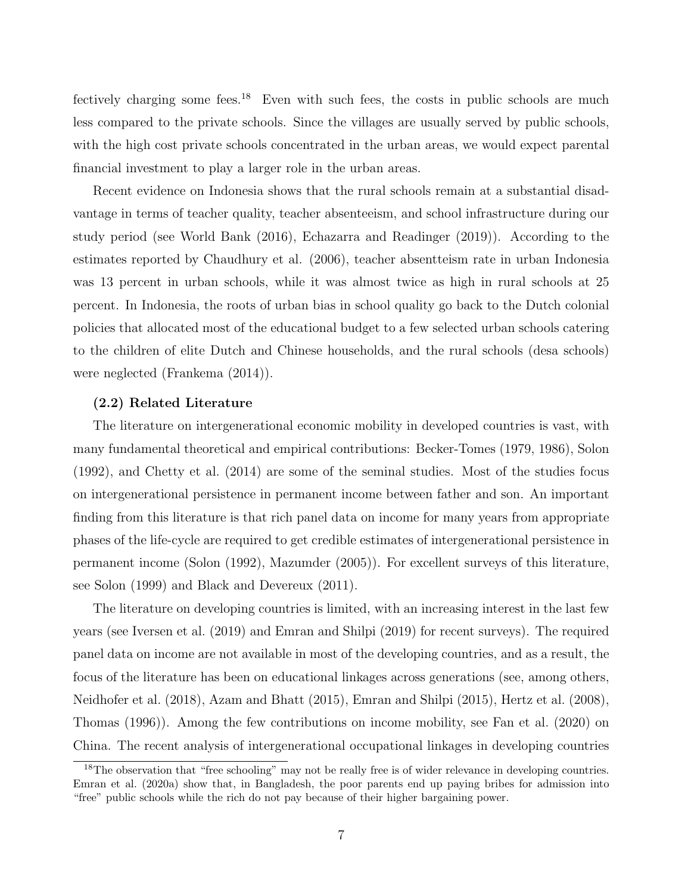fectively charging some fees.[18] Even with such fees, the costs in public schools are much less compared to the private schools. Since the villages are usually served by public schools, with the high cost private schools concentrated in the urban areas, we would expect parental financial investment to play a larger role in the urban areas.

Recent evidence on Indonesia shows that the rural schools remain at a substantial disadvantage in terms of teacher quality, teacher absenteeism, and school infrastructure during our study period (see World Bank (2016), Echazarra and Readinger (2019)). According to the estimates reported by Chaudhury et al. (2006), teacher absentteism rate in urban Indonesia was 13 percent in urban schools, while it was almost twice as high in rural schools at 25 percent. In Indonesia, the roots of urban bias in school quality go back to the Dutch colonial policies that allocated most of the educational budget to a few selected urban schools catering to the children of elite Dutch and Chinese households, and the rural schools (desa schools) were neglected (Frankema (2014)).

### (2.2) Related Literature

The literature on intergenerational economic mobility in developed countries is vast, with many fundamental theoretical and empirical contributions: Becker-Tomes (1979, 1986), Solon (1992), and Chetty et al. (2014) are some of the seminal studies. Most of the studies focus on intergenerational persistence in permanent income between father and son. An important finding from this literature is that rich panel data on income for many years from appropriate phases of the life-cycle are required to get credible estimates of intergenerational persistence in permanent income (Solon (1992), Mazumder (2005)). For excellent surveys of this literature, see Solon (1999) and Black and Devereux (2011).

The literature on developing countries is limited, with an increasing interest in the last few years (see Iversen et al. (2019) and Emran and Shilpi (2019) for recent surveys). The required panel data on income are not available in most of the developing countries, and as a result, the focus of the literature has been on educational linkages across generations (see, among others, Neidhofer et al. (2018), Azam and Bhatt (2015), Emran and Shilpi (2015), Hertz et al. (2008), Thomas (1996)). Among the few contributions on income mobility, see Fan et al. (2020) on China. The recent analysis of intergenerational occupational linkages in developing countries

[18] The observation that "free schooling" may not be really free is of wider relevance in developing countries. Emran et al. (2020a) show that, in Bangladesh, the poor parents end up paying bribes for admission into "free" public schools while the rich do not pay because of their higher bargaining power.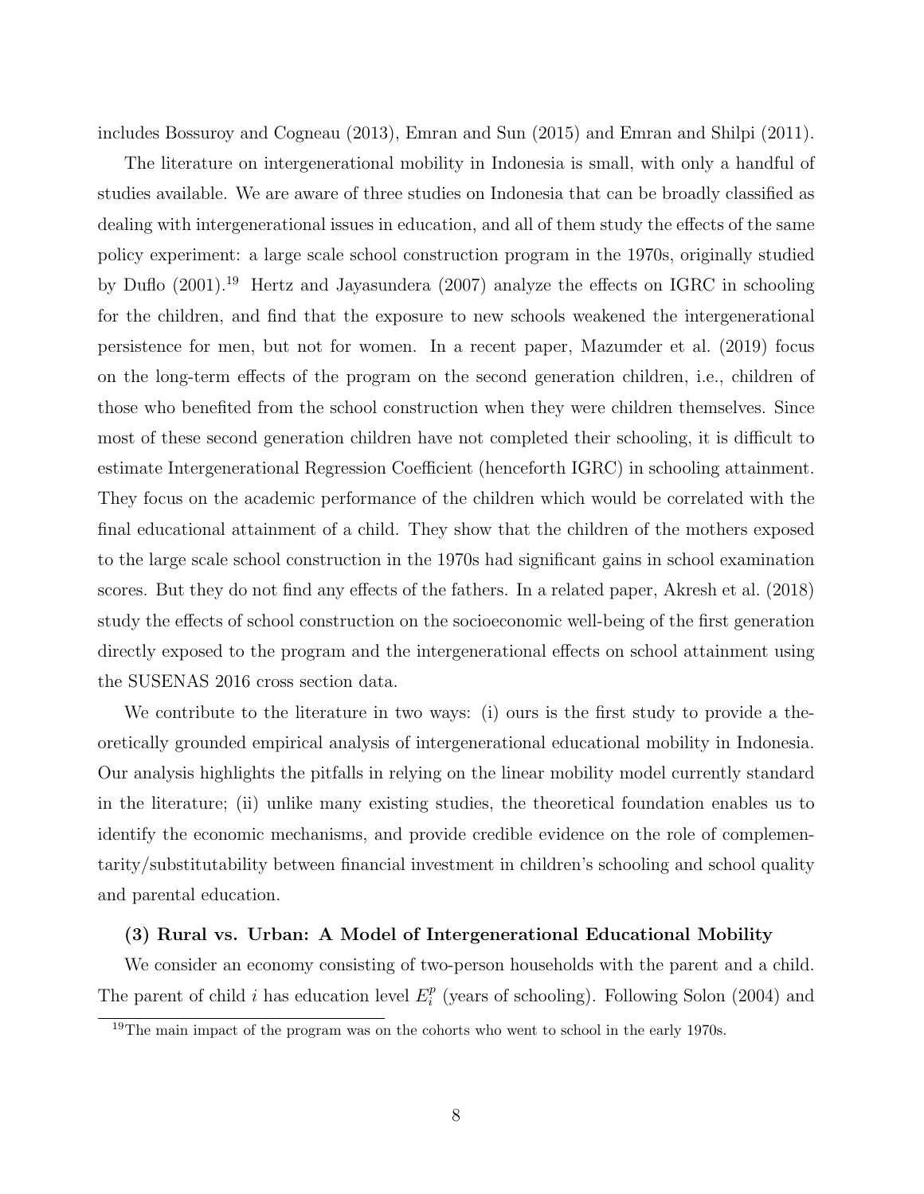includes Bossuroy and Cogneau (2013), Emran and Sun (2015) and Emran and Shilpi (2011).

The literature on intergenerational mobility in Indonesia is small, with only a handful of studies available. We are aware of three studies on Indonesia that can be broadly classified as dealing with intergenerational issues in education, and all of them study the effects of the same policy experiment: a large scale school construction program in the 1970s, originally studied by Duflo (2001).[19] Hertz and Jayasundera (2007) analyze the effects on IGRC in schooling for the children, and find that the exposure to new schools weakened the intergenerational persistence for men, but not for women. In a recent paper, Mazumder et al. (2019) focus on the long-term effects of the program on the second generation children, i.e., children of those who benefited from the school construction when they were children themselves. Since most of these second generation children have not completed their schooling, it is difficult to estimate Intergenerational Regression Coefficient (henceforth IGRC) in schooling attainment. They focus on the academic performance of the children which would be correlated with the final educational attainment of a child. They show that the children of the mothers exposed to the large scale school construction in the 1970s had significant gains in school examination scores. But they do not find any effects of the fathers. In a related paper, Akresh et al. (2018) study the effects of school construction on the socioeconomic well-being of the first generation directly exposed to the program and the intergenerational effects on school attainment using the SUSENAS 2016 cross section data.

We contribute to the literature in two ways: (i) ours is the first study to provide a theoretically grounded empirical analysis of intergenerational educational mobility in Indonesia. Our analysis highlights the pitfalls in relying on the linear mobility model currently standard in the literature; (ii) unlike many existing studies, the theoretical foundation enables us to identify the economic mechanisms, and provide credible evidence on the role of complementarity/substitutability between financial investment in children's schooling and school quality and parental education.

### (3) Rural vs. Urban: A Model of Intergenerational Educational Mobility

We consider an economy consisting of two-person households with the parent and a child. The parent of child $i$ has education level $E_i^p$ (years of schooling). Following Solon (2004) and

[19] The main impact of the program was on the cohorts who went to school in the early 1970s.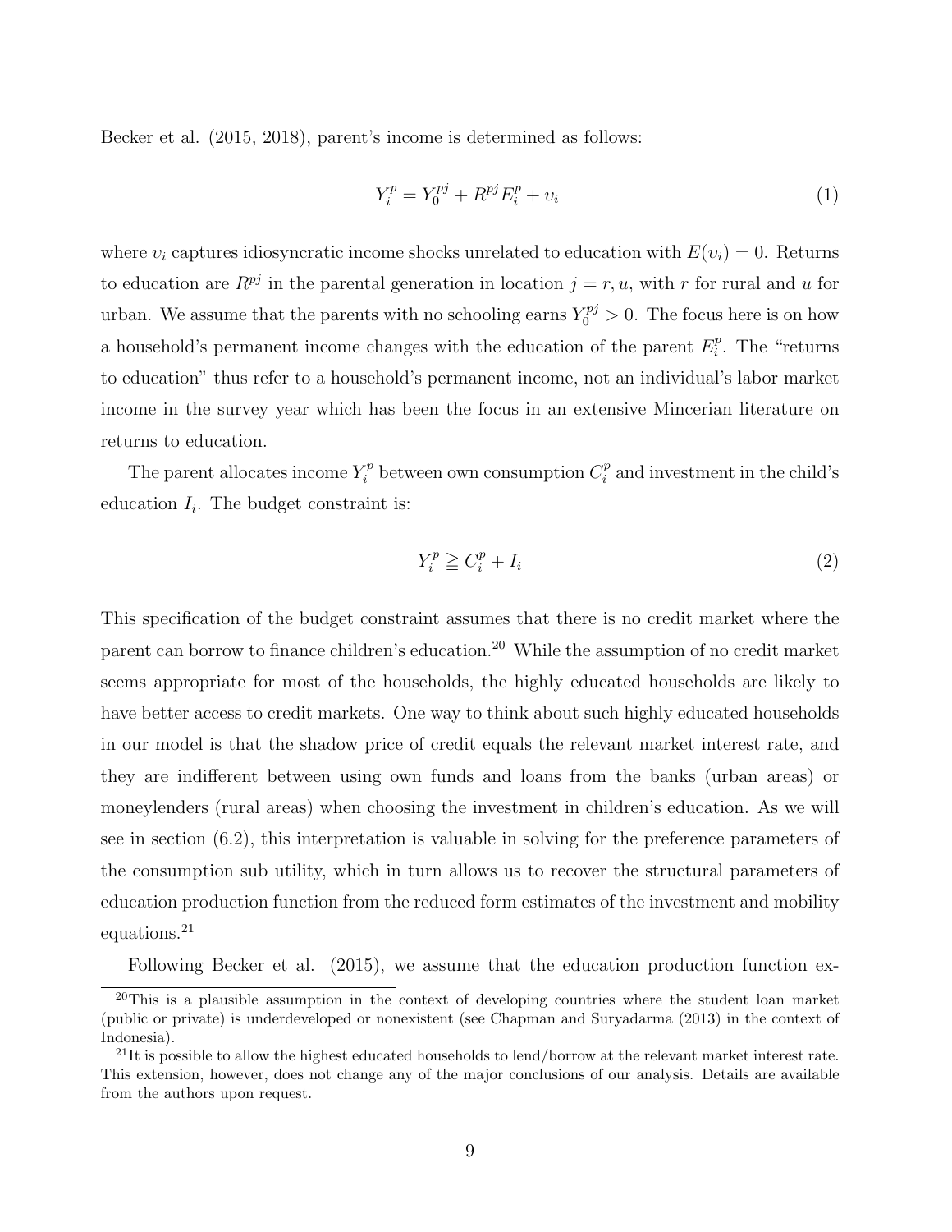Becker et al. (2015, 2018), parent's income is determined as follows:

$$Y_i^p = Y_0^{pj} + R^{pj} E_i^p + \upsilon_i \tag{1}$$

where $\upsilon_i$ captures idiosyncratic income shocks unrelated to education with $E(\upsilon_i) = 0$. Returns to education are $R^{pj}$ in the parental generation in location $j = r, u$, with $r$ for rural and $u$ for urban. We assume that the parents with no schooling earns $Y_0^{pj} > 0$. The focus here is on how a household's permanent income changes with the education of the parent $E_i^p$. The "returns to education" thus refer to a household's permanent income, not an individual's labor market income in the survey year which has been the focus in an extensive Mincerian literature on returns to education.

The parent allocates income $Y_i^p$ between own consumption $C_i^p$ and investment in the child's education $I_i$. The budget constraint is:

$$Y_i^p \geqq C_i^p + I_i \tag{2}$$

This specification of the budget constraint assumes that there is no credit market where the parent can borrow to finance children's education.[20] While the assumption of no credit market seems appropriate for most of the households, the highly educated households are likely to have better access to credit markets. One way to think about such highly educated households in our model is that the shadow price of credit equals the relevant market interest rate, and they are indifferent between using own funds and loans from the banks (urban areas) or moneylenders (rural areas) when choosing the investment in children's education. As we will see in section (6.2), this interpretation is valuable in solving for the preference parameters of the consumption sub utility, which in turn allows us to recover the structural parameters of education production function from the reduced form estimates of the investment and mobility equations.[21]

Following Becker et al. (2015), we assume that the education production function ex-

[20] This is a plausible assumption in the context of developing countries where the student loan market (public or private) is underdeveloped or nonexistent (see Chapman and Suryadarma (2013) in the context of Indonesia).

[21] It is possible to allow the highest educated households to lend/borrow at the relevant market interest rate. This extension, however, does not change any of the major conclusions of our analysis. Details are available from the authors upon request.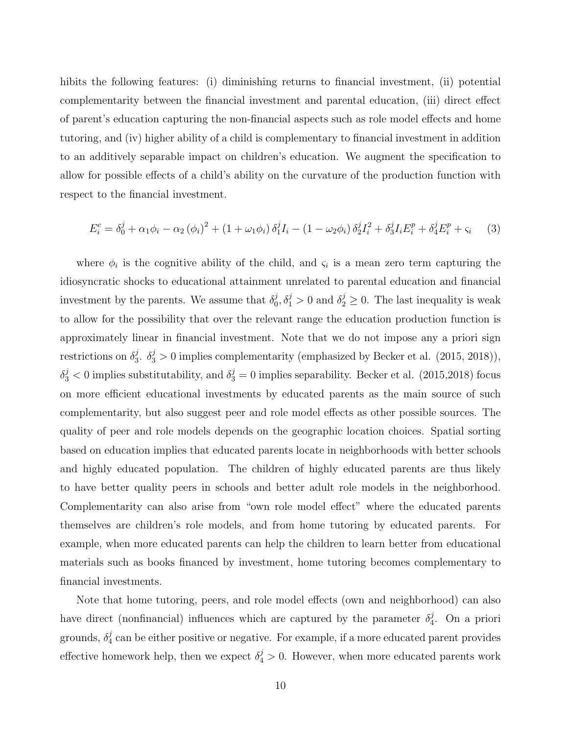hibits the following features: (i) diminishing returns to financial investment, (ii) potential complementarity between the financial investment and parental education, (iii) direct effect of parent's education capturing the non-financial aspects such as role model effects and home tutoring, and (iv) higher ability of a child is complementary to financial investment in addition to an additively separable impact on children's education. We augment the specification to allow for possible effects of a child's ability on the curvature of the production function with respect to the financial investment.

$$E_i^c = \delta_0^j + \alpha_1 \phi_i - \alpha_2 (\phi_i)^2 + (1 + \omega_1 \phi_i)\, \delta_1^j I_i - (1 - \omega_2 \phi_i)\, \delta_2^j I_i^2 + \delta_3^j I_i E_i^p + \delta_4^j E_i^p + \varsigma_i \tag{3}$$

where $\phi_i$ is the cognitive ability of the child, and $\varsigma_i$ is a mean zero term capturing the idiosyncratic shocks to educational attainment unrelated to parental education and financial investment by the parents. We assume that $\delta_0^j, \delta_1^j > 0$ and $\delta_2^j \geq 0$. The last inequality is weak to allow for the possibility that over the relevant range the education production function is approximately linear in financial investment. Note that we do not impose any a priori sign restrictions on $\delta_3^j$. $\delta_3^j > 0$ implies complementarity (emphasized by Becker et al. (2015, 2018)), $\delta_3^j < 0$ implies substitutability, and $\delta_3^j = 0$ implies separability. Becker et al. (2015,2018) focus on more efficient educational investments by educated parents as the main source of such complementarity, but also suggest peer and role model effects as other possible sources. The quality of peer and role models depends on the geographic location choices. Spatial sorting based on education implies that educated parents locate in neighborhoods with better schools and highly educated population. The children of highly educated parents are thus likely to have better quality peers in schools and better adult role models in the neighborhood. Complementarity can also arise from "own role model effect" where the educated parents themselves are children's role models, and from home tutoring by educated parents. For example, when more educated parents can help the children to learn better from educational materials such as books financed by investment, home tutoring becomes complementary to financial investments.

Note that home tutoring, peers, and role model effects (own and neighborhood) can also have direct (nonfinancial) influences which are captured by the parameter $\delta_4^j$. On a priori grounds, $\delta_4^j$ can be either positive or negative. For example, if a more educated parent provides effective homework help, then we expect $\delta_4^j > 0$. However, when more educated parents work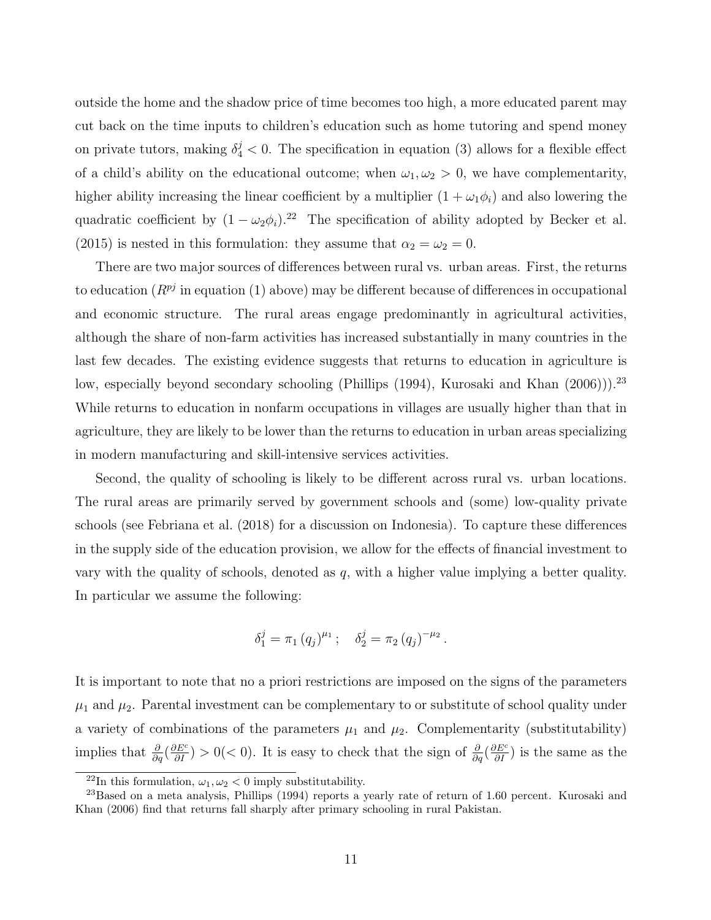outside the home and the shadow price of time becomes too high, a more educated parent may cut back on the time inputs to children's education such as home tutoring and spend money on private tutors, making $\delta_4^j < 0$. The specification in equation (3) allows for a flexible effect of a child's ability on the educational outcome; when $\omega_1, \omega_2 > 0$, we have complementarity, higher ability increasing the linear coefficient by a multiplier $(1 + \omega_1 \phi_i)$ and also lowering the quadratic coefficient by $(1 - \omega_2 \phi_i)$.[22] The specification of ability adopted by Becker et al. (2015) is nested in this formulation: they assume that $\alpha_2 = \omega_2 = 0$.

There are two major sources of differences between rural vs. urban areas. First, the returns to education ($R^{pj}$ in equation (1) above) may be different because of differences in occupational and economic structure. The rural areas engage predominantly in agricultural activities, although the share of non-farm activities has increased substantially in many countries in the last few decades. The existing evidence suggests that returns to education in agriculture is low, especially beyond secondary schooling (Phillips (1994), Kurosaki and Khan (2006))).[23] While returns to education in nonfarm occupations in villages are usually higher than that in agriculture, they are likely to be lower than the returns to education in urban areas specializing in modern manufacturing and skill-intensive services activities.

Second, the quality of schooling is likely to be different across rural vs. urban locations. The rural areas are primarily served by government schools and (some) low-quality private schools (see Febriana et al. (2018) for a discussion on Indonesia). To capture these differences in the supply side of the education provision, we allow for the effects of financial investment to vary with the quality of schools, denoted as $q$, with a higher value implying a better quality. In particular we assume the following:

$$\delta_1^j = \pi_1 \left(q_j\right)^{\mu_1}; \quad \delta_2^j = \pi_2 \left(q_j\right)^{-\mu_2}.$$

It is important to note that no a priori restrictions are imposed on the signs of the parameters $\mu_1$ and $\mu_2$. Parental investment can be complementary to or substitute of school quality under a variety of combinations of the parameters $\mu_1$ and $\mu_2$. Complementarity (substitutability) implies that $\frac{\partial}{\partial q}(\frac{\partial E^c}{\partial I}) > 0 (< 0)$. It is easy to check that the sign of $\frac{\partial}{\partial q}(\frac{\partial E^c}{\partial I})$ is the same as the

[22] In this formulation, $\omega_1, \omega_2 < 0$ imply substitutability.

[23] Based on a meta analysis, Phillips (1994) reports a yearly rate of return of 1.60 percent. Kurosaki and Khan (2006) find that returns fall sharply after primary schooling in rural Pakistan.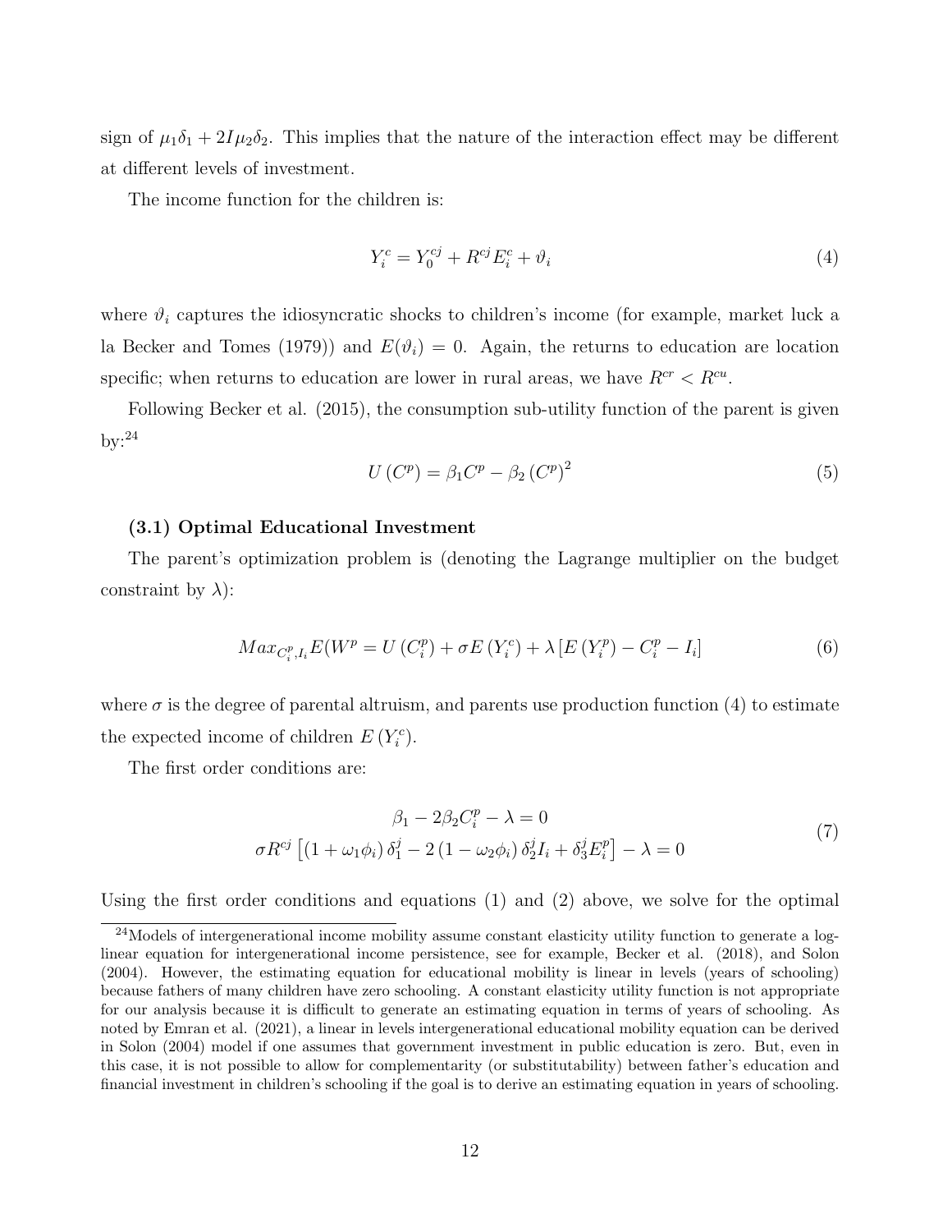sign of $\mu_1\delta_1 + 2I\mu_2\delta_2$. This implies that the nature of the interaction effect may be different at different levels of investment.

The income function for the children is:

$$Y_i^c = Y_0^{cj} + R^{cj} E_i^c + \vartheta_i \tag{4}$$

where $\vartheta_i$ captures the idiosyncratic shocks to children's income (for example, market luck a la Becker and Tomes (1979)) and $E(\vartheta_i) = 0$. Again, the returns to education are location specific; when returns to education are lower in rural areas, we have $R^{cr} < R^{cu}$.

Following Becker et al. (2015), the consumption sub-utility function of the parent is given by:[24]

$$U(C^p) = \beta_1 C^p - \beta_2 (C^p)^2 \tag{5}$$

**(3.1) Optimal Educational Investment**

The parent's optimization problem is (denoting the Lagrange multiplier on the budget constraint by $\lambda$):

$$Max_{C_i^p, I_i} E(W^p = U(C_i^p) + \sigma E(Y_i^c) + \lambda [E(Y_i^p) - C_i^p - I_i] \tag{6}$$

where $\sigma$ is the degree of parental altruism, and parents use production function (4) to estimate the expected income of children $E(Y_i^c)$.

The first order conditions are:

$$\begin{gathered} \beta_1 - 2\beta_2 C_i^p - \lambda = 0 \\ \sigma R^{cj} \left[ (1 + \omega_1 \phi_i) \delta_1^j - 2 (1 - \omega_2 \phi_i) \delta_2^j I_i + \delta_3^j E_i^p \right] - \lambda = 0 \end{gathered} \tag{7}$$

Using the first order conditions and equations (1) and (2) above, we solve for the optimal

[24]Models of intergenerational income mobility assume constant elasticity utility function to generate a log-linear equation for intergenerational income persistence, see for example, Becker et al. (2018), and Solon (2004). However, the estimating equation for educational mobility is linear in levels (years of schooling) because fathers of many children have zero schooling. A constant elasticity utility function is not appropriate for our analysis because it is difficult to generate an estimating equation in terms of years of schooling. As noted by Emran et al. (2021), a linear in levels intergenerational educational mobility equation can be derived in Solon (2004) model if one assumes that government investment in public education is zero. But, even in this case, it is not possible to allow for complementarity (or substitutability) between father's education and financial investment in children's schooling if the goal is to derive an estimating equation in years of schooling.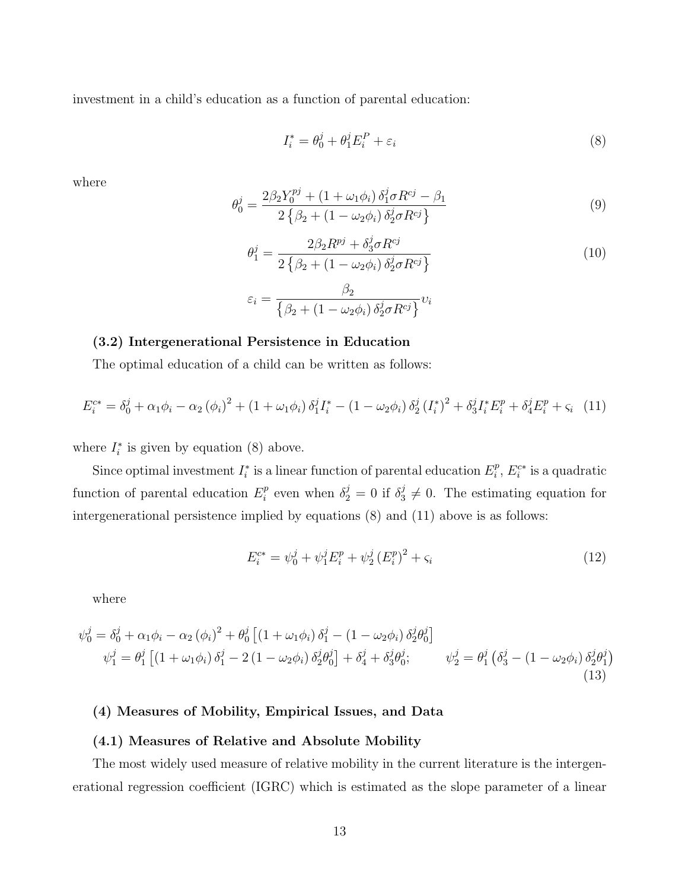investment in a child's education as a function of parental education:

$$I_i^* = \theta_0^j + \theta_1^j E_i^P + \varepsilon_i \tag{8}$$

where

$$\theta_0^j = \frac{2\beta_2 Y_0^{pj} + (1+\omega_1\phi_i)\,\delta_1^j \sigma R^{cj} - \beta_1}{2\left\{\beta_2 + (1-\omega_2\phi_i)\,\delta_2^j \sigma R^{cj}\right\}} \tag{9}$$

$$\theta_1^j = \frac{2\beta_2 R^{pj} + \delta_3^j \sigma R^{cj}}{2\left\{\beta_2 + (1-\omega_2\phi_i)\,\delta_2^j \sigma R^{cj}\right\}} \tag{10}$$

$$\varepsilon_i = \frac{\beta_2}{\left\{\beta_2 + (1-\omega_2\phi_i)\,\delta_2^j \sigma R^{cj}\right\}} \upsilon_i$$

### (3.2) Intergenerational Persistence in Education

The optimal education of a child can be written as follows:

$$E_i^{c*} = \delta_0^j + \alpha_1\phi_i - \alpha_2 (\phi_i)^2 + (1+\omega_1\phi_i)\,\delta_1^j I_i^* - (1-\omega_2\phi_i)\,\delta_2^j (I_i^*)^2 + \delta_3^j I_i^* E_i^p + \delta_4^j E_i^p + \varsigma_i \tag{11}$$

where $I_i^*$ is given by equation (8) above.

Since optimal investment $I_i^*$ is a linear function of parental education $E_i^p$, $E_i^{c*}$ is a quadratic function of parental education $E_i^p$ even when $\delta_2^j = 0$ if $\delta_3^j \neq 0$. The estimating equation for intergenerational persistence implied by equations (8) and (11) above is as follows:

$$E_i^{c*} = \psi_0^j + \psi_1^j E_i^p + \psi_2^j (E_i^p)^2 + \varsigma_i \tag{12}$$

where

$$\psi_0^j = \delta_0^j + \alpha_1\phi_i - \alpha_2 (\phi_i)^2 + \theta_0^j \left[(1+\omega_1\phi_i)\,\delta_1^j - (1-\omega_2\phi_i)\,\delta_2^j \theta_0^j\right]$$

$$\psi_1^j = \theta_1^j \left[(1+\omega_1\phi_i)\,\delta_1^j - 2\,(1-\omega_2\phi_i)\,\delta_2^j \theta_0^j\right] + \delta_4^j + \delta_3^j \theta_0^j; \qquad \psi_2^j = \theta_1^j \left(\delta_3^j - (1-\omega_2\phi_i)\,\delta_2^j \theta_1^j\right) \tag{13}$$

## (4) Measures of Mobility, Empirical Issues, and Data

### (4.1) Measures of Relative and Absolute Mobility

The most widely used measure of relative mobility in the current literature is the intergenerational regression coefficient (IGRC) which is estimated as the slope parameter of a linear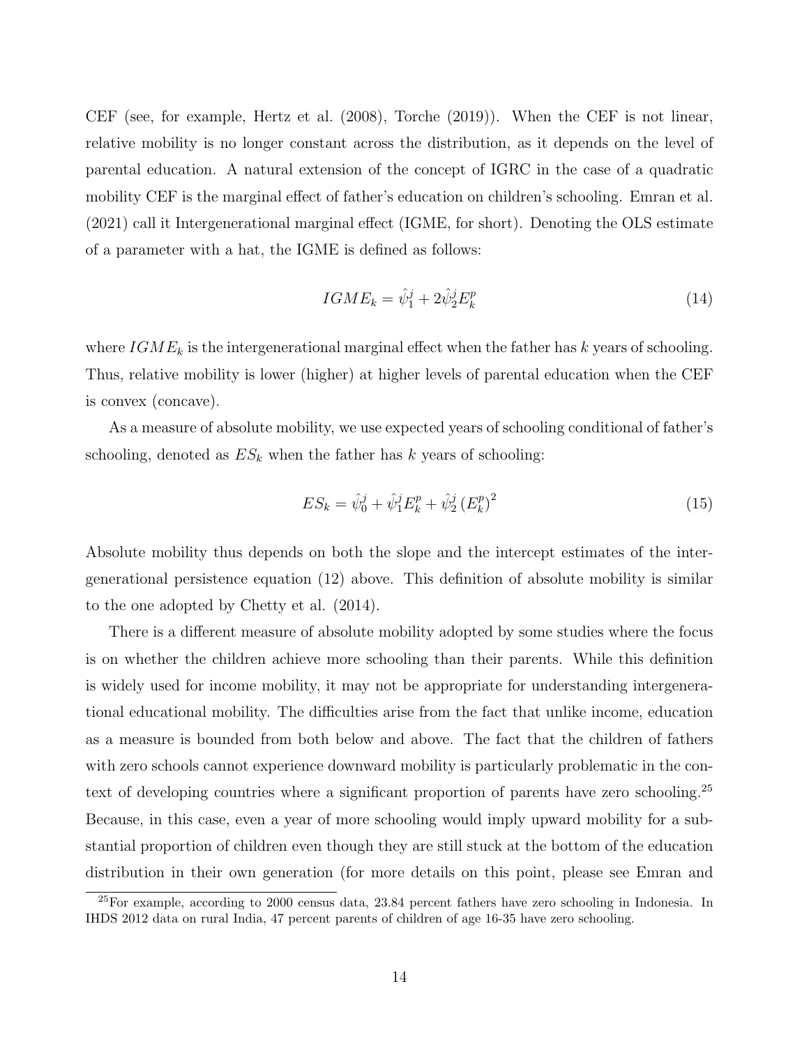CEF (see, for example, Hertz et al. (2008), Torche (2019)). When the CEF is not linear, relative mobility is no longer constant across the distribution, as it depends on the level of parental education. A natural extension of the concept of IGRC in the case of a quadratic mobility CEF is the marginal effect of father's education on children's schooling. Emran et al. (2021) call it Intergenerational marginal effect (IGME, for short). Denoting the OLS estimate of a parameter with a hat, the IGME is defined as follows:

$$IGME_k = \hat{\psi}_1^j + 2\hat{\psi}_2^j E_k^p \tag{14}$$

where $IGME_k$ is the intergenerational marginal effect when the father has $k$ years of schooling. Thus, relative mobility is lower (higher) at higher levels of parental education when the CEF is convex (concave).

As a measure of absolute mobility, we use expected years of schooling conditional of father's schooling, denoted as $ES_k$ when the father has $k$ years of schooling:

$$ES_k = \hat{\psi}_0^j + \hat{\psi}_1^j E_k^p + \hat{\psi}_2^j \left(E_k^p\right)^2 \tag{15}$$

Absolute mobility thus depends on both the slope and the intercept estimates of the intergenerational persistence equation (12) above. This definition of absolute mobility is similar to the one adopted by Chetty et al. (2014).

There is a different measure of absolute mobility adopted by some studies where the focus is on whether the children achieve more schooling than their parents. While this definition is widely used for income mobility, it may not be appropriate for understanding intergenerational educational mobility. The difficulties arise from the fact that unlike income, education as a measure is bounded from both below and above. The fact that the children of fathers with zero schools cannot experience downward mobility is particularly problematic in the context of developing countries where a significant proportion of parents have zero schooling.[25] Because, in this case, even a year of more schooling would imply upward mobility for a substantial proportion of children even though they are still stuck at the bottom of the education distribution in their own generation (for more details on this point, please see Emran and

[25] For example, according to 2000 census data, 23.84 percent fathers have zero schooling in Indonesia. In IHDS 2012 data on rural India, 47 percent parents of children of age 16-35 have zero schooling.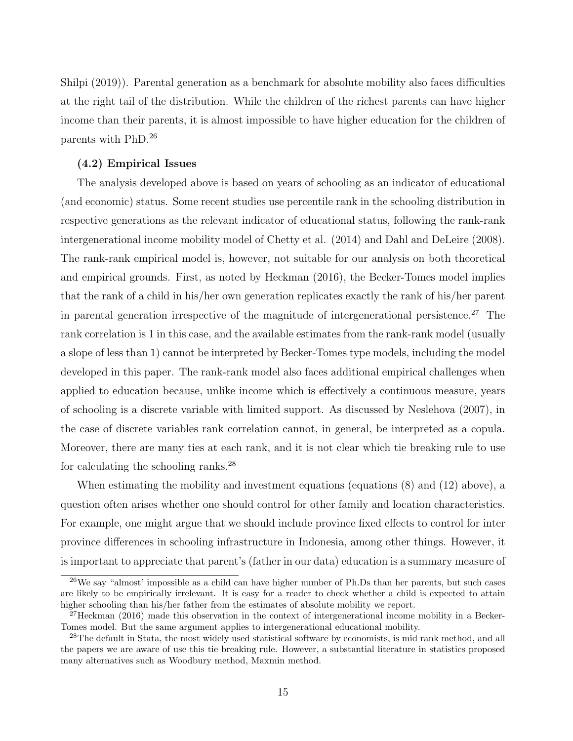Shilpi (2019)). Parental generation as a benchmark for absolute mobility also faces difficulties at the right tail of the distribution. While the children of the richest parents can have higher income than their parents, it is almost impossible to have higher education for the children of parents with PhD.[26]

**(4.2) Empirical Issues**

The analysis developed above is based on years of schooling as an indicator of educational (and economic) status. Some recent studies use percentile rank in the schooling distribution in respective generations as the relevant indicator of educational status, following the rank-rank intergenerational income mobility model of Chetty et al. (2014) and Dahl and DeLeire (2008). The rank-rank empirical model is, however, not suitable for our analysis on both theoretical and empirical grounds. First, as noted by Heckman (2016), the Becker-Tomes model implies that the rank of a child in his/her own generation replicates exactly the rank of his/her parent in parental generation irrespective of the magnitude of intergenerational persistence.[27] The rank correlation is 1 in this case, and the available estimates from the rank-rank model (usually a slope of less than 1) cannot be interpreted by Becker-Tomes type models, including the model developed in this paper. The rank-rank model also faces additional empirical challenges when applied to education because, unlike income which is effectively a continuous measure, years of schooling is a discrete variable with limited support. As discussed by Neslehova (2007), in the case of discrete variables rank correlation cannot, in general, be interpreted as a copula. Moreover, there are many ties at each rank, and it is not clear which tie breaking rule to use for calculating the schooling ranks.[28]

When estimating the mobility and investment equations (equations (8) and (12) above), a question often arises whether one should control for other family and location characteristics. For example, one might argue that we should include province fixed effects to control for inter province differences in schooling infrastructure in Indonesia, among other things. However, it is important to appreciate that parent's (father in our data) education is a summary measure of

---

[26] We say "almost' impossible as a child can have higher number of Ph.Ds than her parents, but such cases are likely to be empirically irrelevant. It is easy for a reader to check whether a child is expected to attain higher schooling than his/her father from the estimates of absolute mobility we report.

[27] Heckman (2016) made this observation in the context of intergenerational income mobility in a Becker-Tomes model. But the same argument applies to intergenerational educational mobility.

[28] The default in Stata, the most widely used statistical software by economists, is mid rank method, and all the papers we are aware of use this tie breaking rule. However, a substantial literature in statistics proposed many alternatives such as Woodbury method, Maxmin method.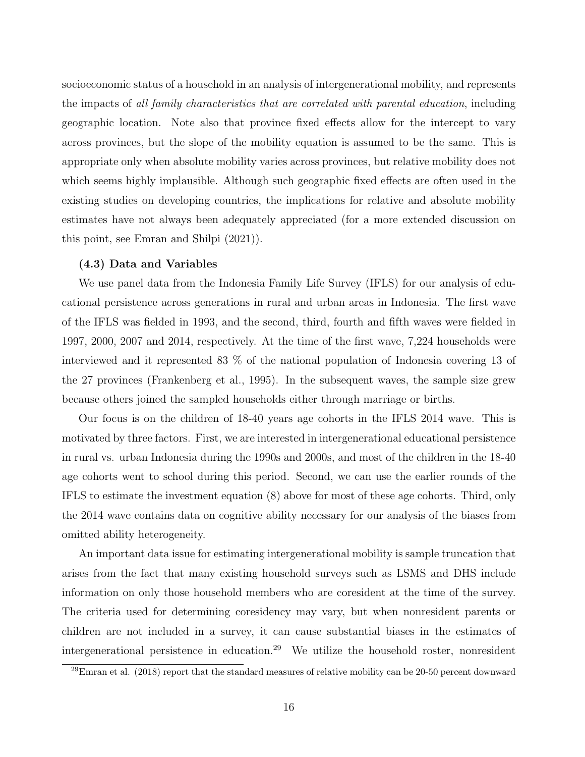socioeconomic status of a household in an analysis of intergenerational mobility, and represents the impacts of *all family characteristics that are correlated with parental education*, including geographic location. Note also that province fixed effects allow for the intercept to vary across provinces, but the slope of the mobility equation is assumed to be the same. This is appropriate only when absolute mobility varies across provinces, but relative mobility does not which seems highly implausible. Although such geographic fixed effects are often used in the existing studies on developing countries, the implications for relative and absolute mobility estimates have not always been adequately appreciated (for a more extended discussion on this point, see Emran and Shilpi (2021)).

**(4.3) Data and Variables**

We use panel data from the Indonesia Family Life Survey (IFLS) for our analysis of educational persistence across generations in rural and urban areas in Indonesia. The first wave of the IFLS was fielded in 1993, and the second, third, fourth and fifth waves were fielded in 1997, 2000, 2007 and 2014, respectively. At the time of the first wave, 7,224 households were interviewed and it represented 83 % of the national population of Indonesia covering 13 of the 27 provinces (Frankenberg et al., 1995). In the subsequent waves, the sample size grew because others joined the sampled households either through marriage or births.

Our focus is on the children of 18-40 years age cohorts in the IFLS 2014 wave. This is motivated by three factors. First, we are interested in intergenerational educational persistence in rural vs. urban Indonesia during the 1990s and 2000s, and most of the children in the 18-40 age cohorts went to school during this period. Second, we can use the earlier rounds of the IFLS to estimate the investment equation (8) above for most of these age cohorts. Third, only the 2014 wave contains data on cognitive ability necessary for our analysis of the biases from omitted ability heterogeneity.

An important data issue for estimating intergenerational mobility is sample truncation that arises from the fact that many existing household surveys such as LSMS and DHS include information on only those household members who are coresident at the time of the survey. The criteria used for determining coresidency may vary, but when nonresident parents or children are not included in a survey, it can cause substantial biases in the estimates of intergenerational persistence in education.[29] We utilize the household roster, nonresident

[29] Emran et al. (2018) report that the standard measures of relative mobility can be 20-50 percent downward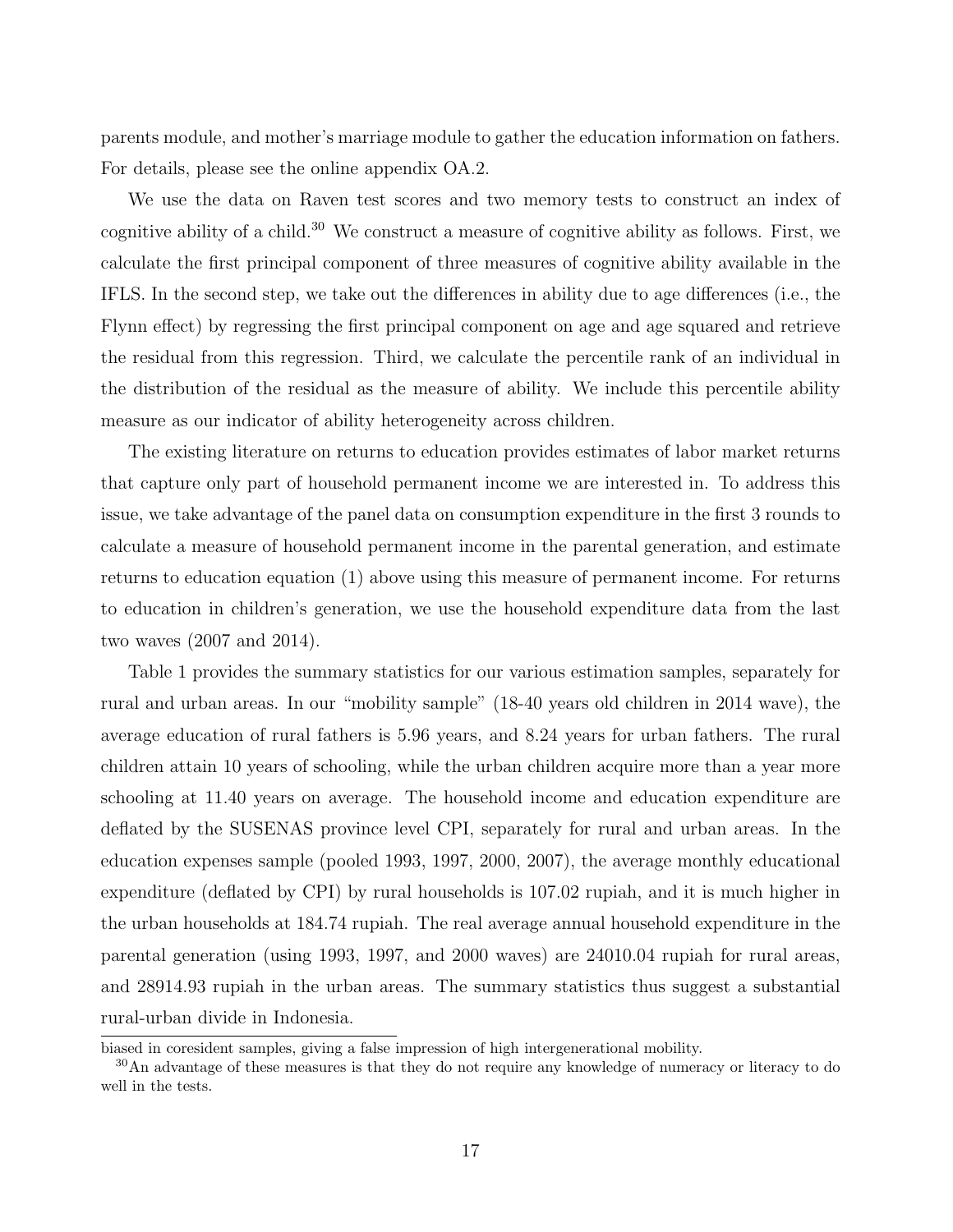parents module, and mother's marriage module to gather the education information on fathers. For details, please see the online appendix OA.2.

We use the data on Raven test scores and two memory tests to construct an index of cognitive ability of a child.[30] We construct a measure of cognitive ability as follows. First, we calculate the first principal component of three measures of cognitive ability available in the IFLS. In the second step, we take out the differences in ability due to age differences (i.e., the Flynn effect) by regressing the first principal component on age and age squared and retrieve the residual from this regression. Third, we calculate the percentile rank of an individual in the distribution of the residual as the measure of ability. We include this percentile ability measure as our indicator of ability heterogeneity across children.

The existing literature on returns to education provides estimates of labor market returns that capture only part of household permanent income we are interested in. To address this issue, we take advantage of the panel data on consumption expenditure in the first 3 rounds to calculate a measure of household permanent income in the parental generation, and estimate returns to education equation (1) above using this measure of permanent income. For returns to education in children's generation, we use the household expenditure data from the last two waves (2007 and 2014).

Table 1 provides the summary statistics for our various estimation samples, separately for rural and urban areas. In our "mobility sample" (18-40 years old children in 2014 wave), the average education of rural fathers is 5.96 years, and 8.24 years for urban fathers. The rural children attain 10 years of schooling, while the urban children acquire more than a year more schooling at 11.40 years on average. The household income and education expenditure are deflated by the SUSENAS province level CPI, separately for rural and urban areas. In the education expenses sample (pooled 1993, 1997, 2000, 2007), the average monthly educational expenditure (deflated by CPI) by rural households is 107.02 rupiah, and it is much higher in the urban households at 184.74 rupiah. The real average annual household expenditure in the parental generation (using 1993, 1997, and 2000 waves) are 24010.04 rupiah for rural areas, and 28914.93 rupiah in the urban areas. The summary statistics thus suggest a substantial rural-urban divide in Indonesia.

---

biased in coresident samples, giving a false impression of high intergenerational mobility.

[30] An advantage of these measures is that they do not require any knowledge of numeracy or literacy to do well in the tests.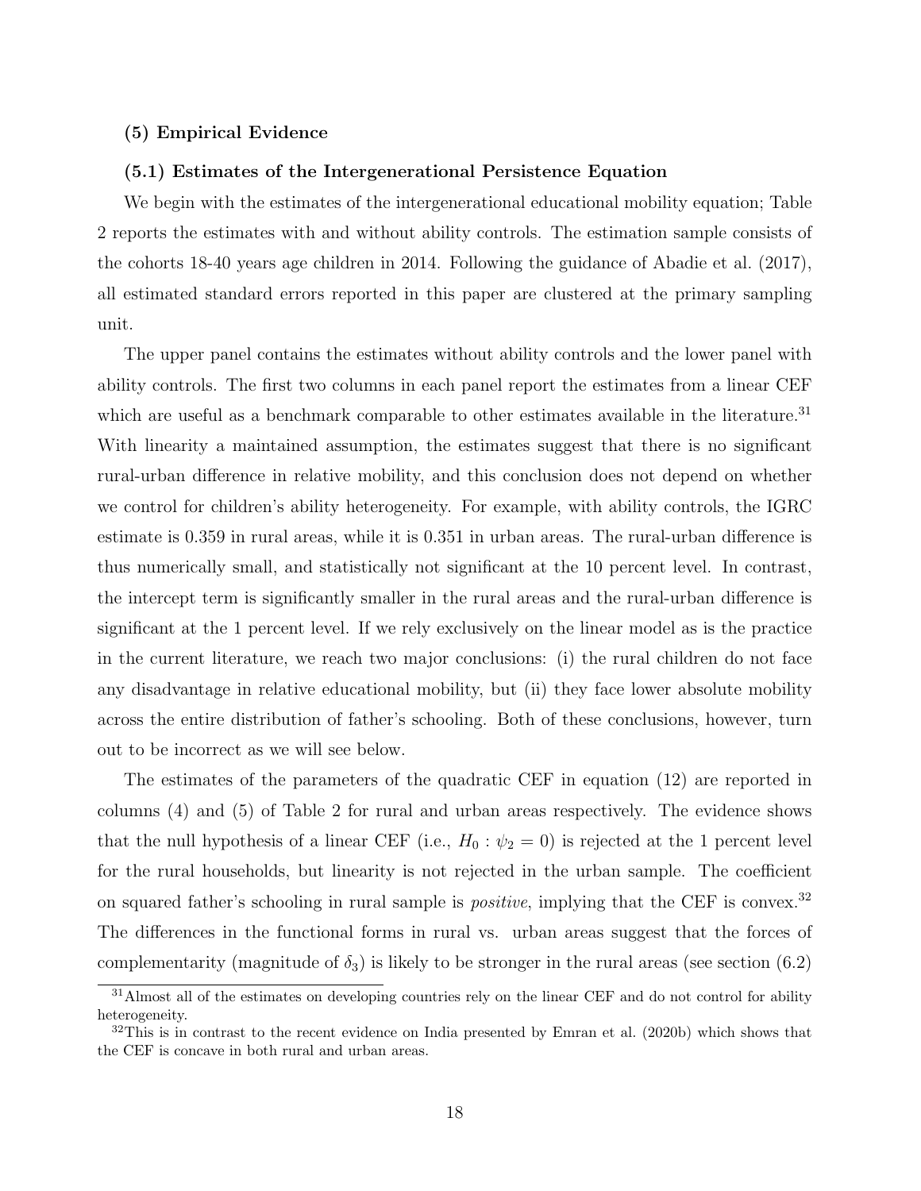### (5) Empirical Evidence

### (5.1) Estimates of the Intergenerational Persistence Equation

We begin with the estimates of the intergenerational educational mobility equation; Table 2 reports the estimates with and without ability controls. The estimation sample consists of the cohorts 18-40 years age children in 2014. Following the guidance of Abadie et al. (2017), all estimated standard errors reported in this paper are clustered at the primary sampling unit.

The upper panel contains the estimates without ability controls and the lower panel with ability controls. The first two columns in each panel report the estimates from a linear CEF which are useful as a benchmark comparable to other estimates available in the literature.[31] With linearity a maintained assumption, the estimates suggest that there is no significant rural-urban difference in relative mobility, and this conclusion does not depend on whether we control for children's ability heterogeneity. For example, with ability controls, the IGRC estimate is 0.359 in rural areas, while it is 0.351 in urban areas. The rural-urban difference is thus numerically small, and statistically not significant at the 10 percent level. In contrast, the intercept term is significantly smaller in the rural areas and the rural-urban difference is significant at the 1 percent level. If we rely exclusively on the linear model as is the practice in the current literature, we reach two major conclusions: (i) the rural children do not face any disadvantage in relative educational mobility, but (ii) they face lower absolute mobility across the entire distribution of father's schooling. Both of these conclusions, however, turn out to be incorrect as we will see below.

The estimates of the parameters of the quadratic CEF in equation (12) are reported in columns (4) and (5) of Table 2 for rural and urban areas respectively. The evidence shows that the null hypothesis of a linear CEF (i.e., $H_0 : \psi_2 = 0$) is rejected at the 1 percent level for the rural households, but linearity is not rejected in the urban sample. The coefficient on squared father's schooling in rural sample is *positive*, implying that the CEF is convex.[32] The differences in the functional forms in rural vs. urban areas suggest that the forces of complementarity (magnitude of $\delta_3$) is likely to be stronger in the rural areas (see section (6.2)

[31] Almost all of the estimates on developing countries rely on the linear CEF and do not control for ability heterogeneity.

[32] This is in contrast to the recent evidence on India presented by Emran et al. (2020b) which shows that the CEF is concave in both rural and urban areas.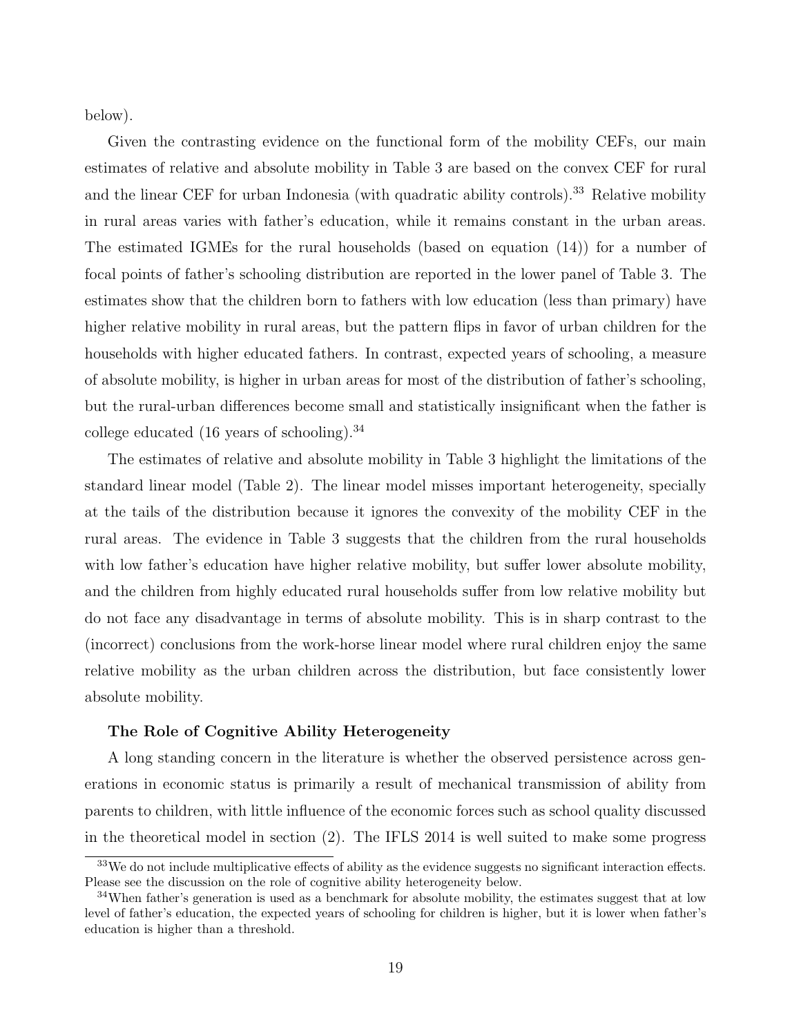below).

Given the contrasting evidence on the functional form of the mobility CEFs, our main estimates of relative and absolute mobility in Table 3 are based on the convex CEF for rural and the linear CEF for urban Indonesia (with quadratic ability controls).[33] Relative mobility in rural areas varies with father's education, while it remains constant in the urban areas. The estimated IGMEs for the rural households (based on equation (14)) for a number of focal points of father's schooling distribution are reported in the lower panel of Table 3. The estimates show that the children born to fathers with low education (less than primary) have higher relative mobility in rural areas, but the pattern flips in favor of urban children for the households with higher educated fathers. In contrast, expected years of schooling, a measure of absolute mobility, is higher in urban areas for most of the distribution of father's schooling, but the rural-urban differences become small and statistically insignificant when the father is college educated (16 years of schooling).[34]

The estimates of relative and absolute mobility in Table 3 highlight the limitations of the standard linear model (Table 2). The linear model misses important heterogeneity, specially at the tails of the distribution because it ignores the convexity of the mobility CEF in the rural areas. The evidence in Table 3 suggests that the children from the rural households with low father's education have higher relative mobility, but suffer lower absolute mobility, and the children from highly educated rural households suffer from low relative mobility but do not face any disadvantage in terms of absolute mobility. This is in sharp contrast to the (incorrect) conclusions from the work-horse linear model where rural children enjoy the same relative mobility as the urban children across the distribution, but face consistently lower absolute mobility.

**The Role of Cognitive Ability Heterogeneity**

A long standing concern in the literature is whether the observed persistence across generations in economic status is primarily a result of mechanical transmission of ability from parents to children, with little influence of the economic forces such as school quality discussed in the theoretical model in section (2). The IFLS 2014 is well suited to make some progress

[33] We do not include multiplicative effects of ability as the evidence suggests no significant interaction effects. Please see the discussion on the role of cognitive ability heterogeneity below.

[34] When father's generation is used as a benchmark for absolute mobility, the estimates suggest that at low level of father's education, the expected years of schooling for children is higher, but it is lower when father's education is higher than a threshold.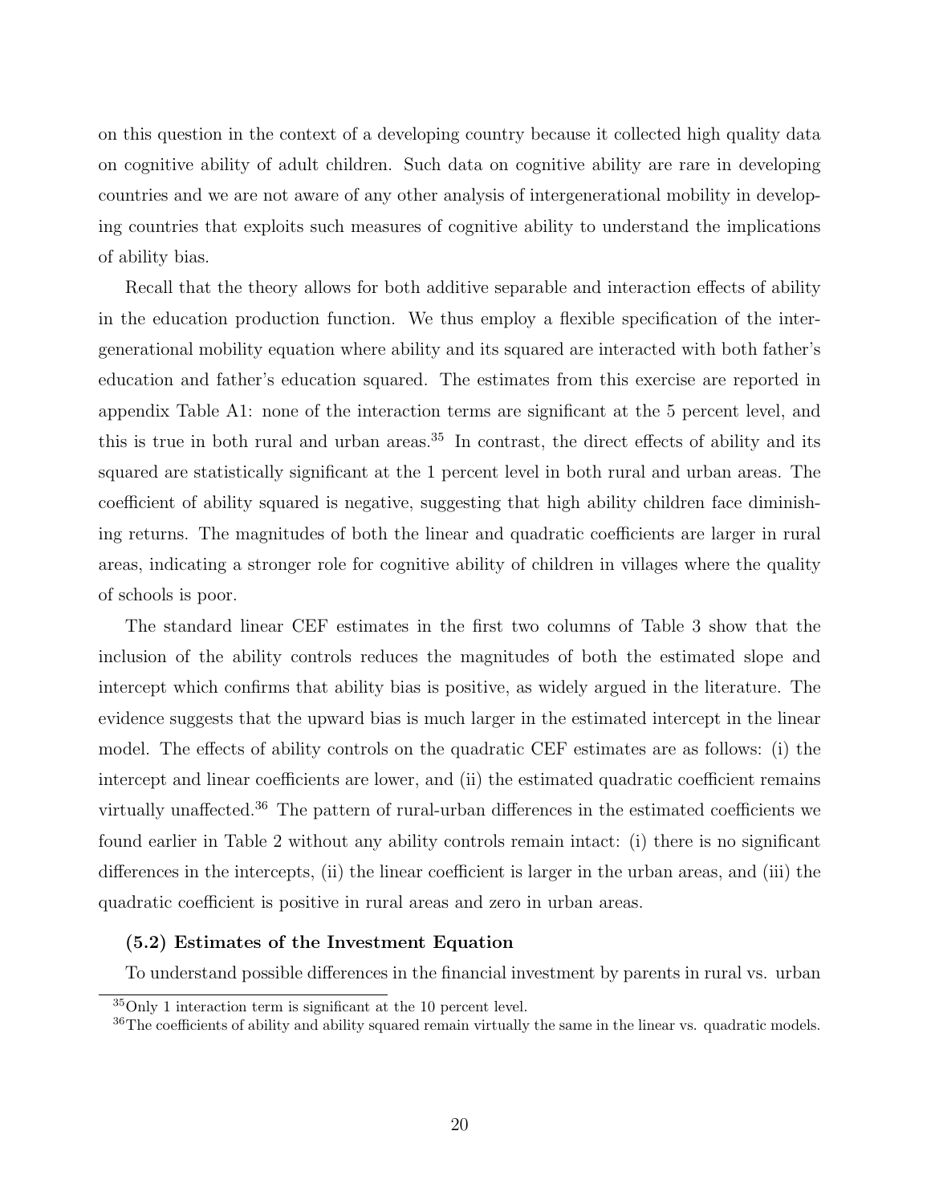on this question in the context of a developing country because it collected high quality data on cognitive ability of adult children. Such data on cognitive ability are rare in developing countries and we are not aware of any other analysis of intergenerational mobility in developing countries that exploits such measures of cognitive ability to understand the implications of ability bias.

Recall that the theory allows for both additive separable and interaction effects of ability in the education production function. We thus employ a flexible specification of the intergenerational mobility equation where ability and its squared are interacted with both father's education and father's education squared. The estimates from this exercise are reported in appendix Table A1: none of the interaction terms are significant at the 5 percent level, and this is true in both rural and urban areas.[35] In contrast, the direct effects of ability and its squared are statistically significant at the 1 percent level in both rural and urban areas. The coefficient of ability squared is negative, suggesting that high ability children face diminishing returns. The magnitudes of both the linear and quadratic coefficients are larger in rural areas, indicating a stronger role for cognitive ability of children in villages where the quality of schools is poor.

The standard linear CEF estimates in the first two columns of Table 3 show that the inclusion of the ability controls reduces the magnitudes of both the estimated slope and intercept which confirms that ability bias is positive, as widely argued in the literature. The evidence suggests that the upward bias is much larger in the estimated intercept in the linear model. The effects of ability controls on the quadratic CEF estimates are as follows: (i) the intercept and linear coefficients are lower, and (ii) the estimated quadratic coefficient remains virtually unaffected.[36] The pattern of rural-urban differences in the estimated coefficients we found earlier in Table 2 without any ability controls remain intact: (i) there is no significant differences in the intercepts, (ii) the linear coefficient is larger in the urban areas, and (iii) the quadratic coefficient is positive in rural areas and zero in urban areas.

### (5.2) Estimates of the Investment Equation

To understand possible differences in the financial investment by parents in rural vs. urban

[35] Only 1 interaction term is significant at the 10 percent level.

[36] The coefficients of ability and ability squared remain virtually the same in the linear vs. quadratic models.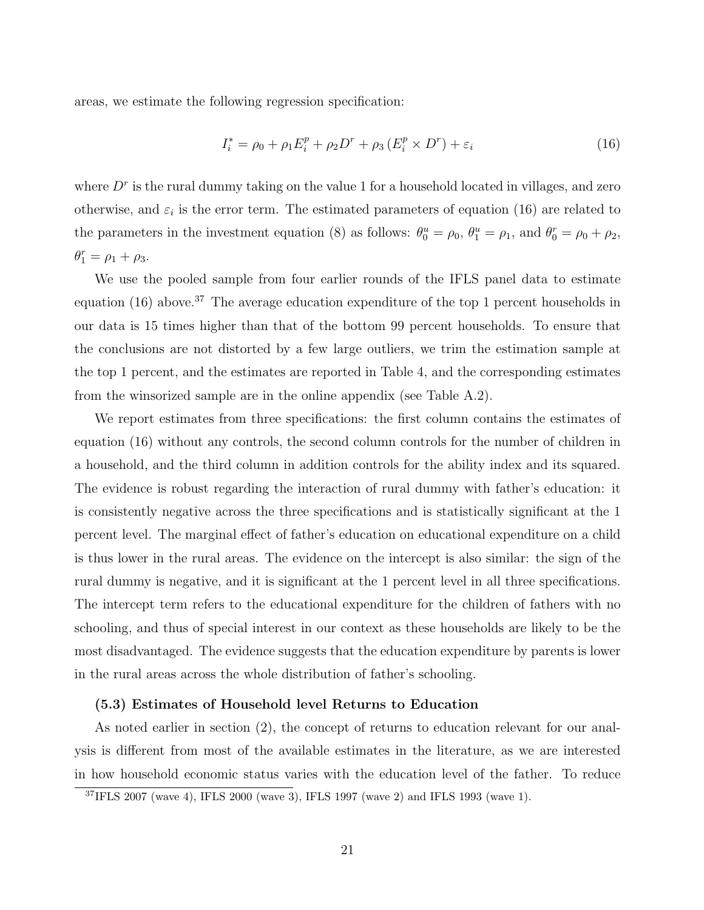areas, we estimate the following regression specification:

$$I_i^* = \rho_0 + \rho_1 E_i^p + \rho_2 D^r + \rho_3 \left(E_i^p \times D^r\right) + \varepsilon_i \tag{16}$$

where $D^r$ is the rural dummy taking on the value 1 for a household located in villages, and zero otherwise, and $\varepsilon_i$ is the error term. The estimated parameters of equation (16) are related to the parameters in the investment equation (8) as follows: $\theta_0^u = \rho_0$, $\theta_1^u = \rho_1$, and $\theta_0^r = \rho_0 + \rho_2$, $\theta_1^r = \rho_1 + \rho_3$.

We use the pooled sample from four earlier rounds of the IFLS panel data to estimate equation (16) above.[37] The average education expenditure of the top 1 percent households in our data is 15 times higher than that of the bottom 99 percent households. To ensure that the conclusions are not distorted by a few large outliers, we trim the estimation sample at the top 1 percent, and the estimates are reported in Table 4, and the corresponding estimates from the winsorized sample are in the online appendix (see Table A.2).

We report estimates from three specifications: the first column contains the estimates of equation (16) without any controls, the second column controls for the number of children in a household, and the third column in addition controls for the ability index and its squared. The evidence is robust regarding the interaction of rural dummy with father's education: it is consistently negative across the three specifications and is statistically significant at the 1 percent level. The marginal effect of father's education on educational expenditure on a child is thus lower in the rural areas. The evidence on the intercept is also similar: the sign of the rural dummy is negative, and it is significant at the 1 percent level in all three specifications. The intercept term refers to the educational expenditure for the children of fathers with no schooling, and thus of special interest in our context as these households are likely to be the most disadvantaged. The evidence suggests that the education expenditure by parents is lower in the rural areas across the whole distribution of father's schooling.

### (5.3) Estimates of Household level Returns to Education

As noted earlier in section (2), the concept of returns to education relevant for our analysis is different from most of the available estimates in the literature, as we are interested in how household economic status varies with the education level of the father. To reduce

[37] IFLS 2007 (wave 4), IFLS 2000 (wave 3), IFLS 1997 (wave 2) and IFLS 1993 (wave 1).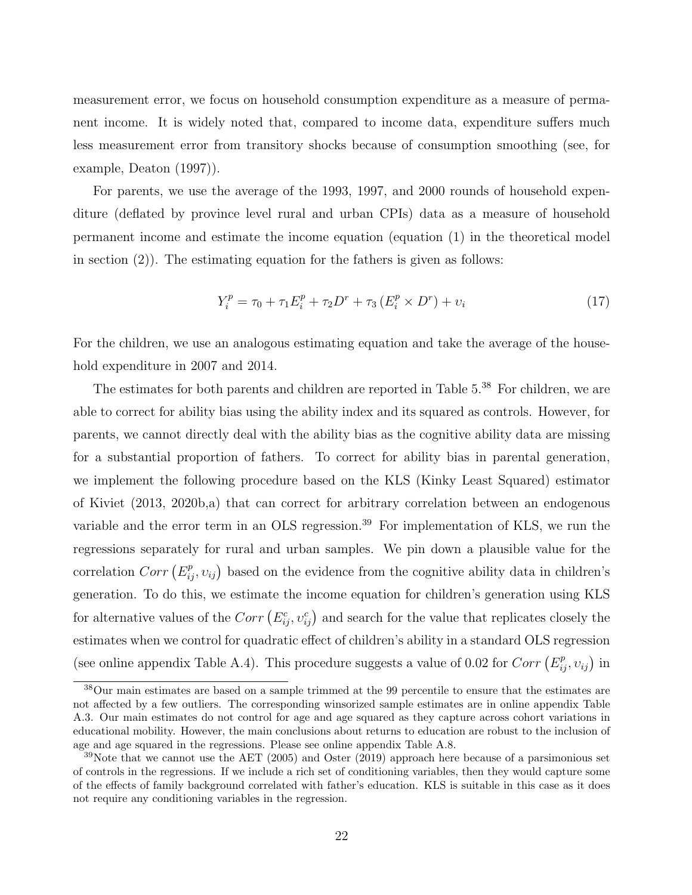measurement error, we focus on household consumption expenditure as a measure of permanent income. It is widely noted that, compared to income data, expenditure suffers much less measurement error from transitory shocks because of consumption smoothing (see, for example, Deaton (1997)).

For parents, we use the average of the 1993, 1997, and 2000 rounds of household expenditure (deflated by province level rural and urban CPIs) data as a measure of household permanent income and estimate the income equation (equation (1) in the theoretical model in section (2)). The estimating equation for the fathers is given as follows:

$$Y_i^p = \tau_0 + \tau_1 E_i^p + \tau_2 D^r + \tau_3 \left(E_i^p \times D^r\right) + \upsilon_i \tag{17}$$

For the children, we use an analogous estimating equation and take the average of the household expenditure in 2007 and 2014.

The estimates for both parents and children are reported in Table 5.[38] For children, we are able to correct for ability bias using the ability index and its squared as controls. However, for parents, we cannot directly deal with the ability bias as the cognitive ability data are missing for a substantial proportion of fathers. To correct for ability bias in parental generation, we implement the following procedure based on the KLS (Kinky Least Squared) estimator of Kiviet (2013, 2020b,a) that can correct for arbitrary correlation between an endogenous variable and the error term in an OLS regression.[39] For implementation of KLS, we run the regressions separately for rural and urban samples. We pin down a plausible value for the correlation $Corr\left(E_{ij}^p, \upsilon_{ij}\right)$ based on the evidence from the cognitive ability data in children's generation. To do this, we estimate the income equation for children's generation using KLS for alternative values of the $Corr\left(E_{ij}^c, \upsilon_{ij}^c\right)$ and search for the value that replicates closely the estimates when we control for quadratic effect of children's ability in a standard OLS regression (see online appendix Table A.4). This procedure suggests a value of 0.02 for $Corr\left(E_{ij}^p, \upsilon_{ij}\right)$ in

[38] Our main estimates are based on a sample trimmed at the 99 percentile to ensure that the estimates are not affected by a few outliers. The corresponding winsorized sample estimates are in online appendix Table A.3. Our main estimates do not control for age and age squared as they capture across cohort variations in educational mobility. However, the main conclusions about returns to education are robust to the inclusion of age and age squared in the regressions. Please see online appendix Table A.8.

[39] Note that we cannot use the AET (2005) and Oster (2019) approach here because of a parsimonious set of controls in the regressions. If we include a rich set of conditioning variables, then they would capture some of the effects of family background correlated with father's education. KLS is suitable in this case as it does not require any conditioning variables in the regression.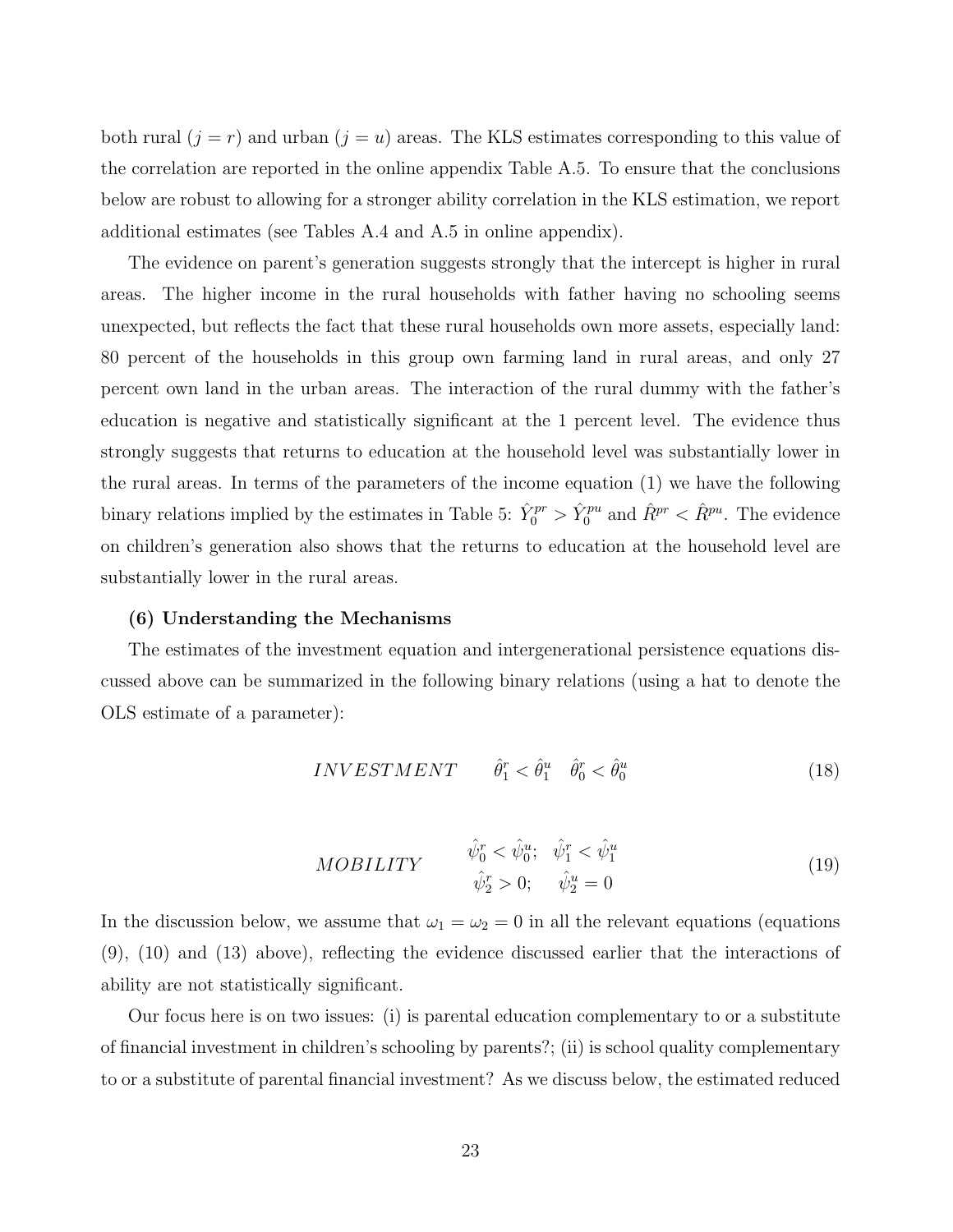both rural ($j = r$) and urban ($j = u$) areas. The KLS estimates corresponding to this value of the correlation are reported in the online appendix Table A.5. To ensure that the conclusions below are robust to allowing for a stronger ability correlation in the KLS estimation, we report additional estimates (see Tables A.4 and A.5 in online appendix).

The evidence on parent's generation suggests strongly that the intercept is higher in rural areas. The higher income in the rural households with father having no schooling seems unexpected, but reflects the fact that these rural households own more assets, especially land: 80 percent of the households in this group own farming land in rural areas, and only 27 percent own land in the urban areas. The interaction of the rural dummy with the father's education is negative and statistically significant at the 1 percent level. The evidence thus strongly suggests that returns to education at the household level was substantially lower in the rural areas. In terms of the parameters of the income equation (1) we have the following binary relations implied by the estimates in Table 5: $\hat{Y}_0^{pr} > \hat{Y}_0^{pu}$ and $\hat{R}^{pr} < \hat{R}^{pu}$. The evidence on children's generation also shows that the returns to education at the household level are substantially lower in the rural areas.

**(6) Understanding the Mechanisms**

The estimates of the investment equation and intergenerational persistence equations discussed above can be summarized in the following binary relations (using a hat to denote the OLS estimate of a parameter):

$$INVESTMENT \qquad \hat{\theta}_1^r < \hat{\theta}_1^u \quad \hat{\theta}_0^r < \hat{\theta}_0^u \tag{18}$$

$$MOBILITY \qquad \begin{array}{c} \hat{\psi}_0^r < \hat{\psi}_0^u; \quad \hat{\psi}_1^r < \hat{\psi}_1^u \\ \hat{\psi}_2^r > 0; \quad \hat{\psi}_2^u = 0 \end{array} \tag{19}$$

In the discussion below, we assume that $\omega_1 = \omega_2 = 0$ in all the relevant equations (equations (9), (10) and (13) above), reflecting the evidence discussed earlier that the interactions of ability are not statistically significant.

Our focus here is on two issues: (i) is parental education complementary to or a substitute of financial investment in children's schooling by parents?; (ii) is school quality complementary to or a substitute of parental financial investment? As we discuss below, the estimated reduced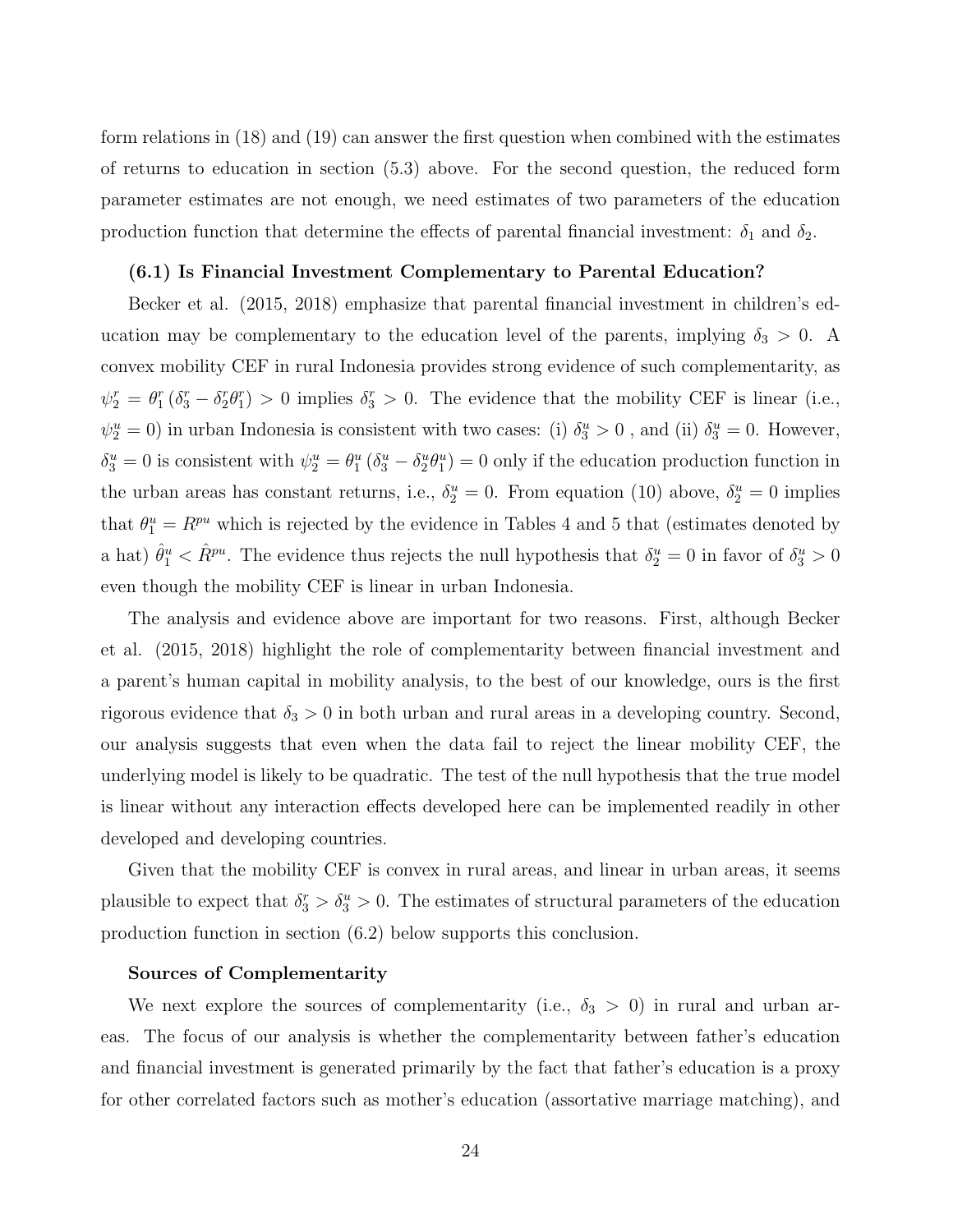form relations in (18) and (19) can answer the first question when combined with the estimates of returns to education in section (5.3) above. For the second question, the reduced form parameter estimates are not enough, we need estimates of two parameters of the education production function that determine the effects of parental financial investment: $\delta_1$ and $\delta_2$.

### (6.1) Is Financial Investment Complementary to Parental Education?

Becker et al. (2015, 2018) emphasize that parental financial investment in children's education may be complementary to the education level of the parents, implying $\delta_3 > 0$. A convex mobility CEF in rural Indonesia provides strong evidence of such complementarity, as $\psi_2^r = \theta_1^r\,(\delta_3^r - \delta_2^r\theta_1^r) > 0$ implies $\delta_3^r > 0$. The evidence that the mobility CEF is linear (i.e., $\psi_2^u = 0$) in urban Indonesia is consistent with two cases: (i) $\delta_3^u > 0$ , and (ii) $\delta_3^u = 0$. However, $\delta_3^u = 0$ is consistent with $\psi_2^u = \theta_1^u\,(\delta_3^u - \delta_2^u\theta_1^u) = 0$ only if the education production function in the urban areas has constant returns, i.e., $\delta_2^u = 0$. From equation (10) above, $\delta_2^u = 0$ implies that $\theta_1^u = R^{pu}$ which is rejected by the evidence in Tables 4 and 5 that (estimates denoted by a hat) $\hat{\theta}_1^u < \hat{R}^{pu}$. The evidence thus rejects the null hypothesis that $\delta_2^u = 0$ in favor of $\delta_3^u > 0$ even though the mobility CEF is linear in urban Indonesia.

The analysis and evidence above are important for two reasons. First, although Becker et al. (2015, 2018) highlight the role of complementarity between financial investment and a parent's human capital in mobility analysis, to the best of our knowledge, ours is the first rigorous evidence that $\delta_3 > 0$ in both urban and rural areas in a developing country. Second, our analysis suggests that even when the data fail to reject the linear mobility CEF, the underlying model is likely to be quadratic. The test of the null hypothesis that the true model is linear without any interaction effects developed here can be implemented readily in other developed and developing countries.

Given that the mobility CEF is convex in rural areas, and linear in urban areas, it seems plausible to expect that $\delta_3^r > \delta_3^u > 0$. The estimates of structural parameters of the education production function in section (6.2) below supports this conclusion.

#### Sources of Complementarity

We next explore the sources of complementarity (i.e., $\delta_3 > 0$) in rural and urban areas. The focus of our analysis is whether the complementarity between father's education and financial investment is generated primarily by the fact that father's education is a proxy for other correlated factors such as mother's education (assortative marriage matching), and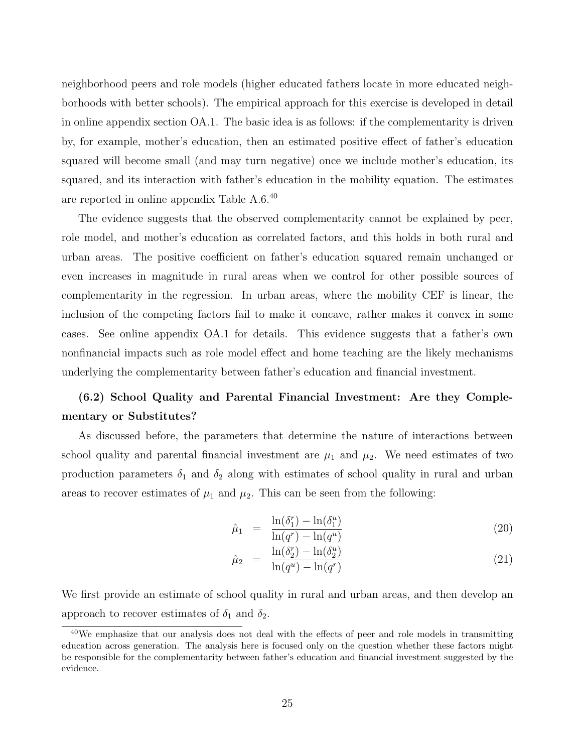neighborhood peers and role models (higher educated fathers locate in more educated neighborhoods with better schools). The empirical approach for this exercise is developed in detail in online appendix section OA.1. The basic idea is as follows: if the complementarity is driven by, for example, mother's education, then an estimated positive effect of father's education squared will become small (and may turn negative) once we include mother's education, its squared, and its interaction with father's education in the mobility equation. The estimates are reported in online appendix Table A.6.[40]

The evidence suggests that the observed complementarity cannot be explained by peer, role model, and mother's education as correlated factors, and this holds in both rural and urban areas. The positive coefficient on father's education squared remain unchanged or even increases in magnitude in rural areas when we control for other possible sources of complementarity in the regression. In urban areas, where the mobility CEF is linear, the inclusion of the competing factors fail to make it concave, rather makes it convex in some cases. See online appendix OA.1 for details. This evidence suggests that a father's own nonfinancial impacts such as role model effect and home teaching are the likely mechanisms underlying the complementarity between father's education and financial investment.

### (6.2) School Quality and Parental Financial Investment: Are they Complementary or Substitutes?

As discussed before, the parameters that determine the nature of interactions between school quality and parental financial investment are $\mu_1$ and $\mu_2$. We need estimates of two production parameters $\delta_1$ and $\delta_2$ along with estimates of school quality in rural and urban areas to recover estimates of $\mu_1$ and $\mu_2$. This can be seen from the following:

$$\hat{\mu}_1 = \frac{\ln(\delta_1^r) - \ln(\delta_1^u)}{\ln(q^r) - \ln(q^u)} \tag{20}$$

$$\hat{\mu}_2 = \frac{\ln(\delta_2^r) - \ln(\delta_2^u)}{\ln(q^u) - \ln(q^r)} \tag{21}$$

We first provide an estimate of school quality in rural and urban areas, and then develop an approach to recover estimates of $\delta_1$ and $\delta_2$.

[40]We emphasize that our analysis does not deal with the effects of peer and role models in transmitting education across generation. The analysis here is focused only on the question whether these factors might be responsible for the complementarity between father's education and financial investment suggested by the evidence.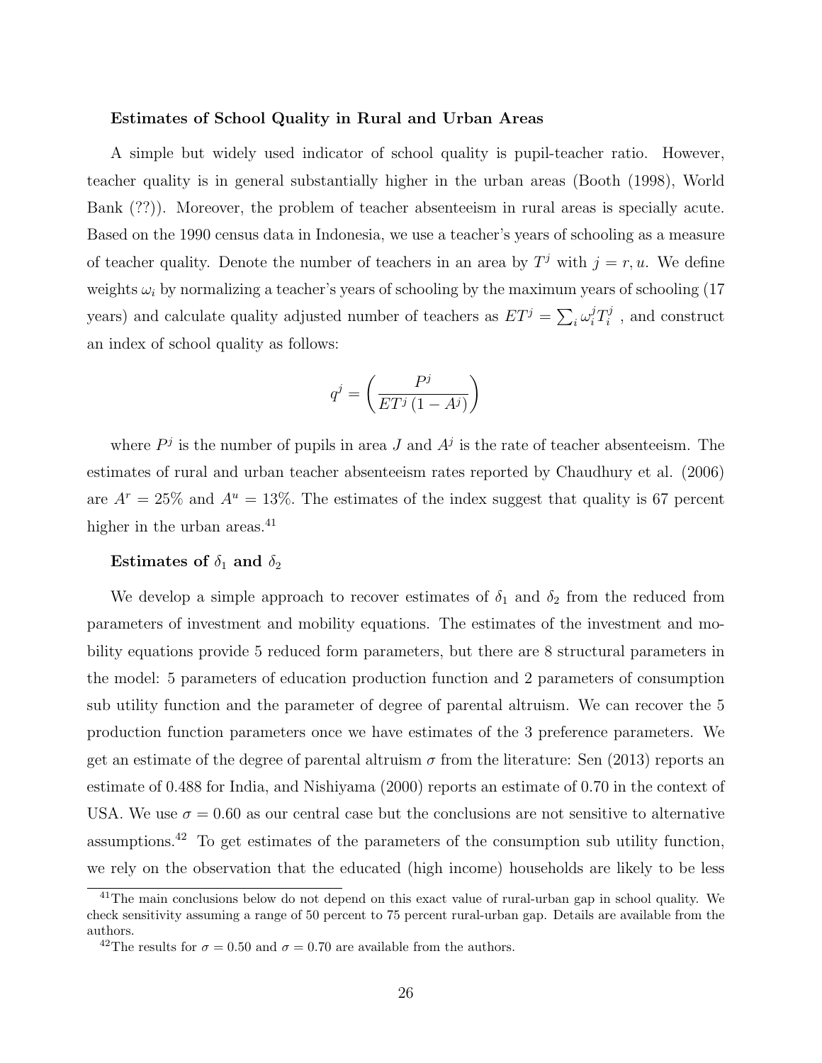**Estimates of School Quality in Rural and Urban Areas**

A simple but widely used indicator of school quality is pupil-teacher ratio. However, teacher quality is in general substantially higher in the urban areas (Booth (1998), World Bank (??)). Moreover, the problem of teacher absenteeism in rural areas is specially acute. Based on the 1990 census data in Indonesia, we use a teacher's years of schooling as a measure of teacher quality. Denote the number of teachers in an area by $T^j$ with $j = r, u$. We define weights $\omega_i$ by normalizing a teacher's years of schooling by the maximum years of schooling (17 years) and calculate quality adjusted number of teachers as $ET^j = \sum_i \omega_i^j T_i^j$ , and construct an index of school quality as follows:

$$q^j = \left( \frac{P^j}{ET^j \left(1 - A^j\right)} \right)$$

where $P^j$ is the number of pupils in area $J$ and $A^j$ is the rate of teacher absenteeism. The estimates of rural and urban teacher absenteeism rates reported by Chaudhury et al. (2006) are $A^r = 25\%$ and $A^u = 13\%$. The estimates of the index suggest that quality is 67 percent higher in the urban areas.[41]

**Estimates of $\delta_1$ and $\delta_2$**

We develop a simple approach to recover estimates of $\delta_1$ and $\delta_2$ from the reduced from parameters of investment and mobility equations. The estimates of the investment and mobility equations provide 5 reduced form parameters, but there are 8 structural parameters in the model: 5 parameters of education production function and 2 parameters of consumption sub utility function and the parameter of degree of parental altruism. We can recover the 5 production function parameters once we have estimates of the 3 preference parameters. We get an estimate of the degree of parental altruism $\sigma$ from the literature: Sen (2013) reports an estimate of 0.488 for India, and Nishiyama (2000) reports an estimate of 0.70 in the context of USA. We use $\sigma = 0.60$ as our central case but the conclusions are not sensitive to alternative assumptions.[42] To get estimates of the parameters of the consumption sub utility function, we rely on the observation that the educated (high income) households are likely to be less

[41]The main conclusions below do not depend on this exact value of rural-urban gap in school quality. We check sensitivity assuming a range of 50 percent to 75 percent rural-urban gap. Details are available from the authors.

[42]The results for $\sigma = 0.50$ and $\sigma = 0.70$ are available from the authors.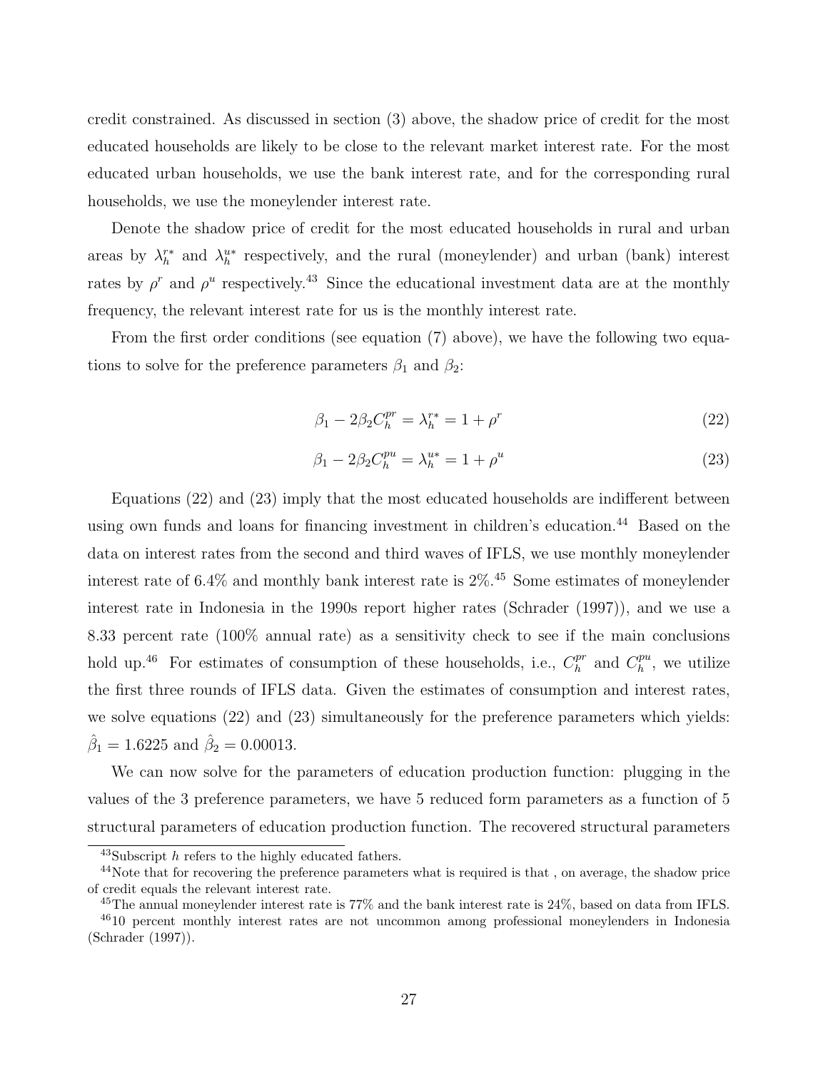credit constrained. As discussed in section (3) above, the shadow price of credit for the most educated households are likely to be close to the relevant market interest rate. For the most educated urban households, we use the bank interest rate, and for the corresponding rural households, we use the moneylender interest rate.

Denote the shadow price of credit for the most educated households in rural and urban areas by $\lambda_h^{r*}$ and $\lambda_h^{u*}$ respectively, and the rural (moneylender) and urban (bank) interest rates by $\rho^r$ and $\rho^u$ respectively.[43] Since the educational investment data are at the monthly frequency, the relevant interest rate for us is the monthly interest rate.

From the first order conditions (see equation (7) above), we have the following two equations to solve for the preference parameters $\beta_1$ and $\beta_2$:

$$\beta_1 - 2\beta_2 C_h^{pr} = \lambda_h^{r*} = 1 + \rho^r \tag{22}$$

$$\beta_1 - 2\beta_2 C_h^{pu} = \lambda_h^{u*} = 1 + \rho^u \tag{23}$$

Equations (22) and (23) imply that the most educated households are indifferent between using own funds and loans for financing investment in children's education.[44] Based on the data on interest rates from the second and third waves of IFLS, we use monthly moneylender interest rate of 6.4% and monthly bank interest rate is 2%.[45] Some estimates of moneylender interest rate in Indonesia in the 1990s report higher rates (Schrader (1997)), and we use a 8.33 percent rate (100% annual rate) as a sensitivity check to see if the main conclusions hold up.[46] For estimates of consumption of these households, i.e., $C_h^{pr}$ and $C_h^{pu}$, we utilize the first three rounds of IFLS data. Given the estimates of consumption and interest rates, we solve equations (22) and (23) simultaneously for the preference parameters which yields: $\hat{\beta}_1 = 1.6225$ and $\hat{\beta}_2 = 0.00013$.

We can now solve for the parameters of education production function: plugging in the values of the 3 preference parameters, we have 5 reduced form parameters as a function of 5 structural parameters of education production function. The recovered structural parameters

[43] Subscript $h$ refers to the highly educated fathers.

[44] Note that for recovering the preference parameters what is required is that , on average, the shadow price of credit equals the relevant interest rate.

[45] The annual moneylender interest rate is 77% and the bank interest rate is 24%, based on data from IFLS.

[46] 10 percent monthly interest rates are not uncommon among professional moneylenders in Indonesia (Schrader (1997)).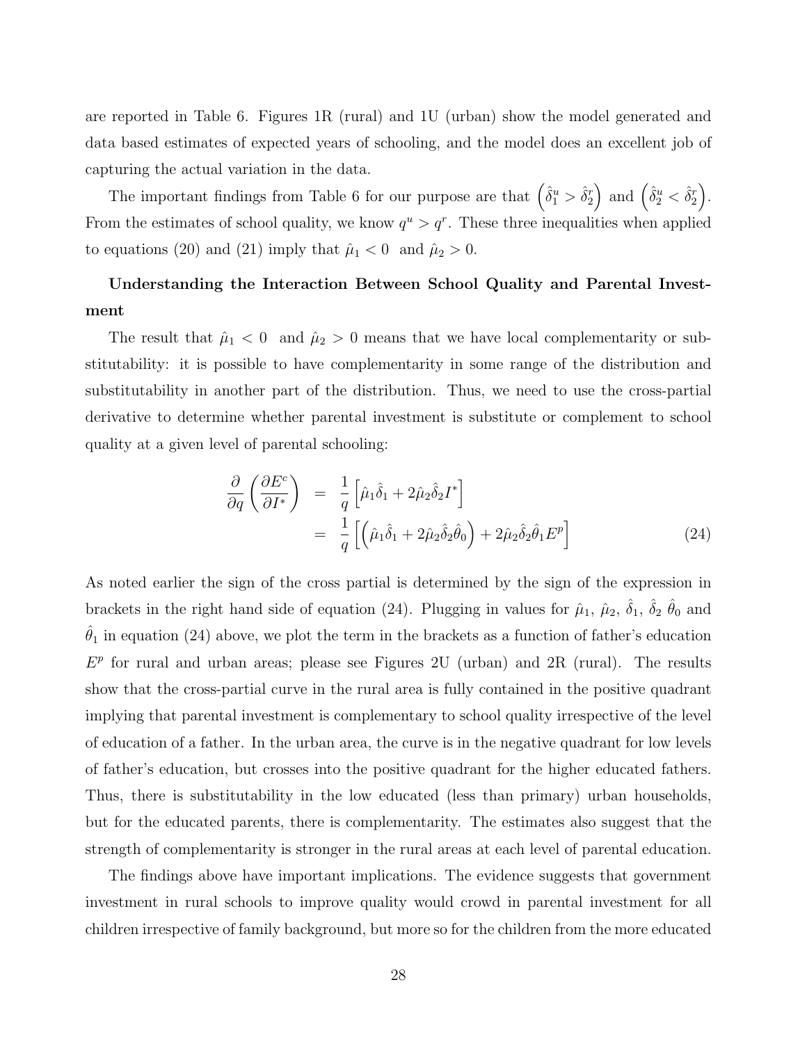are reported in Table 6. Figures 1R (rural) and 1U (urban) show the model generated and data based estimates of expected years of schooling, and the model does an excellent job of capturing the actual variation in the data.

The important findings from Table 6 for our purpose are that $\left(\hat{\delta}_1^u > \hat{\delta}_2^r\right)$ and $\left(\hat{\delta}_2^u < \hat{\delta}_2^r\right)$. From the estimates of school quality, we know $q^u > q^r$. These three inequalities when applied to equations (20) and (21) imply that $\hat{\mu}_1 < 0$ and $\hat{\mu}_2 > 0$.

**Understanding the Interaction Between School Quality and Parental Investment**

The result that $\hat{\mu}_1 < 0$ and $\hat{\mu}_2 > 0$ means that we have local complementarity or substitutability: it is possible to have complementarity in some range of the distribution and substitutability in another part of the distribution. Thus, we need to use the cross-partial derivative to determine whether parental investment is substitute or complement to school quality at a given level of parental schooling:

$$
\begin{aligned}
\frac{\partial}{\partial q}\left(\frac{\partial E^c}{\partial I^*}\right) &= \frac{1}{q}\left[\hat{\mu}_1\hat{\delta}_1 + 2\hat{\mu}_2\hat{\delta}_2 I^*\right] \\
&= \frac{1}{q}\left[\left(\hat{\mu}_1\hat{\delta}_1 + 2\hat{\mu}_2\hat{\delta}_2\hat{\theta}_0\right) + 2\hat{\mu}_2\hat{\delta}_2\hat{\theta}_1 E^p\right] \qquad (24)
\end{aligned}
$$

As noted earlier the sign of the cross partial is determined by the sign of the expression in brackets in the right hand side of equation (24). Plugging in values for $\hat{\mu}_1$, $\hat{\mu}_2$, $\hat{\delta}_1$, $\hat{\delta}_2$ $\hat{\theta}_0$ and $\hat{\theta}_1$ in equation (24) above, we plot the term in the brackets as a function of father's education $E^p$ for rural and urban areas; please see Figures 2U (urban) and 2R (rural). The results show that the cross-partial curve in the rural area is fully contained in the positive quadrant implying that parental investment is complementary to school quality irrespective of the level of education of a father. In the urban area, the curve is in the negative quadrant for low levels of father's education, but crosses into the positive quadrant for the higher educated fathers. Thus, there is substitutability in the low educated (less than primary) urban households, but for the educated parents, there is complementarity. The estimates also suggest that the strength of complementarity is stronger in the rural areas at each level of parental education.

The findings above have important implications. The evidence suggests that government investment in rural schools to improve quality would crowd in parental investment for all children irrespective of family background, but more so for the children from the more educated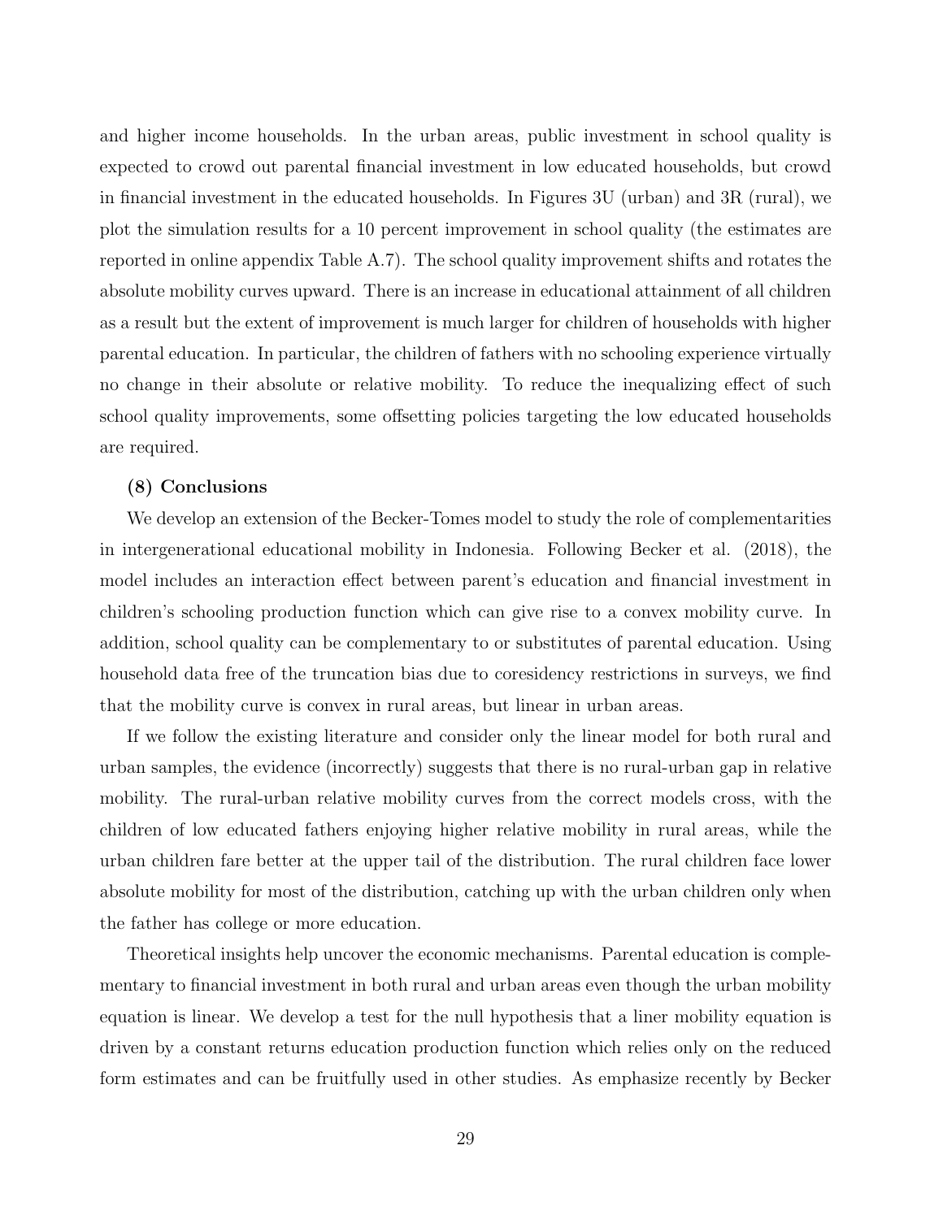and higher income households. In the urban areas, public investment in school quality is expected to crowd out parental financial investment in low educated households, but crowd in financial investment in the educated households. In Figures 3U (urban) and 3R (rural), we plot the simulation results for a 10 percent improvement in school quality (the estimates are reported in online appendix Table A.7). The school quality improvement shifts and rotates the absolute mobility curves upward. There is an increase in educational attainment of all children as a result but the extent of improvement is much larger for children of households with higher parental education. In particular, the children of fathers with no schooling experience virtually no change in their absolute or relative mobility. To reduce the inequalizing effect of such school quality improvements, some offsetting policies targeting the low educated households are required.

**(8) Conclusions**

We develop an extension of the Becker-Tomes model to study the role of complementarities in intergenerational educational mobility in Indonesia. Following Becker et al. (2018), the model includes an interaction effect between parent's education and financial investment in children's schooling production function which can give rise to a convex mobility curve. In addition, school quality can be complementary to or substitutes of parental education. Using household data free of the truncation bias due to coresidency restrictions in surveys, we find that the mobility curve is convex in rural areas, but linear in urban areas.

If we follow the existing literature and consider only the linear model for both rural and urban samples, the evidence (incorrectly) suggests that there is no rural-urban gap in relative mobility. The rural-urban relative mobility curves from the correct models cross, with the children of low educated fathers enjoying higher relative mobility in rural areas, while the urban children fare better at the upper tail of the distribution. The rural children face lower absolute mobility for most of the distribution, catching up with the urban children only when the father has college or more education.

Theoretical insights help uncover the economic mechanisms. Parental education is complementary to financial investment in both rural and urban areas even though the urban mobility equation is linear. We develop a test for the null hypothesis that a liner mobility equation is driven by a constant returns education production function which relies only on the reduced form estimates and can be fruitfully used in other studies. As emphasize recently by Becker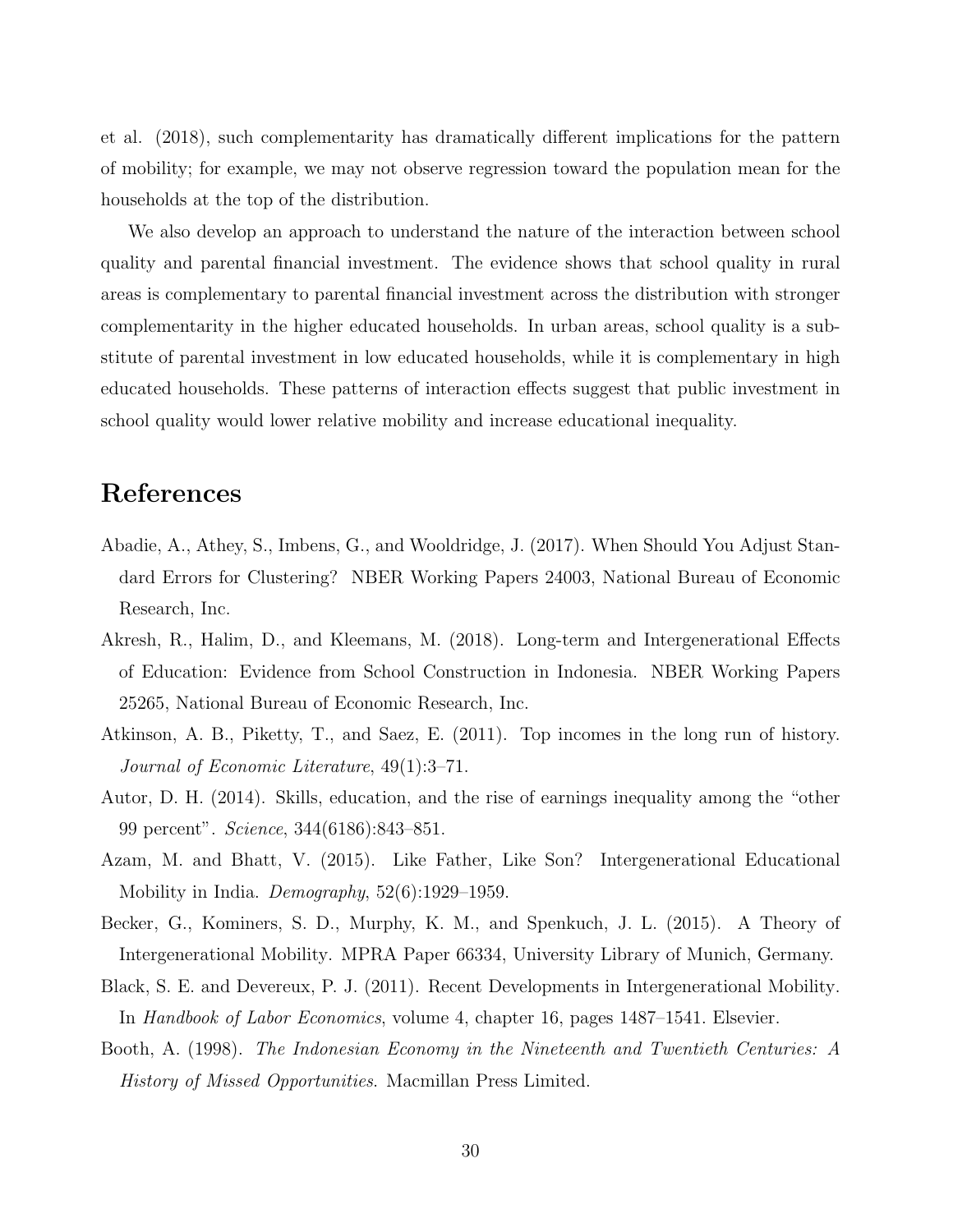et al. (2018), such complementarity has dramatically different implications for the pattern of mobility; for example, we may not observe regression toward the population mean for the households at the top of the distribution.

We also develop an approach to understand the nature of the interaction between school quality and parental financial investment. The evidence shows that school quality in rural areas is complementary to parental financial investment across the distribution with stronger complementarity in the higher educated households. In urban areas, school quality is a substitute of parental investment in low educated households, while it is complementary in high educated households. These patterns of interaction effects suggest that public investment in school quality would lower relative mobility and increase educational inequality.

# References

Abadie, A., Athey, S., Imbens, G., and Wooldridge, J. (2017). When Should You Adjust Standard Errors for Clustering? NBER Working Papers 24003, National Bureau of Economic Research, Inc.

Akresh, R., Halim, D., and Kleemans, M. (2018). Long-term and Intergenerational Effects of Education: Evidence from School Construction in Indonesia. NBER Working Papers 25265, National Bureau of Economic Research, Inc.

Atkinson, A. B., Piketty, T., and Saez, E. (2011). Top incomes in the long run of history. *Journal of Economic Literature*, 49(1):3–71.

Autor, D. H. (2014). Skills, education, and the rise of earnings inequality among the "other 99 percent". *Science*, 344(6186):843–851.

Azam, M. and Bhatt, V. (2015). Like Father, Like Son? Intergenerational Educational Mobility in India. *Demography*, 52(6):1929–1959.

Becker, G., Kominers, S. D., Murphy, K. M., and Spenkuch, J. L. (2015). A Theory of Intergenerational Mobility. MPRA Paper 66334, University Library of Munich, Germany.

Black, S. E. and Devereux, P. J. (2011). Recent Developments in Intergenerational Mobility. In *Handbook of Labor Economics*, volume 4, chapter 16, pages 1487–1541. Elsevier.

Booth, A. (1998). *The Indonesian Economy in the Nineteenth and Twentieth Centuries: A History of Missed Opportunities*. Macmillan Press Limited.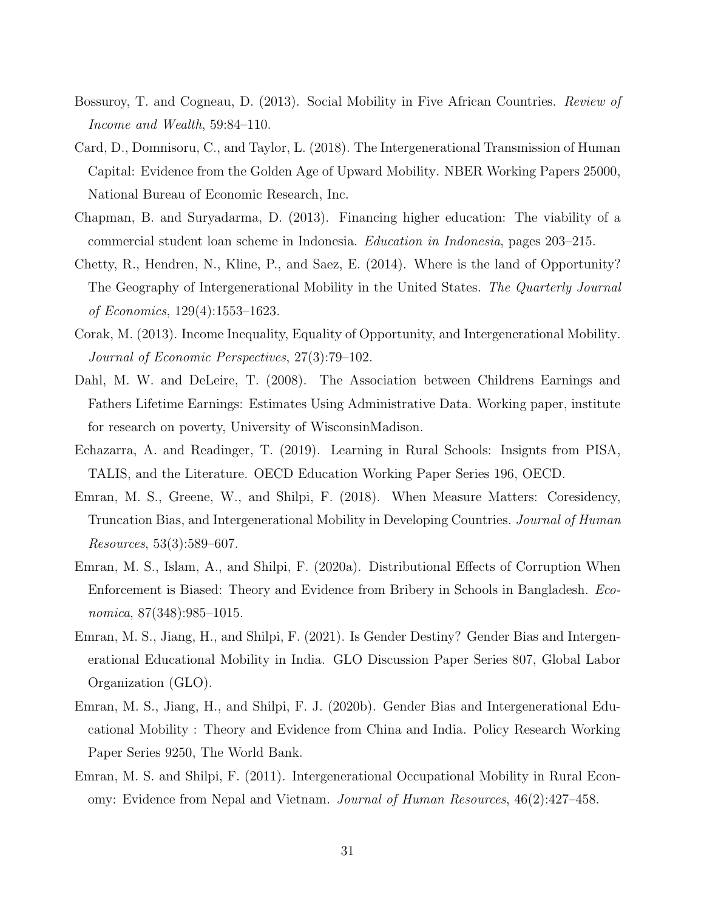Bossuroy, T. and Cogneau, D. (2013). Social Mobility in Five African Countries. *Review of Income and Wealth*, 59:84–110.

Card, D., Domnisoru, C., and Taylor, L. (2018). The Intergenerational Transmission of Human Capital: Evidence from the Golden Age of Upward Mobility. NBER Working Papers 25000, National Bureau of Economic Research, Inc.

Chapman, B. and Suryadarma, D. (2013). Financing higher education: The viability of a commercial student loan scheme in Indonesia. *Education in Indonesia*, pages 203–215.

Chetty, R., Hendren, N., Kline, P., and Saez, E. (2014). Where is the land of Opportunity? The Geography of Intergenerational Mobility in the United States. *The Quarterly Journal of Economics*, 129(4):1553–1623.

Corak, M. (2013). Income Inequality, Equality of Opportunity, and Intergenerational Mobility. *Journal of Economic Perspectives*, 27(3):79–102.

Dahl, M. W. and DeLeire, T. (2008). The Association between Childrens Earnings and Fathers Lifetime Earnings: Estimates Using Administrative Data. Working paper, institute for research on poverty, University of WisconsinMadison.

Echazarra, A. and Readinger, T. (2019). Learning in Rural Schools: Insights from PISA, TALIS, and the Literature. OECD Education Working Paper Series 196, OECD.

Emran, M. S., Greene, W., and Shilpi, F. (2018). When Measure Matters: Coresidency, Truncation Bias, and Intergenerational Mobility in Developing Countries. *Journal of Human Resources*, 53(3):589–607.

Emran, M. S., Islam, A., and Shilpi, F. (2020a). Distributional Effects of Corruption When Enforcement is Biased: Theory and Evidence from Bribery in Schools in Bangladesh. *Economica*, 87(348):985–1015.

Emran, M. S., Jiang, H., and Shilpi, F. (2021). Is Gender Destiny? Gender Bias and Intergenerational Educational Mobility in India. GLO Discussion Paper Series 807, Global Labor Organization (GLO).

Emran, M. S., Jiang, H., and Shilpi, F. J. (2020b). Gender Bias and Intergenerational Educational Mobility : Theory and Evidence from China and India. Policy Research Working Paper Series 9250, The World Bank.

Emran, M. S. and Shilpi, F. (2011). Intergenerational Occupational Mobility in Rural Economy: Evidence from Nepal and Vietnam. *Journal of Human Resources*, 46(2):427–458.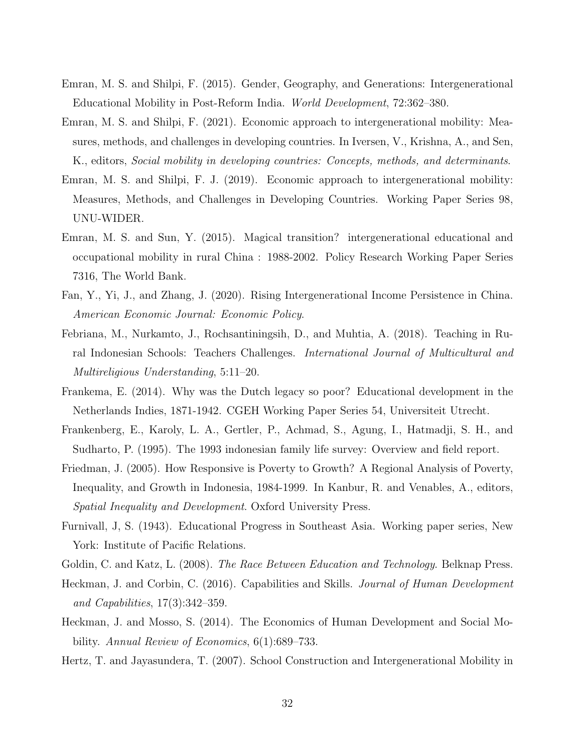Emran, M. S. and Shilpi, F. (2015). Gender, Geography, and Generations: Intergenerational Educational Mobility in Post-Reform India. *World Development*, 72:362–380.

Emran, M. S. and Shilpi, F. (2021). Economic approach to intergenerational mobility: Measures, methods, and challenges in developing countries. In Iversen, V., Krishna, A., and Sen, K., editors, *Social mobility in developing countries: Concepts, methods, and determinants*.

Emran, M. S. and Shilpi, F. J. (2019). Economic approach to intergenerational mobility: Measures, Methods, and Challenges in Developing Countries. Working Paper Series 98, UNU-WIDER.

Emran, M. S. and Sun, Y. (2015). Magical transition? intergenerational educational and occupational mobility in rural China : 1988-2002. Policy Research Working Paper Series 7316, The World Bank.

Fan, Y., Yi, J., and Zhang, J. (2020). Rising Intergenerational Income Persistence in China. *American Economic Journal: Economic Policy*.

Febriana, M., Nurkamto, J., Rochsantiningsih, D., and Muhtia, A. (2018). Teaching in Rural Indonesian Schools: Teachers Challenges. *International Journal of Multicultural and Multireligious Understanding*, 5:11–20.

Frankema, E. (2014). Why was the Dutch legacy so poor? Educational development in the Netherlands Indies, 1871-1942. CGEH Working Paper Series 54, Universiteit Utrecht.

Frankenberg, E., Karoly, L. A., Gertler, P., Achmad, S., Agung, I., Hatmadji, S. H., and Sudharto, P. (1995). The 1993 indonesian family life survey: Overview and field report.

Friedman, J. (2005). How Responsive is Poverty to Growth? A Regional Analysis of Poverty, Inequality, and Growth in Indonesia, 1984-1999. In Kanbur, R. and Venables, A., editors, *Spatial Inequality and Development*. Oxford University Press.

Furnivall, J, S. (1943). Educational Progress in Southeast Asia. Working paper series, New York: Institute of Pacific Relations.

Goldin, C. and Katz, L. (2008). *The Race Between Education and Technology*. Belknap Press.

Heckman, J. and Corbin, C. (2016). Capabilities and Skills. *Journal of Human Development and Capabilities*, 17(3):342–359.

Heckman, J. and Mosso, S. (2014). The Economics of Human Development and Social Mobility. *Annual Review of Economics*, 6(1):689–733.

Hertz, T. and Jayasundera, T. (2007). School Construction and Intergenerational Mobility in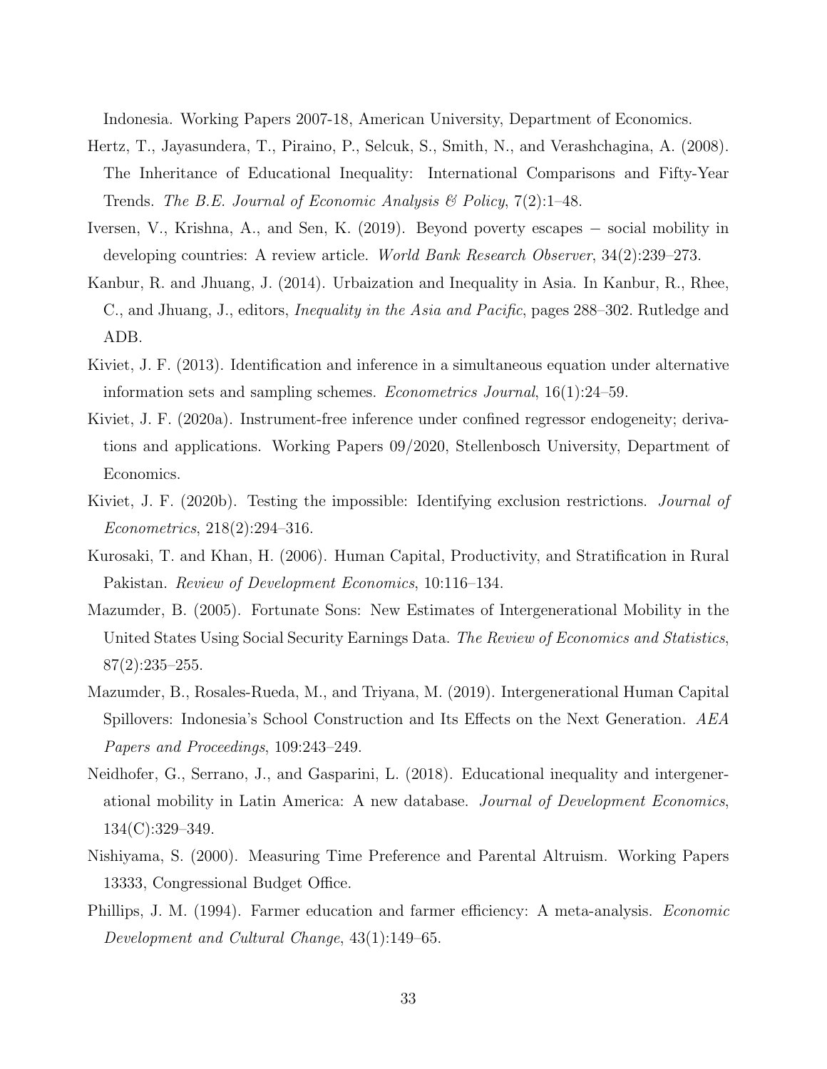Indonesia. Working Papers 2007-18, American University, Department of Economics.

Hertz, T., Jayasundera, T., Piraino, P., Selcuk, S., Smith, N., and Verashchagina, A. (2008). The Inheritance of Educational Inequality: International Comparisons and Fifty-Year Trends. *The B.E. Journal of Economic Analysis & Policy*, 7(2):1–48.

Iversen, V., Krishna, A., and Sen, K. (2019). Beyond poverty escapes − social mobility in developing countries: A review article. *World Bank Research Observer*, 34(2):239–273.

Kanbur, R. and Jhuang, J. (2014). Urbaization and Inequality in Asia. In Kanbur, R., Rhee, C., and Jhuang, J., editors, *Inequality in the Asia and Pacific*, pages 288–302. Rutledge and ADB.

Kiviet, J. F. (2013). Identification and inference in a simultaneous equation under alternative information sets and sampling schemes. *Econometrics Journal*, 16(1):24–59.

Kiviet, J. F. (2020a). Instrument-free inference under confined regressor endogeneity; derivations and applications. Working Papers 09/2020, Stellenbosch University, Department of Economics.

Kiviet, J. F. (2020b). Testing the impossible: Identifying exclusion restrictions. *Journal of Econometrics*, 218(2):294–316.

Kurosaki, T. and Khan, H. (2006). Human Capital, Productivity, and Stratification in Rural Pakistan. *Review of Development Economics*, 10:116–134.

Mazumder, B. (2005). Fortunate Sons: New Estimates of Intergenerational Mobility in the United States Using Social Security Earnings Data. *The Review of Economics and Statistics*, 87(2):235–255.

Mazumder, B., Rosales-Rueda, M., and Triyana, M. (2019). Intergenerational Human Capital Spillovers: Indonesia's School Construction and Its Effects on the Next Generation. *AEA Papers and Proceedings*, 109:243–249.

Neidhofer, G., Serrano, J., and Gasparini, L. (2018). Educational inequality and intergenerational mobility in Latin America: A new database. *Journal of Development Economics*, 134(C):329–349.

Nishiyama, S. (2000). Measuring Time Preference and Parental Altruism. Working Papers 13333, Congressional Budget Office.

Phillips, J. M. (1994). Farmer education and farmer efficiency: A meta-analysis. *Economic Development and Cultural Change*, 43(1):149–65.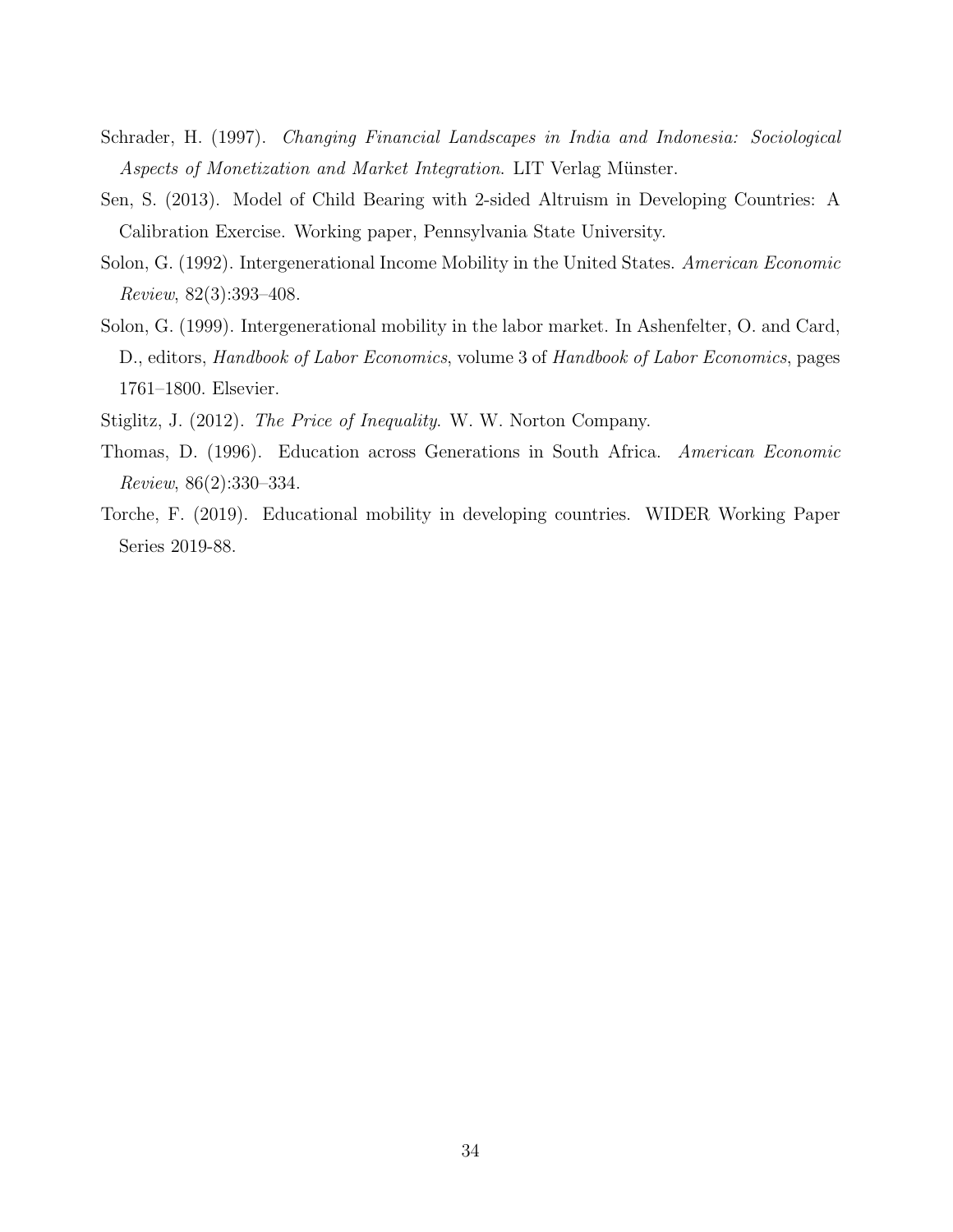Schrader, H. (1997). *Changing Financial Landscapes in India and Indonesia: Sociological Aspects of Monetization and Market Integration*. LIT Verlag Münster.

Sen, S. (2013). Model of Child Bearing with 2-sided Altruism in Developing Countries: A Calibration Exercise. Working paper, Pennsylvania State University.

Solon, G. (1992). Intergenerational Income Mobility in the United States. *American Economic Review*, 82(3):393–408.

Solon, G. (1999). Intergenerational mobility in the labor market. In Ashenfelter, O. and Card, D., editors, *Handbook of Labor Economics*, volume 3 of *Handbook of Labor Economics*, pages 1761–1800. Elsevier.

Stiglitz, J. (2012). *The Price of Inequality*. W. W. Norton Company.

Thomas, D. (1996). Education across Generations in South Africa. *American Economic Review*, 86(2):330–334.

Torche, F. (2019). Educational mobility in developing countries. WIDER Working Paper Series 2019-88.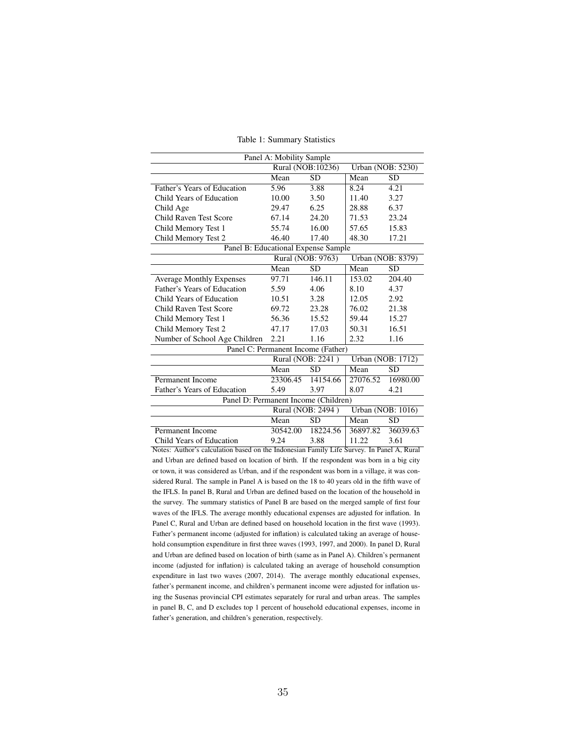Table 1: Summary Statistics

| Panel A: Mobility Sample | | | | |
|---|---|---|---|---|
| | Rural (NOB:10236) | | Urban (NOB: 5230) | |
| | Mean | SD | Mean | SD |
| Father's Years of Education | 5.96 | 3.88 | 8.24 | 4.21 |
| Child Years of Education | 10.00 | 3.50 | 11.40 | 3.27 |
| Child Age | 29.47 | 6.25 | 28.88 | 6.37 |
| Child Raven Test Score | 67.14 | 24.20 | 71.53 | 23.24 |
| Child Memory Test 1 | 55.74 | 16.00 | 57.65 | 15.83 |
| Child Memory Test 2 | 46.40 | 17.40 | 48.30 | 17.21 |
| **Panel B: Educational Expense Sample** | | | | |
| | Rural (NOB: 9763) | | Urban (NOB: 8379) | |
| | Mean | SD | Mean | SD |
| Average Monthly Expenses | 97.71 | 146.11 | 153.02 | 204.40 |
| Father's Years of Education | 5.59 | 4.06 | 8.10 | 4.37 |
| Child Years of Education | 10.51 | 3.28 | 12.05 | 2.92 |
| Child Raven Test Score | 69.72 | 23.28 | 76.02 | 21.38 |
| Child Memory Test 1 | 56.36 | 15.52 | 59.44 | 15.27 |
| Child Memory Test 2 | 47.17 | 17.03 | 50.31 | 16.51 |
| Number of School Age Children | 2.21 | 1.16 | 2.32 | 1.16 |
| **Panel C: Permanent Income (Father)** | | | | |
| | Rural (NOB: 2241 ) | | Urban (NOB: 1712) | |
| | Mean | SD | Mean | SD |
| Permanent Income | 23306.45 | 14154.66 | 27076.52 | 16980.00 |
| Father's Years of Education | 5.49 | 3.97 | 8.07 | 4.21 |
| **Panel D: Permanent Income (Children)** | | | | |
| | Rural (NOB: 2494 ) | | Urban (NOB: 1016) | |
| | Mean | SD | Mean | SD |
| Permanent Income | 30542.00 | 18224.56 | 36897.82 | 36039.63 |
| Child Years of Education | 9.24 | 3.88 | 11.22 | 3.61 |

Notes: Author's calculation based on the Indonesian Family Life Survey. In Panel A, Rural and Urban are defined based on location of birth. If the respondent was born in a big city or town, it was considered as Urban, and if the respondent was born in a village, it was considered Rural. The sample in Panel A is based on the 18 to 40 years old in the fifth wave of the IFLS. In panel B, Rural and Urban are defined based on the location of the household in the survey. The summary statistics of Panel B are based on the merged sample of first four waves of the IFLS. The average monthly educational expenses are adjusted for inflation. In Panel C, Rural and Urban are defined based on household location in the first wave (1993). Father's permanent income (adjusted for inflation) is calculated taking an average of household consumption expenditure in first three waves (1993, 1997, and 2000). In panel D, Rural and Urban are defined based on location of birth (same as in Panel A). Children's permanent income (adjusted for inflation) is calculated taking an average of household consumption expenditure in last two waves (2007, 2014). The average monthly educational expenses, father's permanent income, and children's permanent income were adjusted for inflation using the Susenas provincial CPI estimates separately for rural and urban areas. The samples in panel B, C, and D excludes top 1 percent of household educational expenses, income in father's generation, and children's generation, respectively.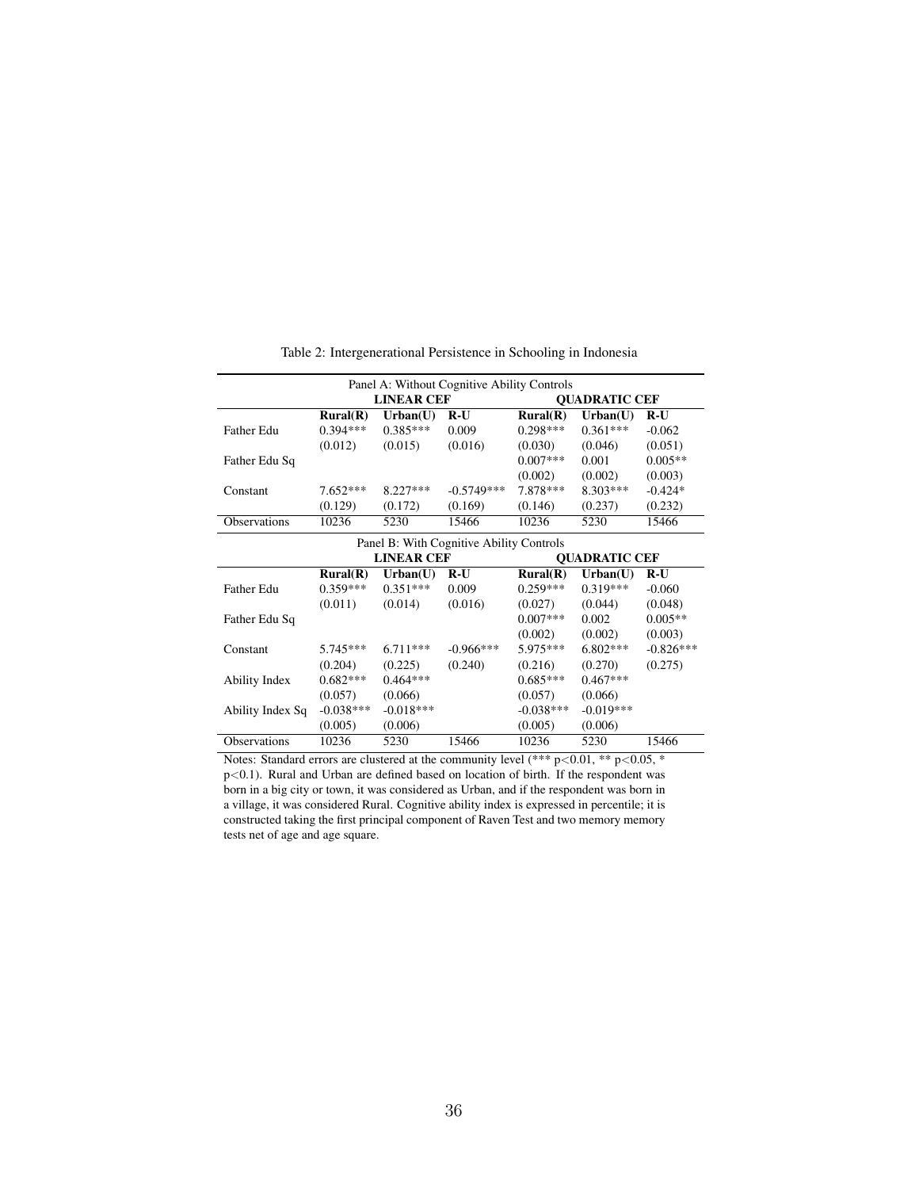Table 2: Intergenerational Persistence in Schooling in Indonesia

| Panel A: Without Cognitive Ability Controls | | | | | | |
|---|---|---|---|---|---|---|
| | **LINEAR CEF** | | | **QUADRATIC CEF** | | |
| | **Rural(R)** | **Urban(U)** | **R-U** | **Rural(R)** | **Urban(U)** | **R-U** |
| Father Edu | 0.394*** | 0.385*** | 0.009 | 0.298*** | 0.361*** | -0.062 |
| | (0.012) | (0.015) | (0.016) | (0.030) | (0.046) | (0.051) |
| Father Edu Sq | | | | 0.007*** | 0.001 | 0.005** |
| | | | | (0.002) | (0.002) | (0.003) |
| Constant | 7.652*** | 8.227*** | -0.5749*** | 7.878*** | 8.303*** | -0.424* |
| | (0.129) | (0.172) | (0.169) | (0.146) | (0.237) | (0.232) |
| Observations | 10236 | 5230 | 15466 | 10236 | 5230 | 15466 |

| Panel B: With Cognitive Ability Controls | | | | | | |
|---|---|---|---|---|---|---|
| | **LINEAR CEF** | | | **QUADRATIC CEF** | | |
| | **Rural(R)** | **Urban(U)** | **R-U** | **Rural(R)** | **Urban(U)** | **R-U** |
| Father Edu | 0.359*** | 0.351*** | 0.009 | 0.259*** | 0.319*** | -0.060 |
| | (0.011) | (0.014) | (0.016) | (0.027) | (0.044) | (0.048) |
| Father Edu Sq | | | | 0.007*** | 0.002 | 0.005** |
| | | | | (0.002) | (0.002) | (0.003) |
| Constant | 5.745*** | 6.711*** | -0.966*** | 5.975*** | 6.802*** | -0.826*** |
| | (0.204) | (0.225) | (0.240) | (0.216) | (0.270) | (0.275) |
| Ability Index | 0.682*** | 0.464*** | | 0.685*** | 0.467*** | |
| | (0.057) | (0.066) | | (0.057) | (0.066) | |
| Ability Index Sq | -0.038*** | -0.018*** | | -0.038*** | -0.019*** | |
| | (0.005) | (0.006) | | (0.005) | (0.006) | |
| Observations | 10236 | 5230 | 15466 | 10236 | 5230 | 15466 |

Notes: Standard errors are clustered at the community level (*** $p<0.01$, ** $p<0.05$, * $p<0.1$). Rural and Urban are defined based on location of birth. If the respondent was born in a big city or town, it was considered as Urban, and if the respondent was born in a village, it was considered Rural. Cognitive ability index is expressed in percentile; it is constructed taking the first principal component of Raven Test and two memory memory tests net of age and age square.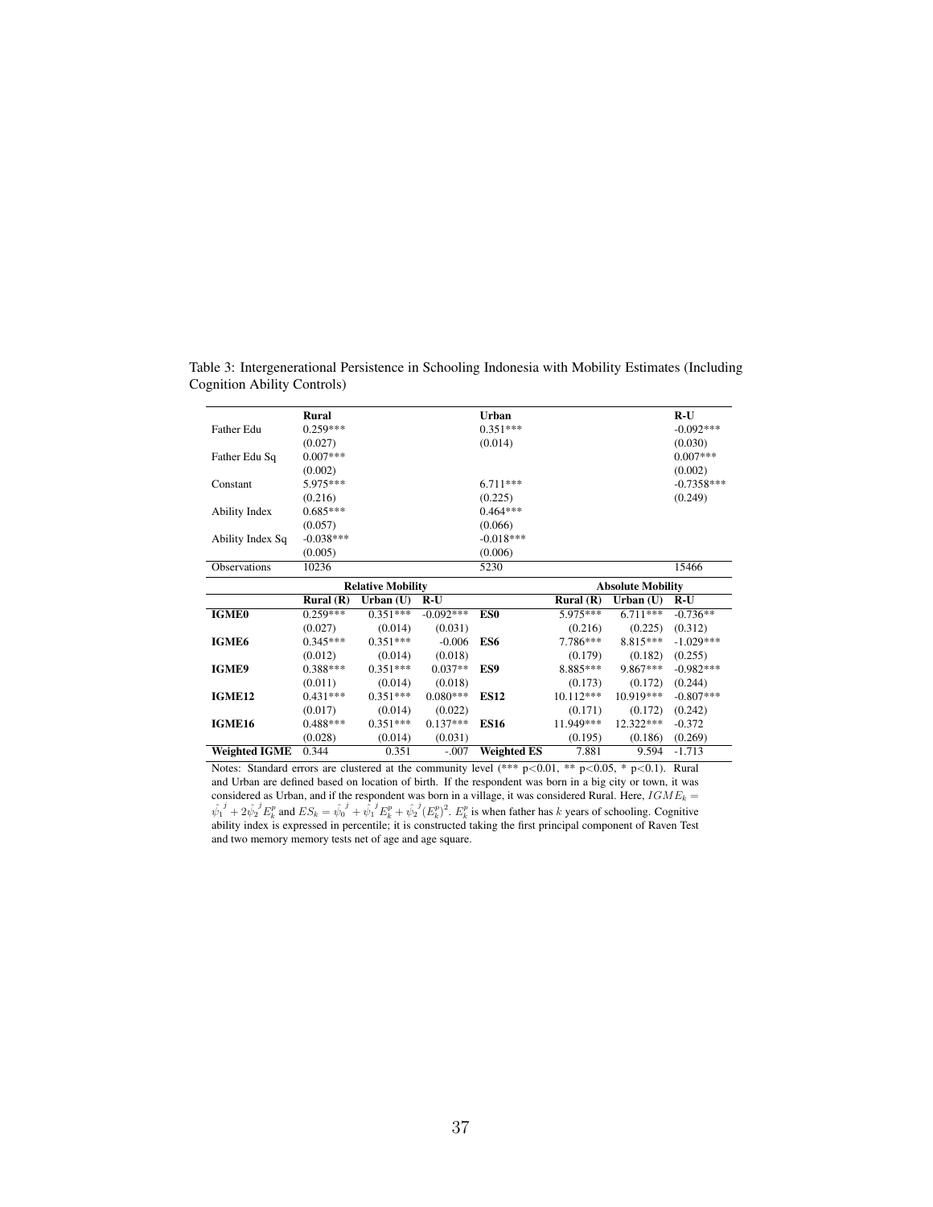Table 3: Intergenerational Persistence in Schooling Indonesia with Mobility Estimates (Including Cognition Ability Controls)

| | Rural | Urban | R-U |
|---|---|---|---|
| Father Edu | 0.259*** | 0.351*** | -0.092*** |
| | (0.027) | (0.014) | (0.030) |
| Father Edu Sq | 0.007*** | | 0.007*** |
| | (0.002) | | (0.002) |
| Constant | 5.975*** | 6.711*** | -0.7358*** |
| | (0.216) | (0.225) | (0.249) |
| Ability Index | 0.685*** | 0.464*** | |
| | (0.057) | (0.066) | |
| Ability Index Sq | -0.038*** | -0.018*** | |
| | (0.005) | (0.006) | |
| Observations | 10236 | 5230 | 15466 |

| | Relative Mobility | | | | Absolute Mobility | | |
|---|---|---|---|---|---|---|---|
| | Rural (R) | Urban (U) | R-U | | Rural (R) | Urban (U) | R-U |
| **IGME0** | 0.259*** | 0.351*** | -0.092*** | **ES0** | 5.975*** | 6.711*** | -0.736** |
| | (0.027) | (0.014) | (0.031) | | (0.216) | (0.225) | (0.312) |
| **IGME6** | 0.345*** | 0.351*** | -0.006 | **ES6** | 7.786*** | 8.815*** | -1.029*** |
| | (0.012) | (0.014) | (0.018) | | (0.179) | (0.182) | (0.255) |
| **IGME9** | 0.388*** | 0.351*** | 0.037** | **ES9** | 8.885*** | 9.867*** | -0.982*** |
| | (0.011) | (0.014) | (0.018) | | (0.173) | (0.172) | (0.244) |
| **IGME12** | 0.431*** | 0.351*** | 0.080*** | **ES12** | 10.112*** | 10.919*** | -0.807*** |
| | (0.017) | (0.014) | (0.022) | | (0.171) | (0.172) | (0.242) |
| **IGME16** | 0.488*** | 0.351*** | 0.137*** | **ES16** | 11.949*** | 12.322*** | -0.372 |
| | (0.028) | (0.014) | (0.031) | | (0.195) | (0.186) | (0.269) |
| **Weighted IGME** | 0.344 | 0.351 | -.007 | **Weighted ES** | 7.881 | 9.594 | -1.713 |

Notes: Standard errors are clustered at the community level (*** p<0.01, ** p<0.05, * p<0.1). Rural and Urban are defined based on location of birth. If the respondent was born in a big city or town, it was considered as Urban, and if the respondent was born in a village, it was considered Rural. Here, $IGME_k = \hat{\psi}_1^j + 2\hat{\psi}_2^j E_k^p$ and $ES_k = \hat{\psi}_0^j + \hat{\psi}_1^j E_k^p + \hat{\psi}_2^j (E_k^p)^2$. $E_k^p$ is when father has $k$ years of schooling. Cognitive ability index is expressed in percentile; it is constructed taking the first principal component of Raven Test and two memory memory tests net of age and age square.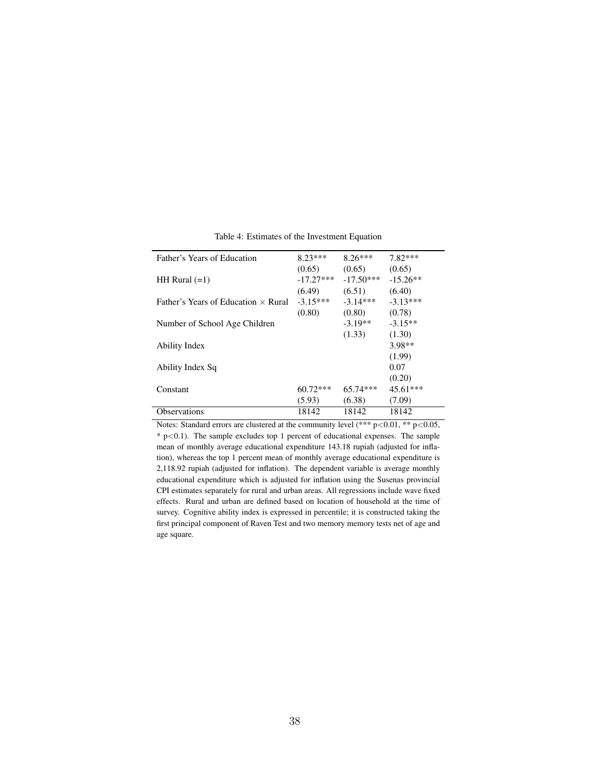Table 4: Estimates of the Investment Equation

| | | | |
|---|---|---|---|
| Father's Years of Education | 8.23*** | 8.26*** | 7.82*** |
| | (0.65) | (0.65) | (0.65) |
| HH Rural (=1) | -17.27*** | -17.50*** | -15.26** |
| | (6.49) | (6.51) | (6.40) |
| Father's Years of Education × Rural | -3.15*** | -3.14*** | -3.13*** |
| | (0.80) | (0.80) | (0.78) |
| Number of School Age Children | | -3.19** | -3.15** |
| | | (1.33) | (1.30) |
| Ability Index | | | 3.98** |
| | | | (1.99) |
| Ability Index Sq | | | 0.07 |
| | | | (0.20) |
| Constant | 60.72*** | 65.74*** | 45.61*** |
| | (5.93) | (6.38) | (7.09) |
| Observations | 18142 | 18142 | 18142 |

Notes: Standard errors are clustered at the community level (*** $p<0.01$, ** $p<0.05$, * $p<0.1$). The sample excludes top 1 percent of educational expenses. The sample mean of monthly average educational expenditure 143.18 rupiah (adjusted for inflation), whereas the top 1 percent mean of monthly average educational expenditure is 2,118.92 rupiah (adjusted for inflation). The dependent variable is average monthly educational expenditure which is adjusted for inflation using the Susenas provincial CPI estimates separately for rural and urban areas. All regressions include wave fixed effects. Rural and urban are defined based on location of household at the time of survey. Cognitive ability index is expressed in percentile; it is constructed taking the first principal component of Raven Test and two memory memory tests net of age and age square.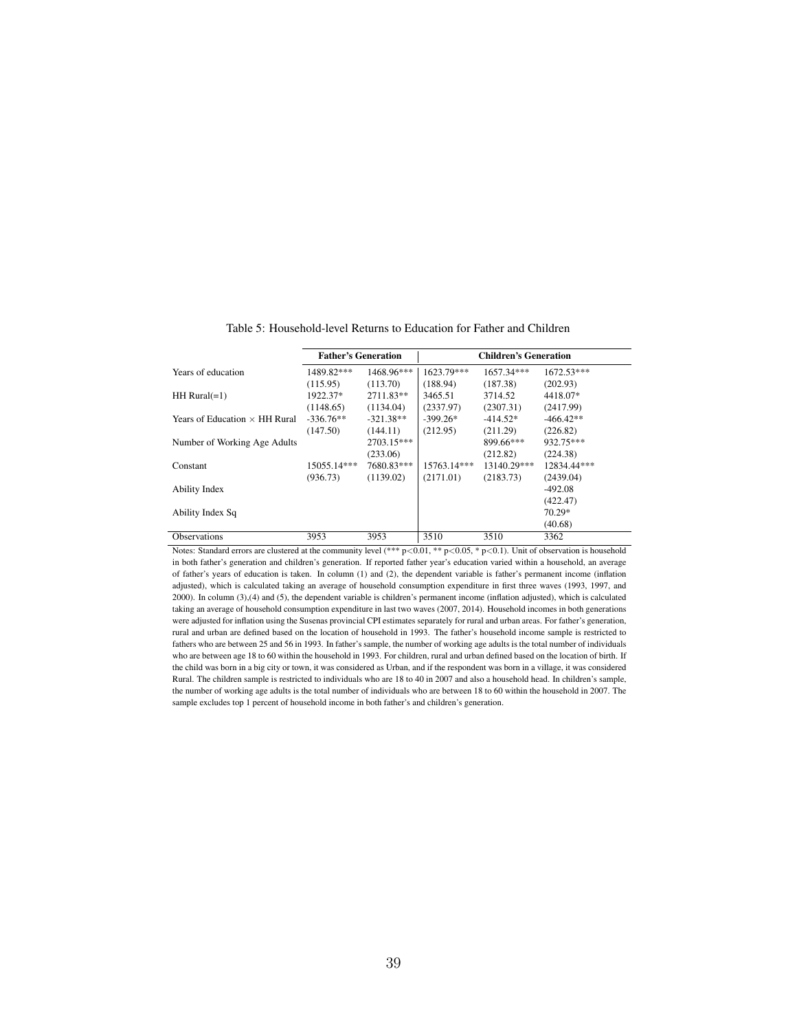Table 5: Household-level Returns to Education for Father and Children

| | Father's Generation | | Children's Generation | | |
|---|---|---|---|---|---|
| Years of education | 1489.82*** | 1468.96*** | 1623.79*** | 1657.34*** | 1672.53*** |
| | (115.95) | (113.70) | (188.94) | (187.38) | (202.93) |
| HH Rural(=1) | 1922.37* | 2711.83** | 3465.51 | 3714.52 | 4418.07* |
| | (1148.65) | (1134.04) | (2337.97) | (2307.31) | (2417.99) |
| Years of Education × HH Rural | -336.76** | -321.38** | -399.26* | -414.52* | -466.42** |
| | (147.50) | (144.11) | (212.95) | (211.29) | (226.82) |
| Number of Working Age Adults | | 2703.15*** | | 899.66*** | 932.75*** |
| | | (233.06) | | (212.82) | (224.38) |
| Constant | 15055.14*** | 7680.83*** | 15763.14*** | 13140.29*** | 12834.44*** |
| | (936.73) | (1139.02) | (2171.01) | (2183.73) | (2439.04) |
| Ability Index | | | | | -492.08 |
| | | | | | (422.47) |
| Ability Index Sq | | | | | 70.29* |
| | | | | | (40.68) |
| Observations | 3953 | 3953 | 3510 | 3510 | 3362 |

Notes: Standard errors are clustered at the community level (*** $p<0.01$, ** $p<0.05$, * $p<0.1$). Unit of observation is household in both father's generation and children's generation. If reported father year's education varied within a household, an average of father's years of education is taken. In column (1) and (2), the dependent variable is father's permanent income (inflation adjusted), which is calculated taking an average of household consumption expenditure in first three waves (1993, 1997, and 2000). In column (3),(4) and (5), the dependent variable is children's permanent income (inflation adjusted), which is calculated taking an average of household consumption expenditure in last two waves (2007, 2014). Household incomes in both generations were adjusted for inflation using the Susenas provincial CPI estimates separately for rural and urban areas. For father's generation, rural and urban are defined based on the location of household in 1993. The father's household income sample is restricted to fathers who are between 25 and 56 in 1993. In father's sample, the number of working age adults is the total number of individuals who are between age 18 to 60 within the household in 1993. For children, rural and urban defined based on the location of birth. If the child was born in a big city or town, it was considered as Urban, and if the respondent was born in a village, it was considered Rural. The children sample is restricted to individuals who are 18 to 40 in 2007 and also a household head. In children's sample, the number of working age adults is the total number of individuals who are between 18 to 60 within the household in 2007. The sample excludes top 1 percent of household income in both father's and children's generation.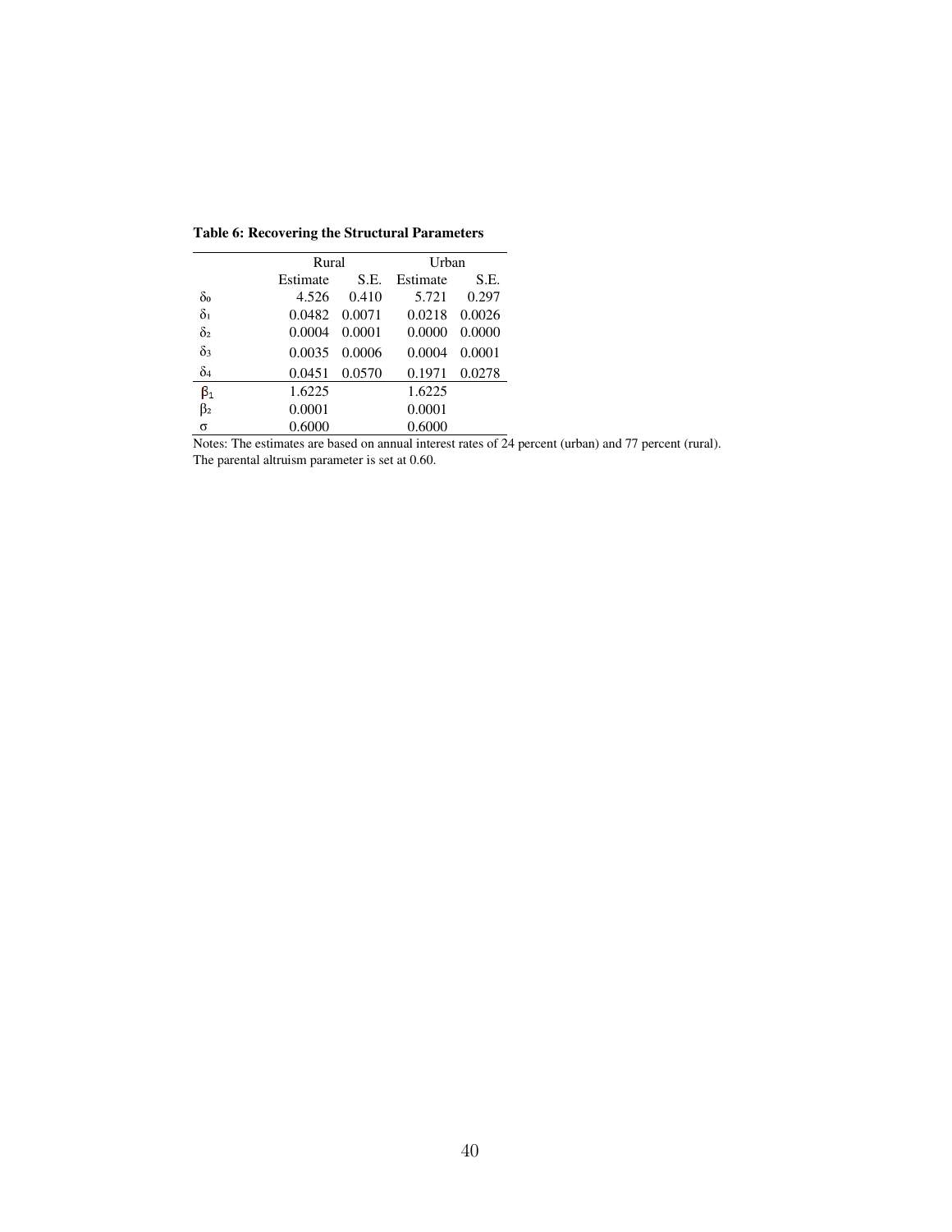**Table 6: Recovering the Structural Parameters**

| | Rural | | Urban | |
|---|---|---|---|---|
| | Estimate | S.E. | Estimate | S.E. |
| $\delta_0$ | 4.526 | 0.410 | 5.721 | 0.297 |
| $\delta_1$ | 0.0482 | 0.0071 | 0.0218 | 0.0026 |
| $\delta_2$ | 0.0004 | 0.0001 | 0.0000 | 0.0000 |
| $\delta_3$ | 0.0035 | 0.0006 | 0.0004 | 0.0001 |
| $\delta_4$ | 0.0451 | 0.0570 | 0.1971 | 0.0278 |
| $\beta_1$ | 1.6225 | | 1.6225 | |
| $\beta_2$ | 0.0001 | | 0.0001 | |
| $\sigma$ | 0.6000 | | 0.6000 | |

Notes: The estimates are based on annual interest rates of 24 percent (urban) and 77 percent (rural). The parental altruism parameter is set at 0.60.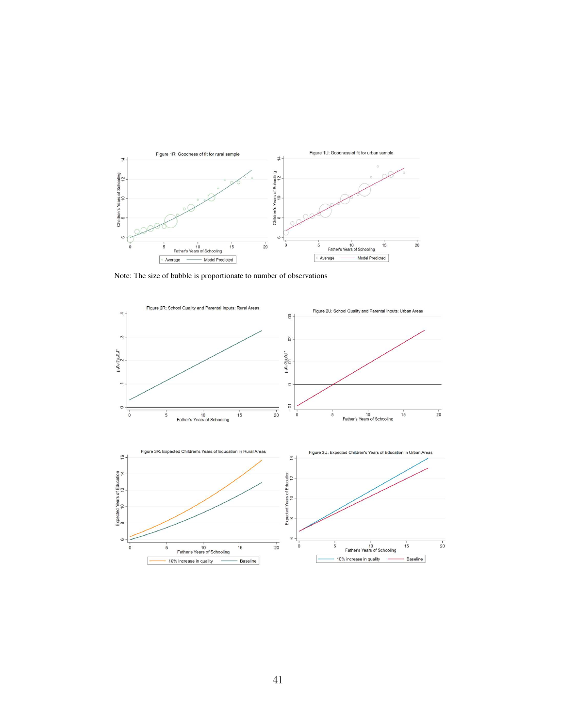Note: The size of bubble is proportionate to number of observations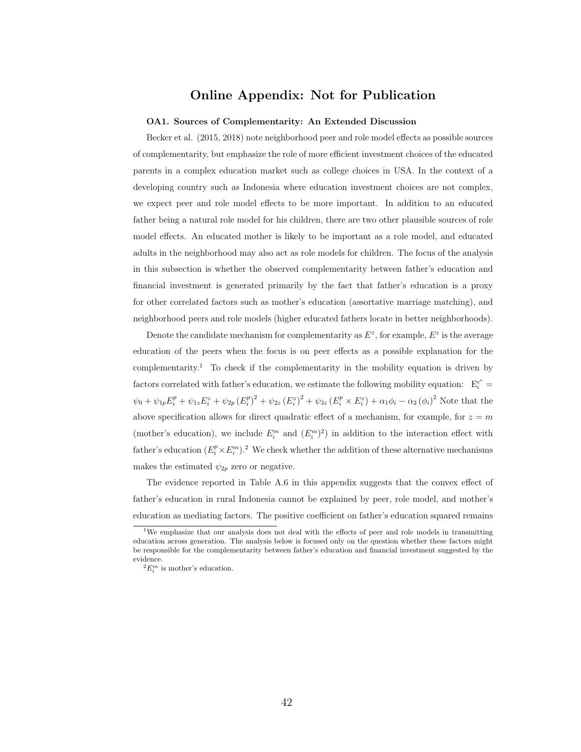# Online Appendix: Not for Publication

**OA1. Sources of Complementarity: An Extended Discussion**

Becker et al. (2015, 2018) note neighborhood peer and role model effects as possible sources of complementarity, but emphasize the role of more efficient investment choices of the educated parents in a complex education market such as college choices in USA. In the context of a developing country such as Indonesia where education investment choices are not complex, we expect peer and role model effects to be more important. In addition to an educated father being a natural role model for his children, there are two other plausible sources of role model effects. An educated mother is likely to be important as a role model, and educated adults in the neighborhood may also act as role models for children. The focus of the analysis in this subsection is whether the observed complementarity between father's education and financial investment is generated primarily by the fact that father's education is a proxy for other correlated factors such as mother's education (assortative marriage matching), and neighborhood peers and role models (higher educated fathers locate in better neighborhoods).

Denote the candidate mechanism for complementarity as $E^z$, for example, $E^z$ is the average education of the peers when the focus is on peer effects as a possible explanation for the complementarity.[1] To check if the complementarity in the mobility equation is driven by factors correlated with father's education, we estimate the following mobility equation: $E_i^{c^*} = \psi_0 + \psi_{1p} E_i^p + \psi_{1z} E_i^z + \psi_{2p} \left(E_i^p\right)^2 + \psi_{2z} \left(E_i^z\right)^2 + \psi_{3z} \left(E_i^p \times E_i^z\right) + \alpha_1 \phi_i - \alpha_2 \left(\phi_i\right)^2$ Note that the above specification allows for direct quadratic effect of a mechanism, for example, for $z = m$ (mother's education), we include $E_i^m$ and $(E_i^m)^2$) in addition to the interaction effect with father's education ($E_i^p \times E_i^m$).[2] We check whether the addition of these alternative mechanisms makes the estimated $\psi_{2p}$ zero or negative.

The evidence reported in Table A.6 in this appendix suggests that the convex effect of father's education in rural Indonesia cannot be explained by peer, role model, and mother's education as mediating factors. The positive coefficient on father's education squared remains

[1] We emphasize that our analysis does not deal with the effects of peer and role models in transmitting education across generation. The analysis below is focused only on the question whether these factors might be responsible for the complementarity between father's education and financial investment suggested by the evidence.

[2] $E_i^m$ is mother's education.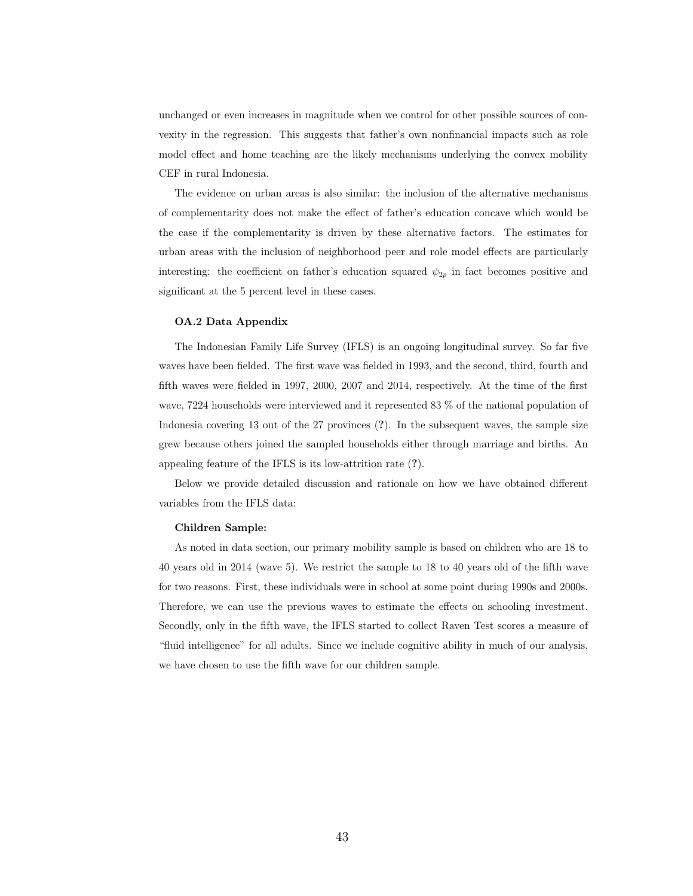unchanged or even increases in magnitude when we control for other possible sources of convexity in the regression. This suggests that father's own nonfinancial impacts such as role model effect and home teaching are the likely mechanisms underlying the convex mobility CEF in rural Indonesia.

The evidence on urban areas is also similar: the inclusion of the alternative mechanisms of complementarity does not make the effect of father's education concave which would be the case if the complementarity is driven by these alternative factors. The estimates for urban areas with the inclusion of neighborhood peer and role model effects are particularly interesting: the coefficient on father's education squared $\psi_{2p}$ in fact becomes positive and significant at the 5 percent level in these cases.

### OA.2 Data Appendix

The Indonesian Family Life Survey (IFLS) is an ongoing longitudinal survey. So far five waves have been fielded. The first wave was fielded in 1993, and the second, third, fourth and fifth waves were fielded in 1997, 2000, 2007 and 2014, respectively. At the time of the first wave, 7224 households were interviewed and it represented 83 % of the national population of Indonesia covering 13 out of the 27 provinces (**?**). In the subsequent waves, the sample size grew because others joined the sampled households either through marriage and births. An appealing feature of the IFLS is its low-attrition rate (**?**).

Below we provide detailed discussion and rationale on how we have obtained different variables from the IFLS data:

**Children Sample:**

As noted in data section, our primary mobility sample is based on children who are 18 to 40 years old in 2014 (wave 5). We restrict the sample to 18 to 40 years old of the fifth wave for two reasons. First, these individuals were in school at some point during 1990s and 2000s. Therefore, we can use the previous waves to estimate the effects on schooling investment. Secondly, only in the fifth wave, the IFLS started to collect Raven Test scores a measure of "fluid intelligence" for all adults. Since we include cognitive ability in much of our analysis, we have chosen to use the fifth wave for our children sample.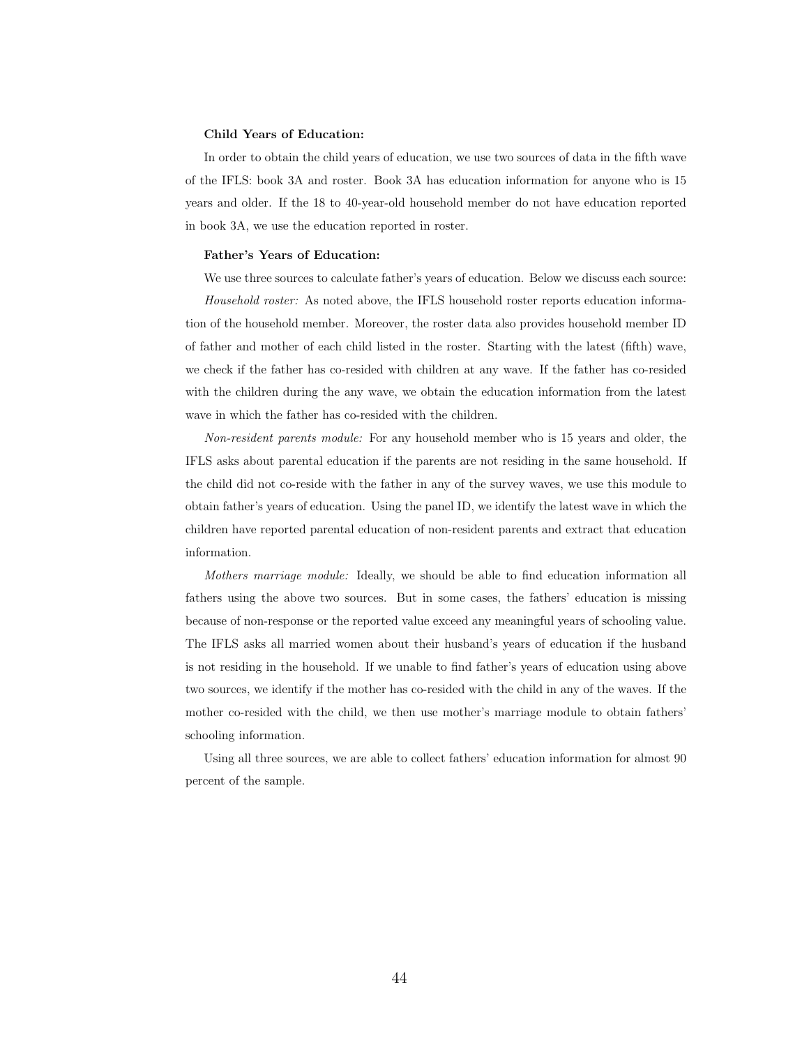**Child Years of Education:**

In order to obtain the child years of education, we use two sources of data in the fifth wave of the IFLS: book 3A and roster. Book 3A has education information for anyone who is 15 years and older. If the 18 to 40-year-old household member do not have education reported in book 3A, we use the education reported in roster.

**Father's Years of Education:**

We use three sources to calculate father's years of education. Below we discuss each source:

*Household roster:* As noted above, the IFLS household roster reports education information of the household member. Moreover, the roster data also provides household member ID of father and mother of each child listed in the roster. Starting with the latest (fifth) wave, we check if the father has co-resided with children at any wave. If the father has co-resided with the children during the any wave, we obtain the education information from the latest wave in which the father has co-resided with the children.

*Non-resident parents module:* For any household member who is 15 years and older, the IFLS asks about parental education if the parents are not residing in the same household. If the child did not co-reside with the father in any of the survey waves, we use this module to obtain father's years of education. Using the panel ID, we identify the latest wave in which the children have reported parental education of non-resident parents and extract that education information.

*Mothers marriage module:* Ideally, we should be able to find education information all fathers using the above two sources. But in some cases, the fathers' education is missing because of non-response or the reported value exceed any meaningful years of schooling value. The IFLS asks all married women about their husband's years of education if the husband is not residing in the household. If we unable to find father's years of education using above two sources, we identify if the mother has co-resided with the child in any of the waves. If the mother co-resided with the child, we then use mother's marriage module to obtain fathers' schooling information.

Using all three sources, we are able to collect fathers' education information for almost 90 percent of the sample.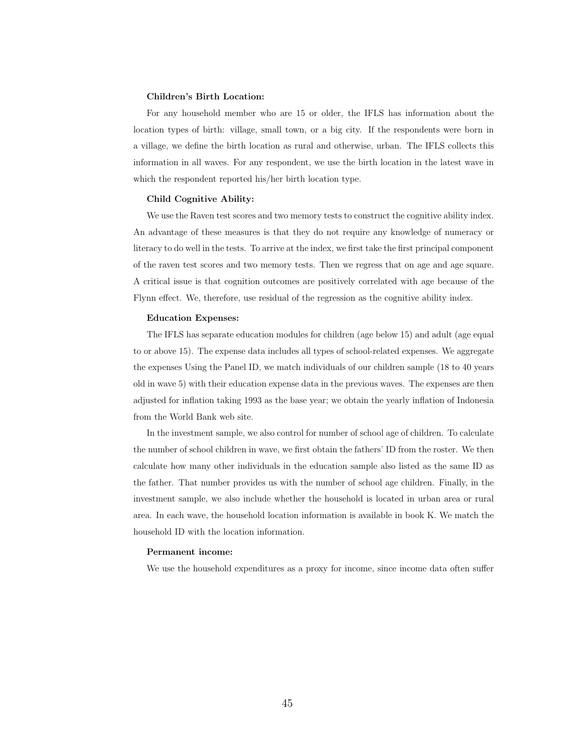**Children's Birth Location:**

For any household member who are 15 or older, the IFLS has information about the location types of birth: village, small town, or a big city. If the respondents were born in a village, we define the birth location as rural and otherwise, urban. The IFLS collects this information in all waves. For any respondent, we use the birth location in the latest wave in which the respondent reported his/her birth location type.

**Child Cognitive Ability:**

We use the Raven test scores and two memory tests to construct the cognitive ability index. An advantage of these measures is that they do not require any knowledge of numeracy or literacy to do well in the tests. To arrive at the index, we first take the first principal component of the raven test scores and two memory tests. Then we regress that on age and age square. A critical issue is that cognition outcomes are positively correlated with age because of the Flynn effect. We, therefore, use residual of the regression as the cognitive ability index.

**Education Expenses:**

The IFLS has separate education modules for children (age below 15) and adult (age equal to or above 15). The expense data includes all types of school-related expenses. We aggregate the expenses Using the Panel ID, we match individuals of our children sample (18 to 40 years old in wave 5) with their education expense data in the previous waves. The expenses are then adjusted for inflation taking 1993 as the base year; we obtain the yearly inflation of Indonesia from the World Bank web site.

In the investment sample, we also control for number of school age of children. To calculate the number of school children in wave, we first obtain the fathers' ID from the roster. We then calculate how many other individuals in the education sample also listed as the same ID as the father. That number provides us with the number of school age children. Finally, in the investment sample, we also include whether the household is located in urban area or rural area. In each wave, the household location information is available in book K. We match the household ID with the location information.

**Permanent income:**

We use the household expenditures as a proxy for income, since income data often suffer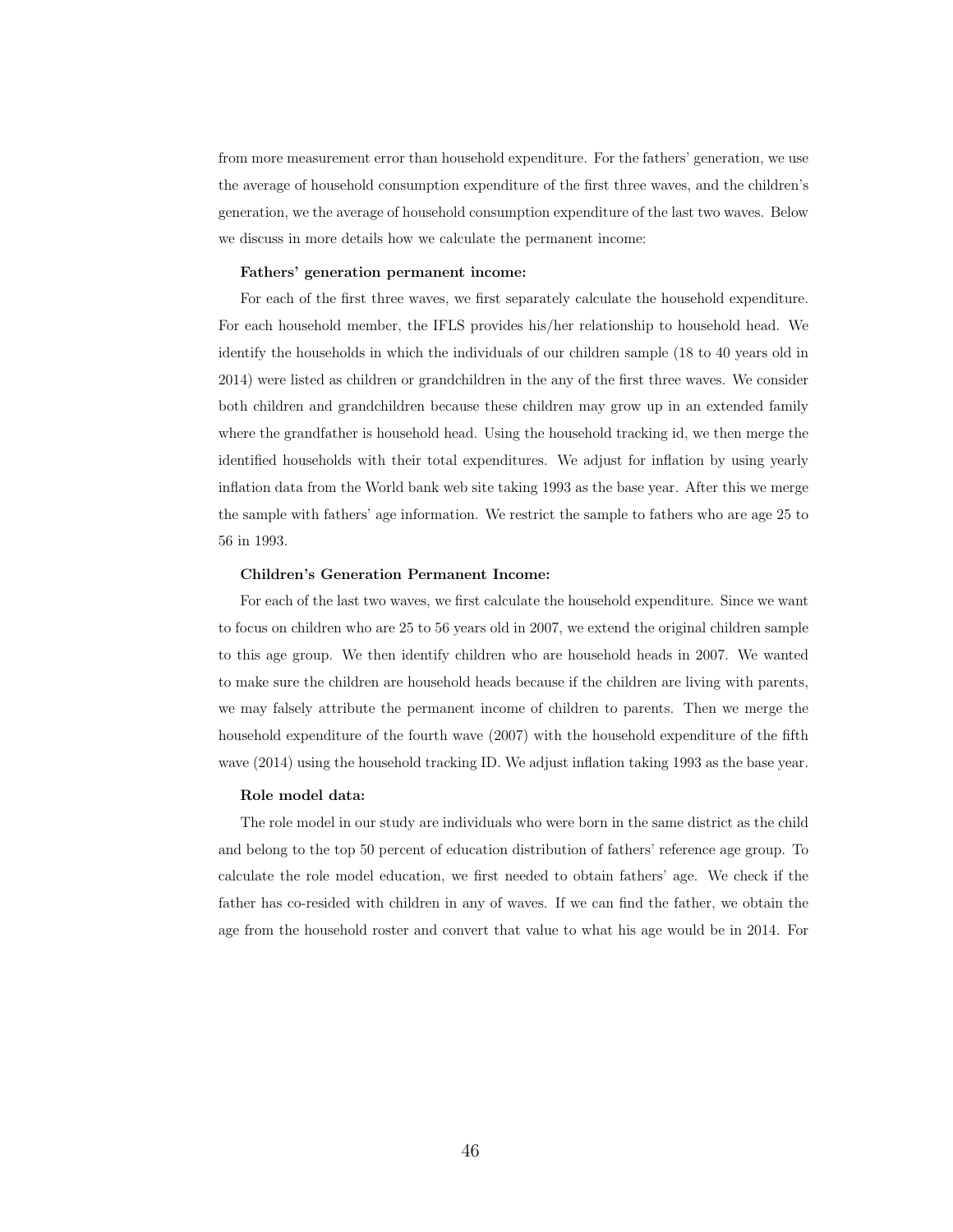from more measurement error than household expenditure. For the fathers' generation, we use the average of household consumption expenditure of the first three waves, and the children's generation, we the average of household consumption expenditure of the last two waves. Below we discuss in more details how we calculate the permanent income:

**Fathers' generation permanent income:**

For each of the first three waves, we first separately calculate the household expenditure. For each household member, the IFLS provides his/her relationship to household head. We identify the households in which the individuals of our children sample (18 to 40 years old in 2014) were listed as children or grandchildren in the any of the first three waves. We consider both children and grandchildren because these children may grow up in an extended family where the grandfather is household head. Using the household tracking id, we then merge the identified households with their total expenditures. We adjust for inflation by using yearly inflation data from the World bank web site taking 1993 as the base year. After this we merge the sample with fathers' age information. We restrict the sample to fathers who are age 25 to 56 in 1993.

**Children's Generation Permanent Income:**

For each of the last two waves, we first calculate the household expenditure. Since we want to focus on children who are 25 to 56 years old in 2007, we extend the original children sample to this age group. We then identify children who are household heads in 2007. We wanted to make sure the children are household heads because if the children are living with parents, we may falsely attribute the permanent income of children to parents. Then we merge the household expenditure of the fourth wave (2007) with the household expenditure of the fifth wave (2014) using the household tracking ID. We adjust inflation taking 1993 as the base year.

**Role model data:**

The role model in our study are individuals who were born in the same district as the child and belong to the top 50 percent of education distribution of fathers' reference age group. To calculate the role model education, we first needed to obtain fathers' age. We check if the father has co-resided with children in any of waves. If we can find the father, we obtain the age from the household roster and convert that value to what his age would be in 2014. For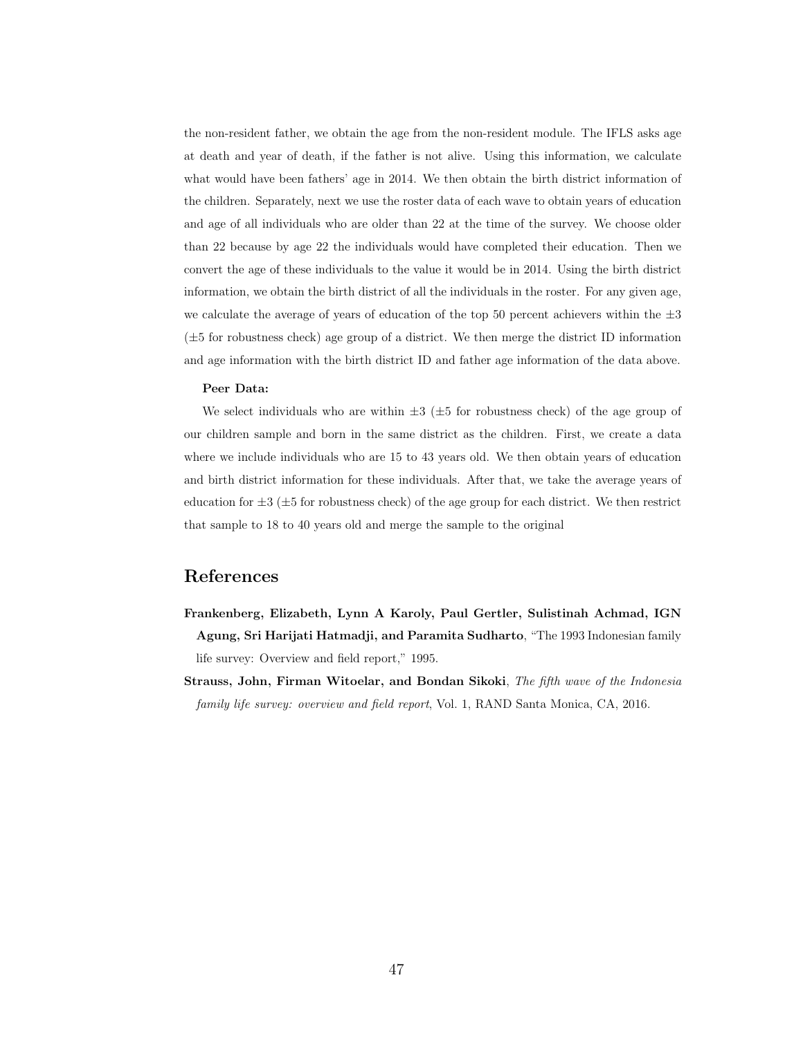the non-resident father, we obtain the age from the non-resident module. The IFLS asks age at death and year of death, if the father is not alive. Using this information, we calculate what would have been fathers' age in 2014. We then obtain the birth district information of the children. Separately, next we use the roster data of each wave to obtain years of education and age of all individuals who are older than 22 at the time of the survey. We choose older than 22 because by age 22 the individuals would have completed their education. Then we convert the age of these individuals to the value it would be in 2014. Using the birth district information, we obtain the birth district of all the individuals in the roster. For any given age, we calculate the average of years of education of the top 50 percent achievers within the $\pm 3$ ($\pm 5$ for robustness check) age group of a district. We then merge the district ID information and age information with the birth district ID and father age information of the data above.

**Peer Data:**

We select individuals who are within $\pm 3$ ($\pm 5$ for robustness check) of the age group of our children sample and born in the same district as the children. First, we create a data where we include individuals who are 15 to 43 years old. We then obtain years of education and birth district information for these individuals. After that, we take the average years of education for $\pm 3$ ($\pm 5$ for robustness check) of the age group for each district. We then restrict that sample to 18 to 40 years old and merge the sample to the original

## References

**Frankenberg, Elizabeth, Lynn A Karoly, Paul Gertler, Sulistinah Achmad, IGN Agung, Sri Harijati Hatmadji, and Paramita Sudharto**, "The 1993 Indonesian family life survey: Overview and field report," 1995.

**Strauss, John, Firman Witoelar, and Bondan Sikoki**, *The fifth wave of the Indonesia family life survey: overview and field report*, Vol. 1, RAND Santa Monica, CA, 2016.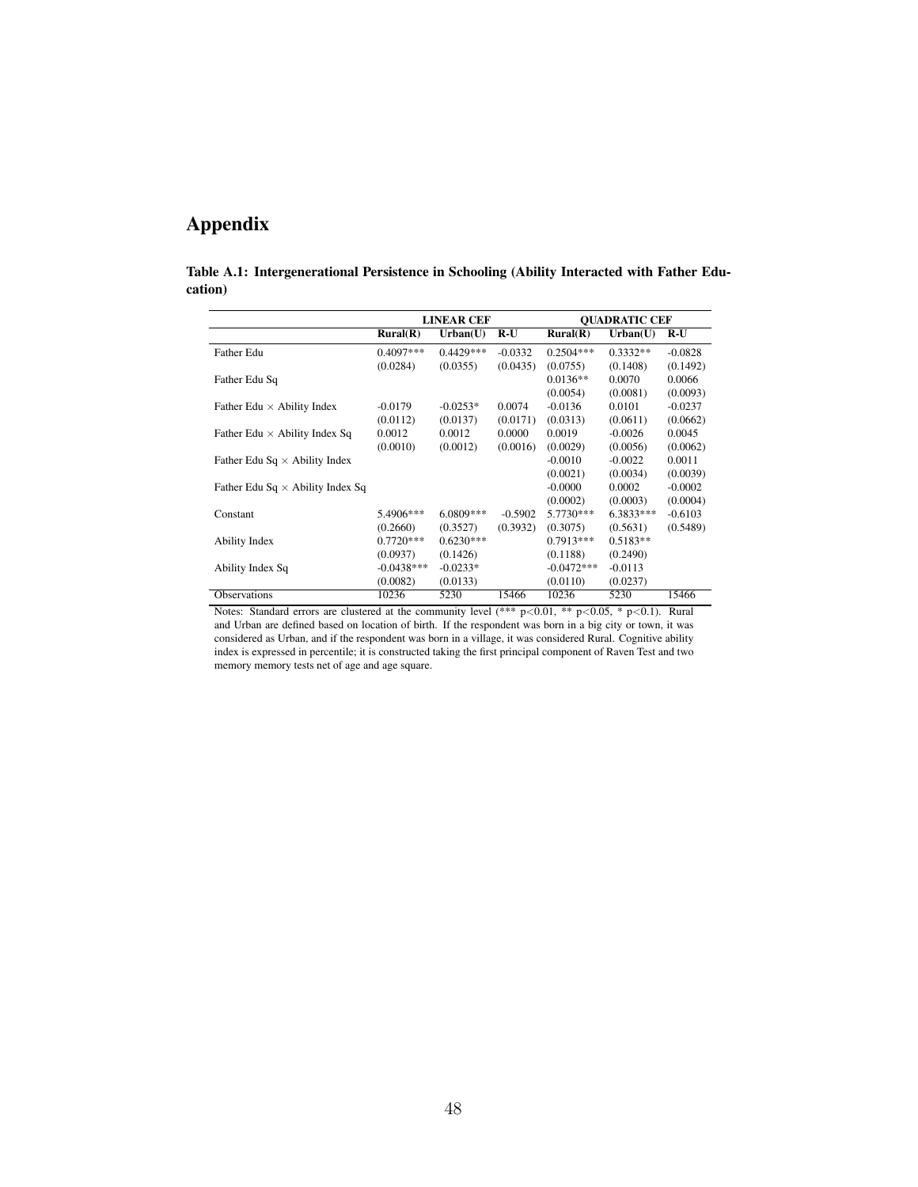# Appendix

**Table A.1: Intergenerational Persistence in Schooling (Ability Interacted with Father Education)**

| | LINEAR CEF | | | QUADRATIC CEF | | |
|---|---|---|---|---|---|---|
| | **Rural(R)** | **Urban(U)** | **R-U** | **Rural(R)** | **Urban(U)** | **R-U** |
| Father Edu | 0.4097*** | 0.4429*** | -0.0332 | 0.2504*** | 0.3332** | -0.0828 |
| | (0.0284) | (0.0355) | (0.0435) | (0.0755) | (0.1408) | (0.1492) |
| Father Edu Sq | | | | 0.0136** | 0.0070 | 0.0066 |
| | | | | (0.0054) | (0.0081) | (0.0093) |
| Father Edu × Ability Index | -0.0179 | -0.0253* | 0.0074 | -0.0136 | 0.0101 | -0.0237 |
| | (0.0112) | (0.0137) | (0.0171) | (0.0313) | (0.0611) | (0.0662) |
| Father Edu × Ability Index Sq | 0.0012 | 0.0012 | 0.0000 | 0.0019 | -0.0026 | 0.0045 |
| | (0.0010) | (0.0012) | (0.0016) | (0.0029) | (0.0056) | (0.0062) |
| Father Edu Sq × Ability Index | | | | -0.0010 | -0.0022 | 0.0011 |
| | | | | (0.0021) | (0.0034) | (0.0039) |
| Father Edu Sq × Ability Index Sq | | | | -0.0000 | 0.0002 | -0.0002 |
| | | | | (0.0002) | (0.0003) | (0.0004) |
| Constant | 5.4906*** | 6.0809*** | -0.5902 | 5.7730*** | 6.3833*** | -0.6103 |
| | (0.2660) | (0.3527) | (0.3932) | (0.3075) | (0.5631) | (0.5489) |
| Ability Index | 0.7720*** | 0.6230*** | | 0.7913*** | 0.5183** | |
| | (0.0937) | (0.1426) | | (0.1188) | (0.2490) | |
| Ability Index Sq | -0.0438*** | -0.0233* | | -0.0472*** | -0.0113 | |
| | (0.0082) | (0.0133) | | (0.0110) | (0.0237) | |
| Observations | 10236 | 5230 | 15466 | 10236 | 5230 | 15466 |

Notes: Standard errors are clustered at the community level (*** p<0.01, ** p<0.05, * p<0.1). Rural and Urban are defined based on location of birth. If the respondent was born in a big city or town, it was considered as Urban, and if the respondent was born in a village, it was considered Rural. Cognitive ability index is expressed in percentile; it is constructed taking the first principal component of Raven Test and two memory memory tests net of age and age square.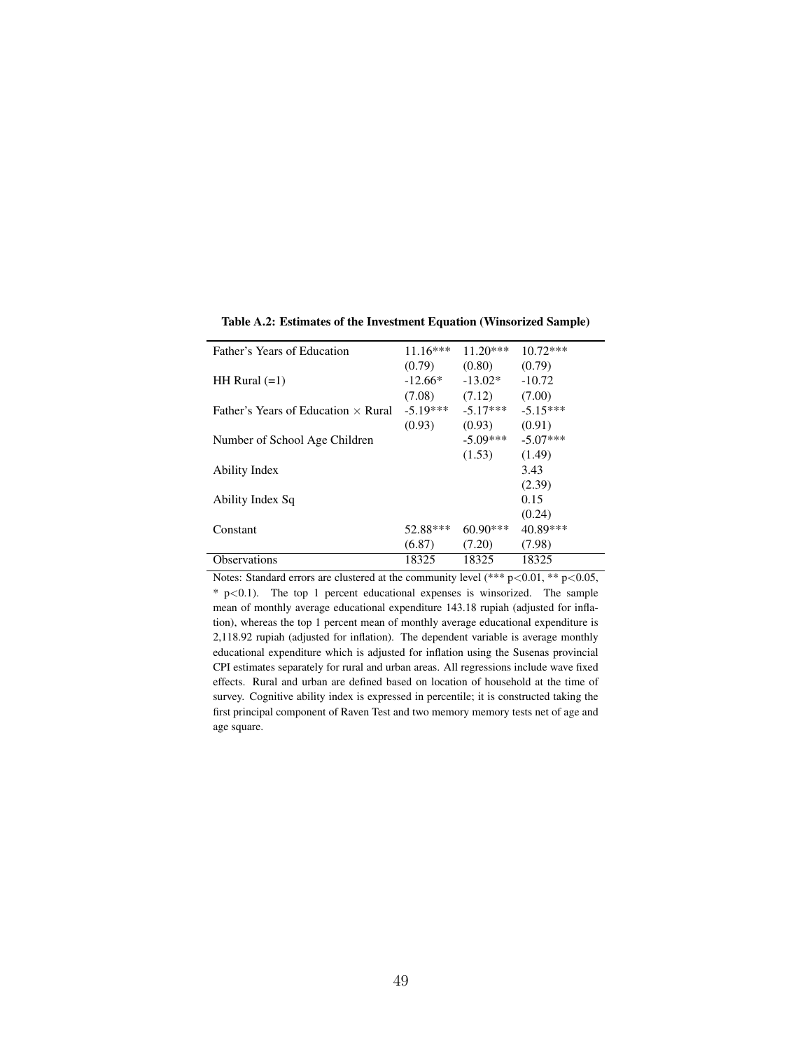**Table A.2: Estimates of the Investment Equation (Winsorized Sample)**

| | | | |
|---|---|---|---|
| Father's Years of Education | 11.16*** | 11.20*** | 10.72*** |
| | (0.79) | (0.80) | (0.79) |
| HH Rural (=1) | -12.66* | -13.02* | -10.72 |
| | (7.08) | (7.12) | (7.00) |
| Father's Years of Education × Rural | -5.19*** | -5.17*** | -5.15*** |
| | (0.93) | (0.93) | (0.91) |
| Number of School Age Children | | -5.09*** | -5.07*** |
| | | (1.53) | (1.49) |
| Ability Index | | | 3.43 |
| | | | (2.39) |
| Ability Index Sq | | | 0.15 |
| | | | (0.24) |
| Constant | 52.88*** | 60.90*** | 40.89*** |
| | (6.87) | (7.20) | (7.98) |
| Observations | 18325 | 18325 | 18325 |

Notes: Standard errors are clustered at the community level (*** $p<0.01$, ** $p<0.05$, * $p<0.1$). The top 1 percent educational expenses is winsorized. The sample mean of monthly average educational expenditure 143.18 rupiah (adjusted for inflation), whereas the top 1 percent mean of monthly average educational expenditure is 2,118.92 rupiah (adjusted for inflation). The dependent variable is average monthly educational expenditure which is adjusted for inflation using the Susenas provincial CPI estimates separately for rural and urban areas. All regressions include wave fixed effects. Rural and urban are defined based on location of household at the time of survey. Cognitive ability index is expressed in percentile; it is constructed taking the first principal component of Raven Test and two memory memory tests net of age and age square.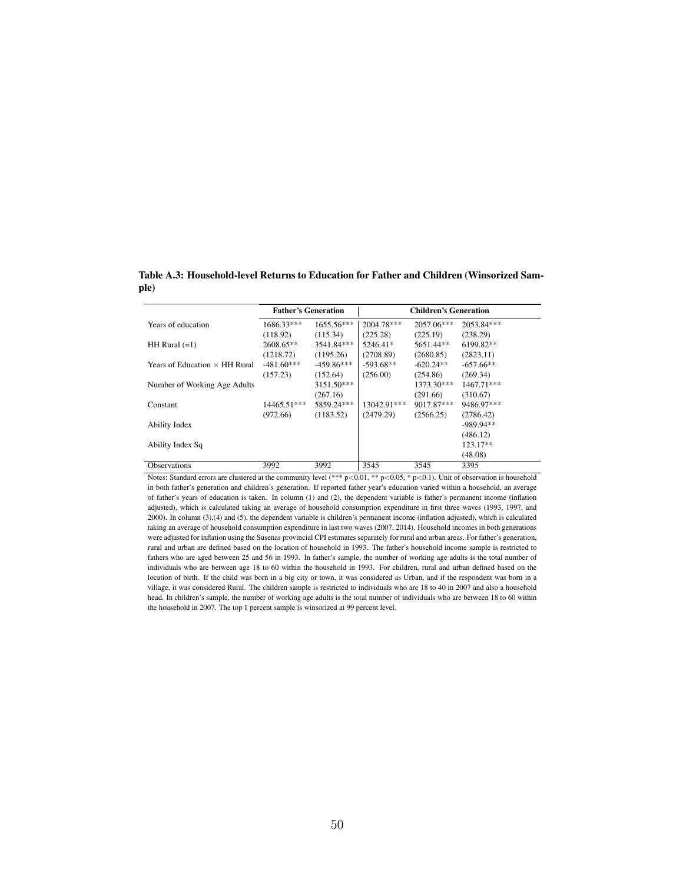**Table A.3: Household-level Returns to Education for Father and Children (Winsorized Sample)**

| | Father's Generation | | Children's Generation | | |
|---|---|---|---|---|---|
| Years of education | 1686.33*** | 1655.56*** | 2004.78*** | 2057.06*** | 2053.84*** |
| | (118.92) | (115.34) | (225.28) | (225.19) | (238.29) |
| HH Rural (=1) | 2608.65** | 3541.84*** | 5246.41* | 5651.44** | 6199.82** |
| | (1218.72) | (1195.26) | (2708.89) | (2680.85) | (2823.11) |
| Years of Education × HH Rural | -481.60*** | -459.86*** | -593.68** | -620.24** | -657.66** |
| | (157.23) | (152.64) | (256.00) | (254.86) | (269.34) |
| Number of Working Age Adults | | 3151.50*** | | 1373.30*** | 1467.71*** |
| | | (267.16) | | (291.66) | (310.67) |
| Constant | 14465.51*** | 5859.24*** | 13042.91*** | 9017.87*** | 9486.97*** |
| | (972.66) | (1183.52) | (2479.29) | (2566.25) | (2786.42) |
| Ability Index | | | | | -989.94** |
| | | | | | (486.12) |
| Ability Index Sq | | | | | 123.17** |
| | | | | | (48.08) |
| Observations | 3992 | 3992 | 3545 | 3545 | 3395 |

Notes: Standard errors are clustered at the community level (*** $p<0.01$, ** $p<0.05$, * $p<0.1$). Unit of observation is household in both father's generation and children's generation. If reported father year's education varied within a household, an average of father's years of education is taken. In column (1) and (2), the dependent variable is father's permanent income (inflation adjusted), which is calculated taking an average of household consumption expenditure in first three waves (1993, 1997, and 2000). In column (3),(4) and (5), the dependent variable is children's permanent income (inflation adjusted), which is calculated taking an average of household consumption expenditure in last two waves (2007, 2014). Household incomes in both generations were adjusted for inflation using the Susenas provincial CPI estimates separately for rural and urban areas. For father's generation, rural and urban are defined based on the location of household in 1993. The father's household income sample is restricted to fathers who are aged between 25 and 56 in 1993. In father's sample, the number of working age adults is the total number of individuals who are between age 18 to 60 within the household in 1993. For children, rural and urban defined based on the location of birth. If the child was born in a big city or town, it was considered as Urban, and if the respondent was born in a village, it was considered Rural. The children sample is restricted to individuals who are 18 to 40 in 2007 and also a household head. In children's sample, the number of working age adults is the total number of individuals who are between 18 to 60 within the household in 2007. The top 1 percent sample is winsorized at 99 percent level.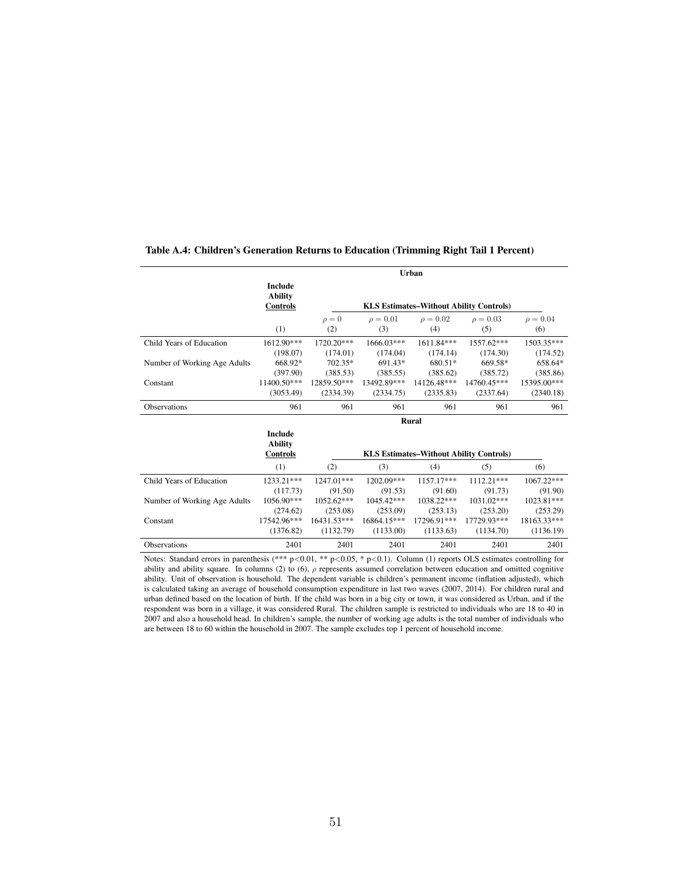**Table A.4: Children's Generation Returns to Education (Trimming Right Tail 1 Percent)**

| | Urban | | | | | |
|---|---|---|---|---|---|---|
| | **Include Ability Controls** | **KLS Estimates–Without Ability Controls)** | | | | |
| | | $\rho = 0$ | $\rho = 0.01$ | $\rho = 0.02$ | $\rho = 0.03$ | $\rho = 0.04$ |
| | (1) | (2) | (3) | (4) | (5) | (6) |
| Child Years of Education | 1612.90*** | 1720.20*** | 1666.03*** | 1611.84*** | 1557.62*** | 1503.35*** |
| | (198.07) | (174.01) | (174.04) | (174.14) | (174.30) | (174.52) |
| Number of Working Age Adults | 668.92* | 702.35* | 691.43* | 680.51* | 669.58* | 658.64* |
| | (397.90) | (385.53) | (385.55) | (385.62) | (385.72) | (385.86) |
| Constant | 11400.50*** | 12859.50*** | 13492.89*** | 14126.48*** | 14760.45*** | 15395.00*** |
| | (3053.49) | (2334.39) | (2334.75) | (2335.83) | (2337.64) | (2340.18) |
| Observations | 961 | 961 | 961 | 961 | 961 | 961 |

| | Rural | | | | | |
|---|---|---|---|---|---|---|
| | **Include Ability Controls** | **KLS Estimates–Without Ability Controls)** | | | | |
| | (1) | (2) | (3) | (4) | (5) | (6) |
| Child Years of Education | 1233.21*** | 1247.01*** | 1202.09*** | 1157.17*** | 1112.21*** | 1067.22*** |
| | (117.73) | (91.50) | (91.53) | (91.60) | (91.73) | (91.90) |
| Number of Working Age Adults | 1056.90*** | 1052.62*** | 1045.42*** | 1038.22*** | 1031.02*** | 1023.81*** |
| | (274.62) | (253.08) | (253.09) | (253.13) | (253.20) | (253.29) |
| Constant | 17542.96*** | 16431.53*** | 16864.15*** | 17296.91*** | 17729.93*** | 18163.33*** |
| | (1376.82) | (1132.79) | (1133.00) | (1133.63) | (1134.70) | (1136.19) |
| Observations | 2401 | 2401 | 2401 | 2401 | 2401 | 2401 |

Notes: Standard errors in parenthesis (*** p<0.01, ** p<0.05, * p<0.1). Column (1) reports OLS estimates controlling for ability and ability square. In columns (2) to (6), $\rho$ represents assumed correlation between education and omitted cognitive ability. Unit of observation is household. The dependent variable is children's permanent income (inflation adjusted), which is calculated taking an average of household consumption expenditure in last two waves (2007, 2014). For children rural and urban defined based on the location of birth. If the child was born in a big city or town, it was considered as Urban, and if the respondent was born in a village, it was considered Rural. The children sample is restricted to individuals who are 18 to 40 in 2007 and also a household head. In children's sample, the number of working age adults is the total number of individuals who are between 18 to 60 within the household in 2007. The sample excludes top 1 percent of household income.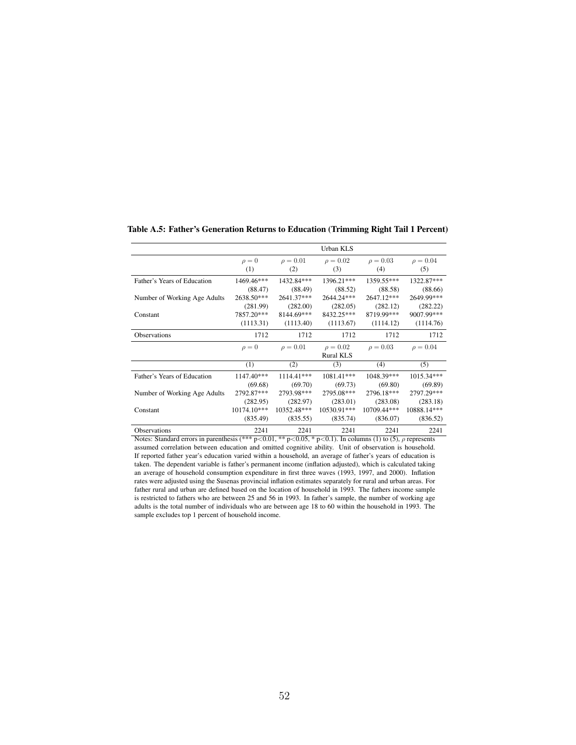**Table A.5: Father's Generation Returns to Education (Trimming Right Tail 1 Percent)**

| | Urban KLS | | | | |
|---|---|---|---|---|---|
| | $\rho = 0$ | $\rho = 0.01$ | $\rho = 0.02$ | $\rho = 0.03$ | $\rho = 0.04$ |
| | (1) | (2) | (3) | (4) | (5) |
| Father's Years of Education | 1469.46*** | 1432.84*** | 1396.21*** | 1359.55*** | 1322.87*** |
| | (88.47) | (88.49) | (88.52) | (88.58) | (88.66) |
| Number of Working Age Adults | 2638.50*** | 2641.37*** | 2644.24*** | 2647.12*** | 2649.99*** |
| | (281.99) | (282.00) | (282.05) | (282.12) | (282.22) |
| Constant | 7857.20*** | 8144.69*** | 8432.25*** | 8719.99*** | 9007.99*** |
| | (1113.31) | (1113.40) | (1113.67) | (1114.12) | (1114.76) |
| Observations | 1712 | 1712 | 1712 | 1712 | 1712 |
| | $\rho = 0$ | $\rho = 0.01$ | $\rho = 0.02$ | $\rho = 0.03$ | $\rho = 0.04$ |
| | | | Rural KLS | | |
| | (1) | (2) | (3) | (4) | (5) |
| Father's Years of Education | 1147.40*** | 1114.41*** | 1081.41*** | 1048.39*** | 1015.34*** |
| | (69.68) | (69.70) | (69.73) | (69.80) | (69.89) |
| Number of Working Age Adults | 2792.87*** | 2793.98*** | 2795.08*** | 2796.18*** | 2797.29*** |
| | (282.95) | (282.97) | (283.01) | (283.08) | (283.18) |
| Constant | 10174.10*** | 10352.48*** | 10530.91*** | 10709.44*** | 10888.14*** |
| | (835.49) | (835.55) | (835.74) | (836.07) | (836.52) |
| Observations | 2241 | 2241 | 2241 | 2241 | 2241 |

Notes: Standard errors in parenthesis (*** p<0.01, ** p<0.05, * p<0.1). In columns (1) to (5), $\rho$ represents assumed correlation between education and omitted cognitive ability. Unit of observation is household. If reported father year's education varied within a household, an average of father's years of education is taken. The dependent variable is father's permanent income (inflation adjusted), which is calculated taking an average of household consumption expenditure in first three waves (1993, 1997, and 2000). Inflation rates were adjusted using the Susenas provincial inflation estimates separately for rural and urban areas. For father rural and urban are defined based on the location of household in 1993. The fathers income sample is restricted to fathers who are between 25 and 56 in 1993. In father's sample, the number of working age adults is the total number of individuals who are between age 18 to 60 within the household in 1993. The sample excludes top 1 percent of household income.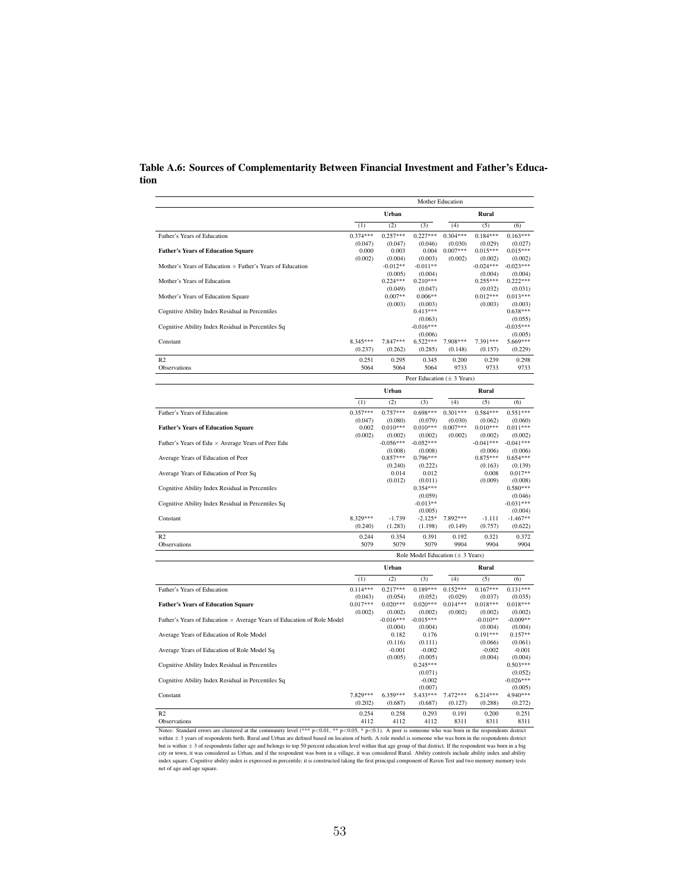## Table A.6: Sources of Complementarity Between Financial Investment and Father's Education

| | Mother Education | | | | | |
|---|---|---|---|---|---|---|
| | Urban | | | Rural | | |
| | (1) | (2) | (3) | (4) | (5) | (6) |
| Father's Years of Education | 0.374*** | 0.257*** | 0.227*** | 0.304*** | 0.184*** | 0.163*** |
| | (0.047) | (0.047) | (0.046) | (0.030) | (0.029) | (0.027) |
| **Father's Years of Education Square** | 0.000 | 0.003 | 0.004 | 0.007*** | 0.015*** | 0.015*** |
| | (0.002) | (0.004) | (0.003) | (0.002) | (0.002) | (0.002) |
| Mother's Years of Education × Father's Years of Education | | -0.012** | -0.011** | | -0.024*** | -0.023*** |
| | | (0.005) | (0.004) | | (0.004) | (0.004) |
| Mother's Years of Education | | 0.224*** | 0.210*** | | 0.255*** | 0.222*** |
| | | (0.049) | (0.047) | | (0.032) | (0.031) |
| Mother's Years of Education Square | | 0.007** | 0.006** | | 0.012*** | 0.013*** |
| | | (0.003) | (0.003) | | (0.003) | (0.003) |
| Cognitive Ability Index Residual in Percentiles | | | 0.413*** | | | 0.638*** |
| | | | (0.063) | | | (0.055) |
| Cognitive Ability Index Residual in Percentiles Sq | | | -0.016*** | | | -0.035*** |
| | | | (0.006) | | | (0.005) |
| Constant | 8.345*** | 7.847*** | 6.522*** | 7.908*** | 7.391*** | 5.669*** |
| | (0.237) | (0.262) | (0.285) | (0.148) | (0.157) | (0.229) |
| R2 | 0.251 | 0.295 | 0.345 | 0.200 | 0.239 | 0.298 |
| Observations | 5064 | 5064 | 5064 | 9733 | 9733 | 9733 |

| | Peer Education (± 3 Years) | | | | | |
|---|---|---|---|---|---|---|
| | Urban | | | Rural | | |
| | (1) | (2) | (3) | (4) | (5) | (6) |
| Father's Years of Education | 0.357*** | 0.757*** | 0.698*** | 0.301*** | 0.584*** | 0.551*** |
| | (0.047) | (0.080) | (0.079) | (0.030) | (0.062) | (0.060) |
| **Father's Years of Education Square** | 0.002 | 0.010*** | 0.010*** | 0.007*** | 0.010*** | 0.011*** |
| | (0.002) | (0.002) | (0.002) | (0.002) | (0.002) | (0.002) |
| Father's Years of Edu × Average Years of Peer Edu | | -0.056*** | -0.052*** | | -0.041*** | -0.041*** |
| | | (0.008) | (0.008) | | (0.006) | (0.006) |
| Average Years of Education of Peer | | 0.857*** | 0.796*** | | 0.875*** | 0.654*** |
| | | (0.240) | (0.222) | | (0.163) | (0.139) |
| Average Years of Education of Peer Sq | | 0.014 | 0.012 | | 0.008 | 0.017** |
| | | (0.012) | (0.011) | | (0.009) | (0.008) |
| Cognitive Ability Index Residual in Percentiles | | | 0.354*** | | | 0.580*** |
| | | | (0.059) | | | (0.046) |
| Cognitive Ability Index Residual in Percentiles Sq | | | -0.013** | | | -0.031*** |
| | | | (0.005) | | | (0.004) |
| Constant | 8.329*** | -1.739 | -2.125* | 7.892*** | -1.111 | -1.467** |
| | (0.240) | (1.283) | (1.198) | (0.149) | (0.757) | (0.622) |
| R2 | 0.244 | 0.354 | 0.391 | 0.192 | 0.321 | 0.372 |
| Observations | 5079 | 5079 | 5079 | 9904 | 9904 | 9904 |

| | Role Model Education (± 3 Years) | | | | | |
|---|---|---|---|---|---|---|
| | Urban | | | Rural | | |
| | (1) | (2) | (3) | (4) | (5) | (6) |
| Father's Years of Education | 0.114*** | 0.217*** | 0.189*** | 0.152*** | 0.167*** | 0.131*** |
| | (0.043) | (0.054) | (0.052) | (0.029) | (0.037) | (0.035) |
| **Father's Years of Education Square** | 0.017*** | 0.020*** | 0.020*** | 0.014*** | 0.018*** | 0.018*** |
| | (0.002) | (0.002) | (0.002) | (0.002) | (0.002) | (0.002) |
| Father's Years of Education × Average Years of Education of Role Model | | -0.016*** | -0.015*** | | -0.010** | -0.009** |
| | | (0.004) | (0.004) | | (0.004) | (0.004) |
| Average Years of Education of Role Model | | 0.182 | 0.176 | | 0.191*** | 0.157** |
| | | (0.116) | (0.111) | | (0.066) | (0.061) |
| Average Years of Education of Role Model Sq | | -0.001 | -0.002 | | -0.002 | -0.001 |
| | | (0.005) | (0.005) | | (0.004) | (0.004) |
| Cognitive Ability Index Residual in Percentiles | | | 0.245*** | | | 0.503*** |
| | | | (0.071) | | | (0.052) |
| Cognitive Ability Index Residual in Percentiles Sq | | | -0.002 | | | -0.026*** |
| | | | (0.007) | | | (0.005) |
| Constant | 7.829*** | 6.359*** | 5.433*** | 7.472*** | 6.214*** | 4.940*** |
| | (0.202) | (0.687) | (0.687) | (0.127) | (0.288) | (0.272) |
| R2 | 0.254 | 0.258 | 0.293 | 0.191 | 0.200 | 0.251 |
| Observations | 4112 | 4112 | 4112 | 8311 | 8311 | 8311 |

Notes: Standard errors are clustered at the community level (*** p<0.01, ** p<0.05, * p<0.1). A peer is someone who was born in the respondents district within ± 3 years of respondents birth. Rural and Urban are defined based on location of birth. A role model is someone who was born in the respondents district but is within ± 3 of respondents father age and belongs to top 50 percent education level within that age group of that district. If the respondent was born in a big city or town, it was considered as Urban, and if the respondent was born in a village, it was considered Rural. Ability controls include ability index and ability index square. Cognitive ability index is expressed in percentile; it is constructed taking the first principal component of Raven Test and two memory memory tests net of age and age square.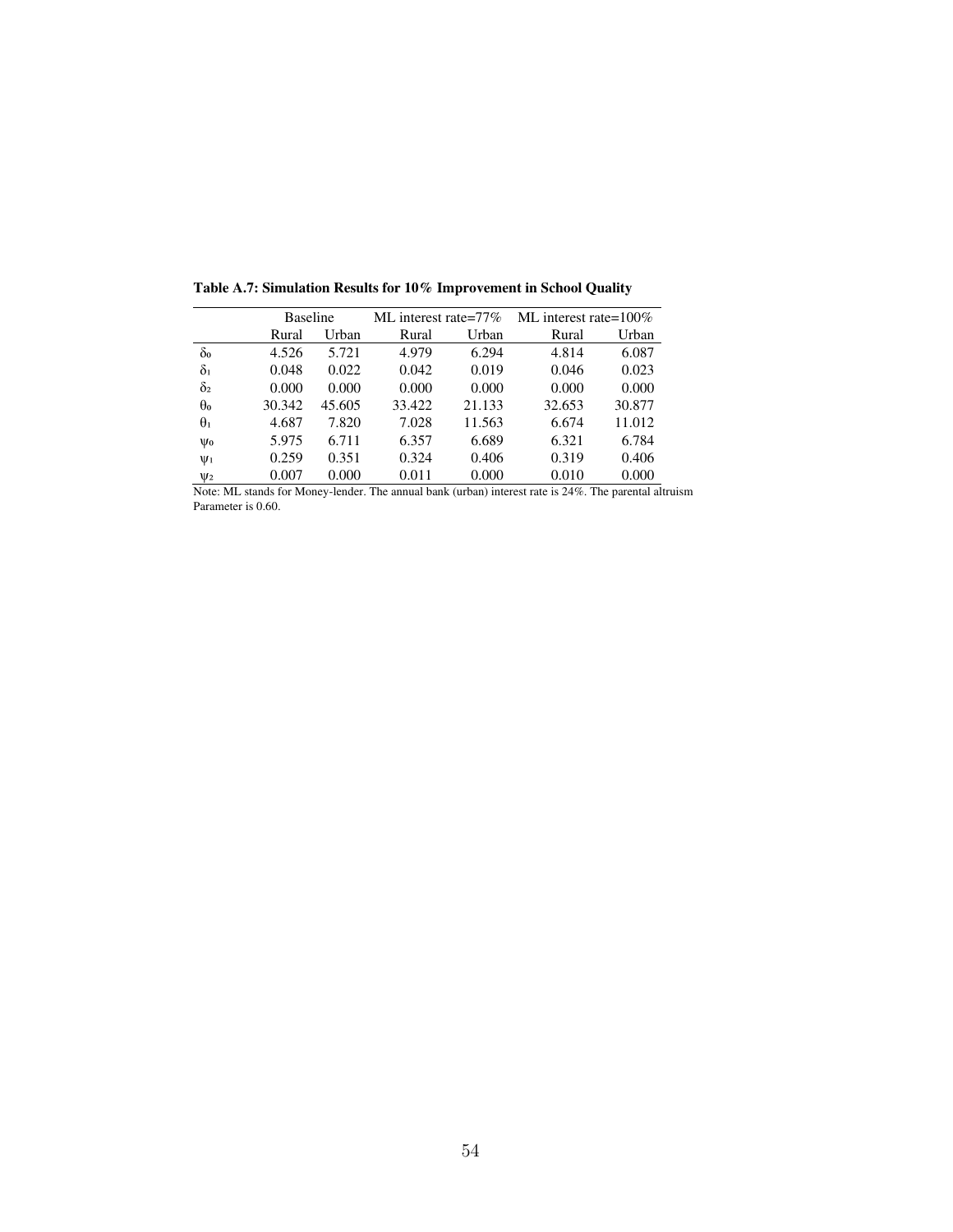**Table A.7: Simulation Results for 10% Improvement in School Quality**

| | Baseline | | ML interest rate=77% | | ML interest rate=100% | |
|---|---|---|---|---|---|---|
| | Rural | Urban | Rural | Urban | Rural | Urban |
| $\delta_0$ | 4.526 | 5.721 | 4.979 | 6.294 | 4.814 | 6.087 |
| $\delta_1$ | 0.048 | 0.022 | 0.042 | 0.019 | 0.046 | 0.023 |
| $\delta_2$ | 0.000 | 0.000 | 0.000 | 0.000 | 0.000 | 0.000 |
| $\theta_0$ | 30.342 | 45.605 | 33.422 | 21.133 | 32.653 | 30.877 |
| $\theta_1$ | 4.687 | 7.820 | 7.028 | 11.563 | 6.674 | 11.012 |
| $\psi_0$ | 5.975 | 6.711 | 6.357 | 6.689 | 6.321 | 6.784 |
| $\psi_1$ | 0.259 | 0.351 | 0.324 | 0.406 | 0.319 | 0.406 |
| $\psi_2$ | 0.007 | 0.000 | 0.011 | 0.000 | 0.010 | 0.000 |

Note: ML stands for Money-lender. The annual bank (urban) interest rate is 24%. The parental altruism Parameter is 0.60.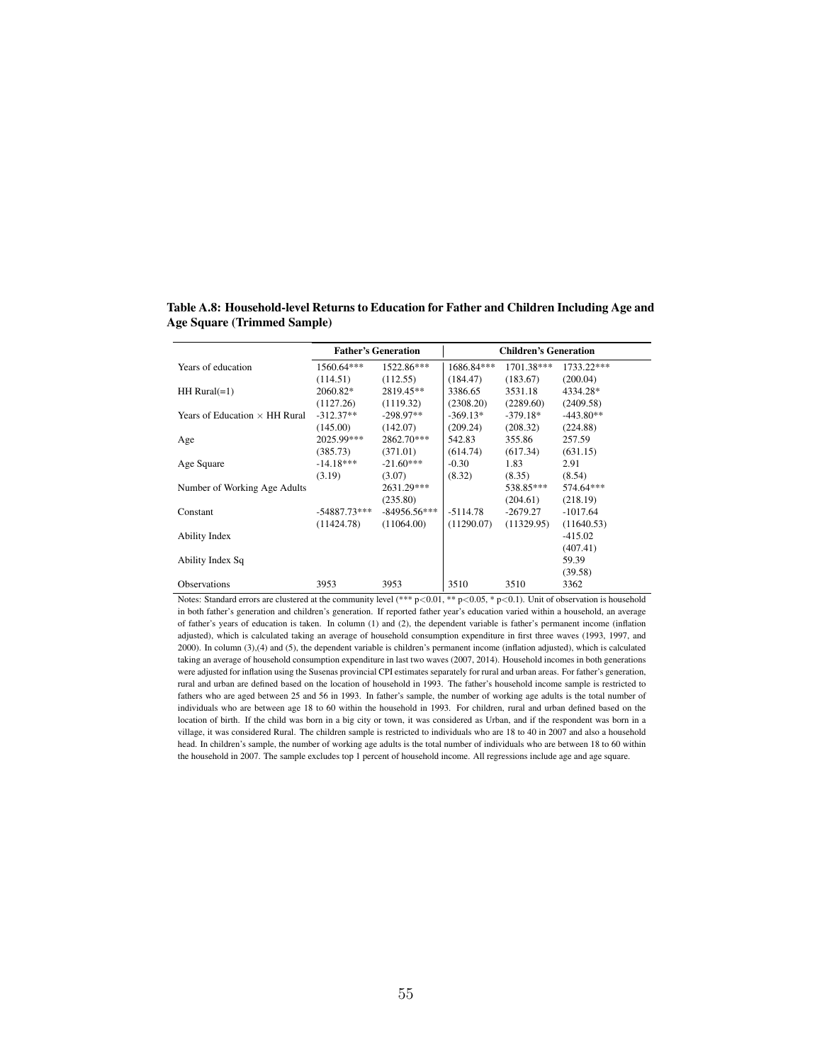**Table A.8: Household-level Returns to Education for Father and Children Including Age and Age Square (Trimmed Sample)**

| | Father's Generation | | Children's Generation | | |
|---|---|---|---|---|---|
| Years of education | 1560.64*** | 1522.86*** | 1686.84*** | 1701.38*** | 1733.22*** |
| | (114.51) | (112.55) | (184.47) | (183.67) | (200.04) |
| HH Rural(=1) | 2060.82* | 2819.45** | 3386.65 | 3531.18 | 4334.28* |
| | (1127.26) | (1119.32) | (2308.20) | (2289.60) | (2409.58) |
| Years of Education × HH Rural | -312.37** | -298.97** | -369.13* | -379.18* | -443.80** |
| | (145.00) | (142.07) | (209.24) | (208.32) | (224.88) |
| Age | 2025.99*** | 2862.70*** | 542.83 | 355.86 | 257.59 |
| | (385.73) | (371.01) | (614.74) | (617.34) | (631.15) |
| Age Square | -14.18*** | -21.60*** | -0.30 | 1.83 | 2.91 |
| | (3.19) | (3.07) | (8.32) | (8.35) | (8.54) |
| Number of Working Age Adults | | 2631.29*** | | 538.85*** | 574.64*** |
| | | (235.80) | | (204.61) | (218.19) |
| Constant | -54887.73*** | -84956.56*** | -5114.78 | -2679.27 | -1017.64 |
| | (11424.78) | (11064.00) | (11290.07) | (11329.95) | (11640.53) |
| Ability Index | | | | | -415.02 |
| | | | | | (407.41) |
| Ability Index Sq | | | | | 59.39 |
| | | | | | (39.58) |
| Observations | 3953 | 3953 | 3510 | 3510 | 3362 |

Notes: Standard errors are clustered at the community level (*** p<0.01, ** p<0.05, * p<0.1). Unit of observation is household in both father's generation and children's generation. If reported father year's education varied within a household, an average of father's years of education is taken. In column (1) and (2), the dependent variable is father's permanent income (inflation adjusted), which is calculated taking an average of household consumption expenditure in first three waves (1993, 1997, and 2000). In column (3),(4) and (5), the dependent variable is children's permanent income (inflation adjusted), which is calculated taking an average of household consumption expenditure in last two waves (2007, 2014). Household incomes in both generations were adjusted for inflation using the Susenas provincial CPI estimates separately for rural and urban areas. For father's generation, rural and urban are defined based on the location of household in 1993. The father's household income sample is restricted to fathers who are aged between 25 and 56 in 1993. In father's sample, the number of working age adults is the total number of individuals who are between age 18 to 60 within the household in 1993. For children, rural and urban defined based on the location of birth. If the child was born in a big city or town, it was considered as Urban, and if the respondent was born in a village, it was considered Rural. The children sample is restricted to individuals who are 18 to 40 in 2007 and also a household head. In children's sample, the number of working age adults is the total number of individuals who are between 18 to 60 within the household in 2007. The sample excludes top 1 percent of household income. All regressions include age and age square.